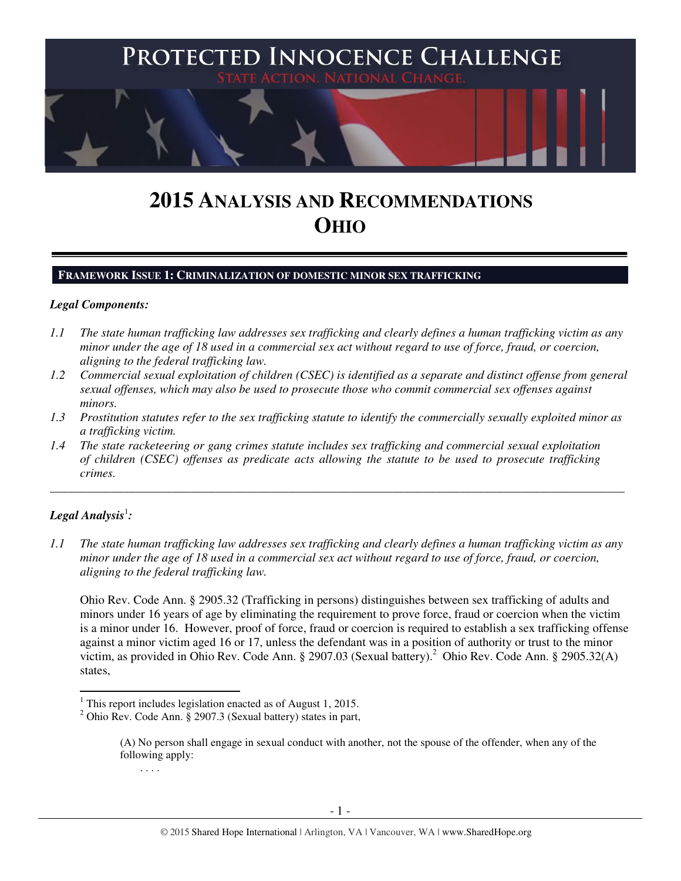# PROTECTED INNOCENCE CHALLENGE

STATE ACTION. NATIONAL CHANGE.

# 2015 ANALYSIS AND RECOMMENDATIONS OHIO

## FRAMEWORK ISSUE 1: CRIMINALIZATION OF DOMESTIC MINOR SEX TRAFFICKING

***Legal Components:***

*1.1 The state human trafficking law addresses sex trafficking and clearly defines a human trafficking victim as any minor under the age of 18 used in a commercial sex act without regard to use of force, fraud, or coercion, aligning to the federal trafficking law.*

*1.2 Commercial sexual exploitation of children (CSEC) is identified as a separate and distinct offense from general sexual offenses, which may also be used to prosecute those who commit commercial sex offenses against minors.*

*1.3 Prostitution statutes refer to the sex trafficking statute to identify the commercially sexually exploited minor as a trafficking victim.*

*1.4 The state racketeering or gang crimes statute includes sex trafficking and commercial sexual exploitation of children (CSEC) offenses as predicate acts allowing the statute to be used to prosecute trafficking crimes.*

---

***Legal Analysis***[1]***:***

*1.1 The state human trafficking law addresses sex trafficking and clearly defines a human trafficking victim as any minor under the age of 18 used in a commercial sex act without regard to use of force, fraud, or coercion, aligning to the federal trafficking law.*

Ohio Rev. Code Ann. § 2905.32 (Trafficking in persons) distinguishes between sex trafficking of adults and minors under 16 years of age by eliminating the requirement to prove force, fraud or coercion when the victim is a minor under 16. However, proof of force, fraud or coercion is required to establish a sex trafficking offense against a minor victim aged 16 or 17, unless the defendant was in a position of authority or trust to the minor victim, as provided in Ohio Rev. Code Ann. § 2907.03 (Sexual battery).[2] Ohio Rev. Code Ann. § 2905.32(A) states,

---

[1] This report includes legislation enacted as of August 1, 2015.

[2] Ohio Rev. Code Ann. § 2907.3 (Sexual battery) states in part,

> (A) No person shall engage in sexual conduct with another, not the spouse of the offender, when any of the following apply:
>
> . . . .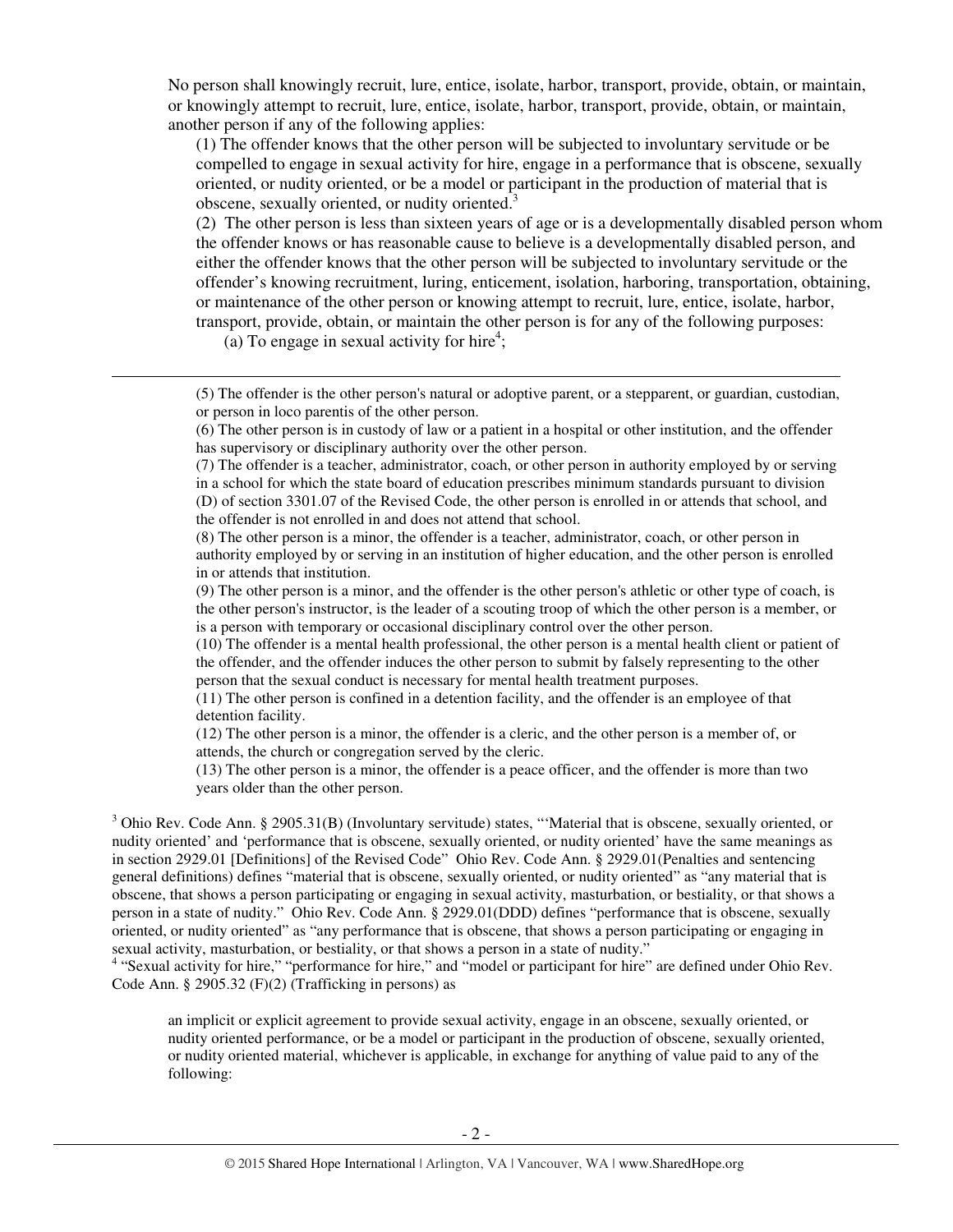No person shall knowingly recruit, lure, entice, isolate, harbor, transport, provide, obtain, or maintain, or knowingly attempt to recruit, lure, entice, isolate, harbor, transport, provide, obtain, or maintain, another person if any of the following applies:

(1) The offender knows that the other person will be subjected to involuntary servitude or be compelled to engage in sexual activity for hire, engage in a performance that is obscene, sexually oriented, or nudity oriented, or be a model or participant in the production of material that is obscene, sexually oriented, or nudity oriented.[3]

(2) The other person is less than sixteen years of age or is a developmentally disabled person whom the offender knows or has reasonable cause to believe is a developmentally disabled person, and either the offender knows that the other person will be subjected to involuntary servitude or the offender's knowing recruitment, luring, enticement, isolation, harboring, transportation, obtaining, or maintenance of the other person or knowing attempt to recruit, lure, entice, isolate, harbor, transport, provide, obtain, or maintain the other person is for any of the following purposes:

(a) To engage in sexual activity for hire[4];

---

(5) The offender is the other person's natural or adoptive parent, or a stepparent, or guardian, custodian, or person in loco parentis of the other person.

(6) The other person is in custody of law or a patient in a hospital or other institution, and the offender has supervisory or disciplinary authority over the other person.

(7) The offender is a teacher, administrator, coach, or other person in authority employed by or serving in a school for which the state board of education prescribes minimum standards pursuant to division (D) of section 3301.07 of the Revised Code, the other person is enrolled in or attends that school, and the offender is not enrolled in and does not attend that school.

(8) The other person is a minor, the offender is a teacher, administrator, coach, or other person in authority employed by or serving in an institution of higher education, and the other person is enrolled in or attends that institution.

(9) The other person is a minor, and the offender is the other person's athletic or other type of coach, is the other person's instructor, is the leader of a scouting troop of which the other person is a member, or is a person with temporary or occasional disciplinary control over the other person.

(10) The offender is a mental health professional, the other person is a mental health client or patient of the offender, and the offender induces the other person to submit by falsely representing to the other person that the sexual conduct is necessary for mental health treatment purposes.

(11) The other person is confined in a detention facility, and the offender is an employee of that detention facility.

(12) The other person is a minor, the offender is a cleric, and the other person is a member of, or attends, the church or congregation served by the cleric.

(13) The other person is a minor, the offender is a peace officer, and the offender is more than two years older than the other person.

[3] Ohio Rev. Code Ann. § 2905.31(B) (Involuntary servitude) states, "'Material that is obscene, sexually oriented, or nudity oriented' and 'performance that is obscene, sexually oriented, or nudity oriented' have the same meanings as in section 2929.01 [Definitions] of the Revised Code" Ohio Rev. Code Ann. § 2929.01(Penalties and sentencing general definitions) defines "material that is obscene, sexually oriented, or nudity oriented" as "any material that is obscene, that shows a person participating or engaging in sexual activity, masturbation, or bestiality, or that shows a person in a state of nudity." Ohio Rev. Code Ann. § 2929.01(DDD) defines "performance that is obscene, sexually oriented, or nudity oriented" as "any performance that is obscene, that shows a person participating or engaging in sexual activity, masturbation, or bestiality, or that shows a person in a state of nudity."

[4] "Sexual activity for hire," "performance for hire," and "model or participant for hire" are defined under Ohio Rev. Code Ann. § 2905.32 (F)(2) (Trafficking in persons) as

> an implicit or explicit agreement to provide sexual activity, engage in an obscene, sexually oriented, or nudity oriented performance, or be a model or participant in the production of obscene, sexually oriented, or nudity oriented material, whichever is applicable, in exchange for anything of value paid to any of the following: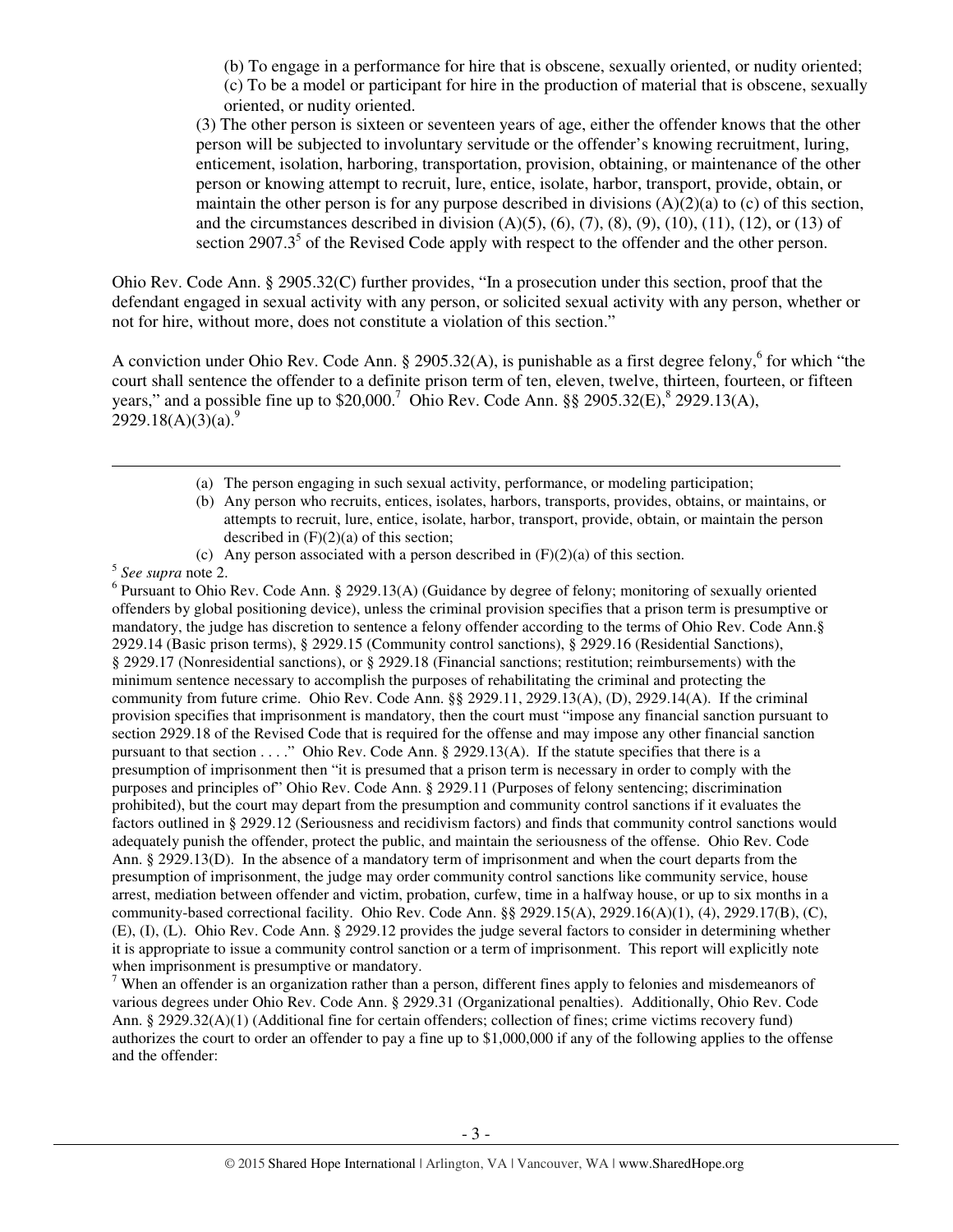(b) To engage in a performance for hire that is obscene, sexually oriented, or nudity oriented;
(c) To be a model or participant for hire in the production of material that is obscene, sexually oriented, or nudity oriented.

(3) The other person is sixteen or seventeen years of age, either the offender knows that the other person will be subjected to involuntary servitude or the offender's knowing recruitment, luring, enticement, isolation, harboring, transportation, provision, obtaining, or maintenance of the other person or knowing attempt to recruit, lure, entice, isolate, harbor, transport, provide, obtain, or maintain the other person is for any purpose described in divisions (A)(2)(a) to (c) of this section, and the circumstances described in division (A)(5), (6), (7), (8), (9), (10), (11), (12), or (13) of section 2907.3[5] of the Revised Code apply with respect to the offender and the other person.

Ohio Rev. Code Ann. § 2905.32(C) further provides, "In a prosecution under this section, proof that the defendant engaged in sexual activity with any person, or solicited sexual activity with any person, whether or not for hire, without more, does not constitute a violation of this section."

A conviction under Ohio Rev. Code Ann. § 2905.32(A), is punishable as a first degree felony,[6] for which "the court shall sentence the offender to a definite prison term of ten, eleven, twelve, thirteen, fourteen, or fifteen years," and a possible fine up to $20,000.[7] Ohio Rev. Code Ann. §§ 2905.32(E),[8] 2929.13(A), 2929.18(A)(3)(a).[9]

---

(a) The person engaging in such sexual activity, performance, or modeling participation;
(b) Any person who recruits, entices, isolates, harbors, transports, provides, obtains, or maintains, or attempts to recruit, lure, entice, isolate, harbor, transport, provide, obtain, or maintain the person described in (F)(2)(a) of this section;
(c) Any person associated with a person described in (F)(2)(a) of this section.

[5] *See supra* note 2.

[6] Pursuant to Ohio Rev. Code Ann. § 2929.13(A) (Guidance by degree of felony; monitoring of sexually oriented offenders by global positioning device), unless the criminal provision specifies that a prison term is presumptive or mandatory, the judge has discretion to sentence a felony offender according to the terms of Ohio Rev. Code Ann.§ 2929.14 (Basic prison terms), § 2929.15 (Community control sanctions), § 2929.16 (Residential Sanctions), § 2929.17 (Nonresidential sanctions), or § 2929.18 (Financial sanctions; restitution; reimbursements) with the minimum sentence necessary to accomplish the purposes of rehabilitating the criminal and protecting the community from future crime. Ohio Rev. Code Ann. §§ 2929.11, 2929.13(A), (D), 2929.14(A). If the criminal provision specifies that imprisonment is mandatory, then the court must "impose any financial sanction pursuant to section 2929.18 of the Revised Code that is required for the offense and may impose any other financial sanction pursuant to that section . . . ." Ohio Rev. Code Ann. § 2929.13(A). If the statute specifies that there is a presumption of imprisonment then "it is presumed that a prison term is necessary in order to comply with the purposes and principles of" Ohio Rev. Code Ann. § 2929.11 (Purposes of felony sentencing; discrimination prohibited), but the court may depart from the presumption and community control sanctions if it evaluates the factors outlined in § 2929.12 (Seriousness and recidivism factors) and finds that community control sanctions would adequately punish the offender, protect the public, and maintain the seriousness of the offense. Ohio Rev. Code Ann. § 2929.13(D). In the absence of a mandatory term of imprisonment and when the court departs from the presumption of imprisonment, the judge may order community control sanctions like community service, house arrest, mediation between offender and victim, probation, curfew, time in a halfway house, or up to six months in a community-based correctional facility. Ohio Rev. Code Ann. §§ 2929.15(A), 2929.16(A)(1), (4), 2929.17(B), (C), (E), (I), (L). Ohio Rev. Code Ann. § 2929.12 provides the judge several factors to consider in determining whether it is appropriate to issue a community control sanction or a term of imprisonment. This report will explicitly note when imprisonment is presumptive or mandatory.

[7] When an offender is an organization rather than a person, different fines apply to felonies and misdemeanors of various degrees under Ohio Rev. Code Ann. § 2929.31 (Organizational penalties). Additionally, Ohio Rev. Code Ann. § 2929.32(A)(1) (Additional fine for certain offenders; collection of fines; crime victims recovery fund) authorizes the court to order an offender to pay a fine up to $1,000,000 if any of the following applies to the offense and the offender: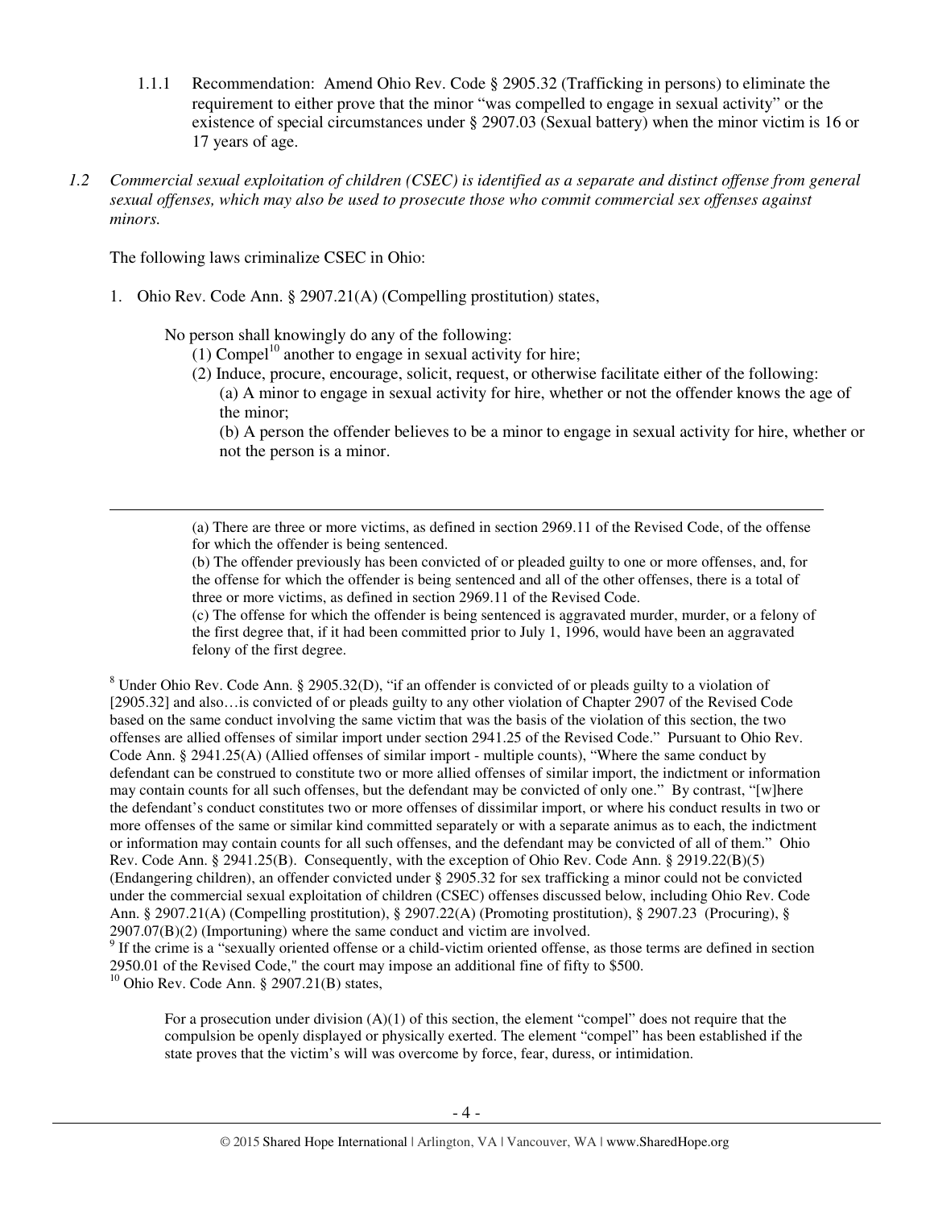1.1.1 Recommendation: Amend Ohio Rev. Code § 2905.32 (Trafficking in persons) to eliminate the requirement to either prove that the minor "was compelled to engage in sexual activity" or the existence of special circumstances under § 2907.03 (Sexual battery) when the minor victim is 16 or 17 years of age.

*1.2 Commercial sexual exploitation of children (CSEC) is identified as a separate and distinct offense from general sexual offenses, which may also be used to prosecute those who commit commercial sex offenses against minors.*

The following laws criminalize CSEC in Ohio:

1. Ohio Rev. Code Ann. § 2907.21(A) (Compelling prostitution) states,

   No person shall knowingly do any of the following:
   
   (1) Compel[10] another to engage in sexual activity for hire;
   
   (2) Induce, procure, encourage, solicit, request, or otherwise facilitate either of the following:
   
   (a) A minor to engage in sexual activity for hire, whether or not the offender knows the age of the minor;
   
   (b) A person the offender believes to be a minor to engage in sexual activity for hire, whether or not the person is a minor.

---

(a) There are three or more victims, as defined in section 2969.11 of the Revised Code, of the offense for which the offender is being sentenced.

(b) The offender previously has been convicted of or pleaded guilty to one or more offenses, and, for the offense for which the offender is being sentenced and all of the other offenses, there is a total of three or more victims, as defined in section 2969.11 of the Revised Code.

(c) The offense for which the offender is being sentenced is aggravated murder, murder, or a felony of the first degree that, if it had been committed prior to July 1, 1996, would have been an aggravated felony of the first degree.

[8] Under Ohio Rev. Code Ann. § 2905.32(D), "if an offender is convicted of or pleads guilty to a violation of [2905.32] and also…is convicted of or pleads guilty to any other violation of Chapter 2907 of the Revised Code based on the same conduct involving the same victim that was the basis of the violation of this section, the two offenses are allied offenses of similar import under section 2941.25 of the Revised Code." Pursuant to Ohio Rev. Code Ann. § 2941.25(A) (Allied offenses of similar import - multiple counts), "Where the same conduct by defendant can be construed to constitute two or more allied offenses of similar import, the indictment or information may contain counts for all such offenses, but the defendant may be convicted of only one." By contrast, "[w]here the defendant's conduct constitutes two or more offenses of dissimilar import, or where his conduct results in two or more offenses of the same or similar kind committed separately or with a separate animus as to each, the indictment or information may contain counts for all such offenses, and the defendant may be convicted of all of them." Ohio Rev. Code Ann. § 2941.25(B). Consequently, with the exception of Ohio Rev. Code Ann. § 2919.22(B)(5) (Endangering children), an offender convicted under § 2905.32 for sex trafficking a minor could not be convicted under the commercial sexual exploitation of children (CSEC) offenses discussed below, including Ohio Rev. Code Ann. § 2907.21(A) (Compelling prostitution), § 2907.22(A) (Promoting prostitution), § 2907.23 (Procuring), § 2907.07(B)(2) (Importuning) where the same conduct and victim are involved.

[9] If the crime is a "sexually oriented offense or a child-victim oriented offense, as those terms are defined in section 2950.01 of the Revised Code," the court may impose an additional fine of fifty to $500.

[10] Ohio Rev. Code Ann. § 2907.21(B) states,

> For a prosecution under division (A)(1) of this section, the element "compel" does not require that the compulsion be openly displayed or physically exerted. The element "compel" has been established if the state proves that the victim's will was overcome by force, fear, duress, or intimidation.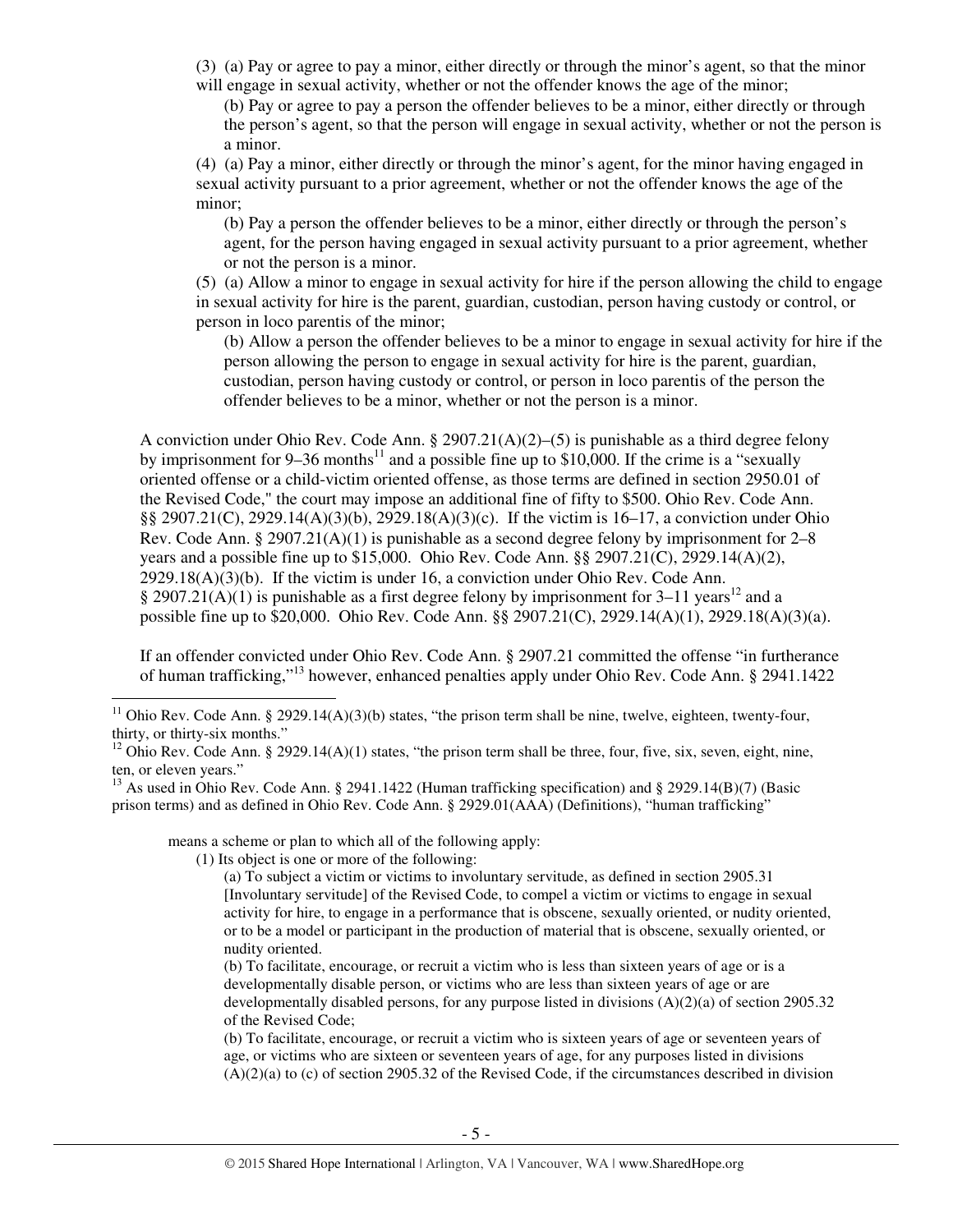(3) (a) Pay or agree to pay a minor, either directly or through the minor's agent, so that the minor will engage in sexual activity, whether or not the offender knows the age of the minor;

(b) Pay or agree to pay a person the offender believes to be a minor, either directly or through the person's agent, so that the person will engage in sexual activity, whether or not the person is a minor.

(4) (a) Pay a minor, either directly or through the minor's agent, for the minor having engaged in sexual activity pursuant to a prior agreement, whether or not the offender knows the age of the minor;

(b) Pay a person the offender believes to be a minor, either directly or through the person's agent, for the person having engaged in sexual activity pursuant to a prior agreement, whether or not the person is a minor.

(5) (a) Allow a minor to engage in sexual activity for hire if the person allowing the child to engage in sexual activity for hire is the parent, guardian, custodian, person having custody or control, or person in loco parentis of the minor;

(b) Allow a person the offender believes to be a minor to engage in sexual activity for hire if the person allowing the person to engage in sexual activity for hire is the parent, guardian, custodian, person having custody or control, or person in loco parentis of the person the offender believes to be a minor, whether or not the person is a minor.

A conviction under Ohio Rev. Code Ann. § 2907.21(A)(2)–(5) is punishable as a third degree felony by imprisonment for 9–36 months[11] and a possible fine up to $10,000. If the crime is a "sexually oriented offense or a child-victim oriented offense, as those terms are defined in section 2950.01 of the Revised Code," the court may impose an additional fine of fifty to $500. Ohio Rev. Code Ann. §§ 2907.21(C), 2929.14(A)(3)(b), 2929.18(A)(3)(c). If the victim is 16–17, a conviction under Ohio Rev. Code Ann. § 2907.21(A)(1) is punishable as a second degree felony by imprisonment for 2–8 years and a possible fine up to $15,000. Ohio Rev. Code Ann. §§ 2907.21(C), 2929.14(A)(2), 2929.18(A)(3)(b). If the victim is under 16, a conviction under Ohio Rev. Code Ann. § 2907.21(A)(1) is punishable as a first degree felony by imprisonment for 3–11 years[12] and a possible fine up to $20,000. Ohio Rev. Code Ann. §§ 2907.21(C), 2929.14(A)(1), 2929.18(A)(3)(a).

If an offender convicted under Ohio Rev. Code Ann. § 2907.21 committed the offense "in furtherance of human trafficking,"[13] however, enhanced penalties apply under Ohio Rev. Code Ann. § 2941.1422

---

[11] Ohio Rev. Code Ann. § 2929.14(A)(3)(b) states, "the prison term shall be nine, twelve, eighteen, twenty-four, thirty, or thirty-six months."

[12] Ohio Rev. Code Ann. § 2929.14(A)(1) states, "the prison term shall be three, four, five, six, seven, eight, nine, ten, or eleven years."

[13] As used in Ohio Rev. Code Ann. § 2941.1422 (Human trafficking specification) and § 2929.14(B)(7) (Basic prison terms) and as defined in Ohio Rev. Code Ann. § 2929.01(AAA) (Definitions), "human trafficking"

> means a scheme or plan to which all of the following apply:
>
> (1) Its object is one or more of the following:
>
> (a) To subject a victim or victims to involuntary servitude, as defined in section 2905.31 [Involuntary servitude] of the Revised Code, to compel a victim or victims to engage in sexual activity for hire, to engage in a performance that is obscene, sexually oriented, or nudity oriented, or to be a model or participant in the production of material that is obscene, sexually oriented, or nudity oriented.
>
> (b) To facilitate, encourage, or recruit a victim who is less than sixteen years of age or is a developmentally disable person, or victims who are less than sixteen years of age or are developmentally disabled persons, for any purpose listed in divisions (A)(2)(a) of section 2905.32 of the Revised Code;
>
> (b) To facilitate, encourage, or recruit a victim who is sixteen years of age or seventeen years of age, or victims who are sixteen or seventeen years of age, for any purposes listed in divisions (A)(2)(a) to (c) of section 2905.32 of the Revised Code, if the circumstances described in division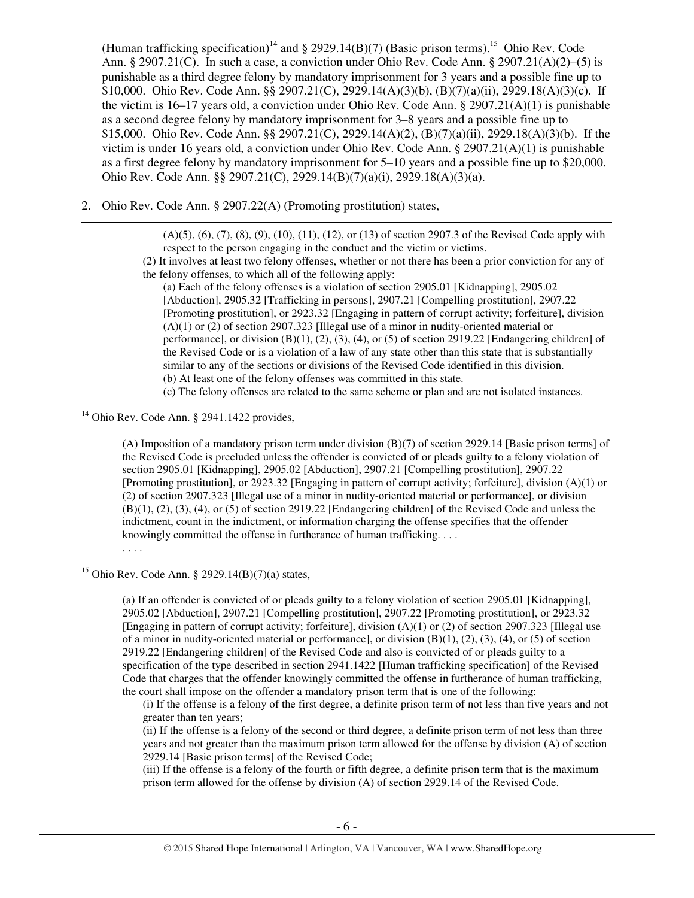(Human trafficking specification)[14] and § 2929.14(B)(7) (Basic prison terms).[15] Ohio Rev. Code Ann. § 2907.21(C). In such a case, a conviction under Ohio Rev. Code Ann. § 2907.21(A)(2)–(5) is punishable as a third degree felony by mandatory imprisonment for 3 years and a possible fine up to $10,000. Ohio Rev. Code Ann. §§ 2907.21(C), 2929.14(A)(3)(b), (B)(7)(a)(ii), 2929.18(A)(3)(c). If the victim is 16–17 years old, a conviction under Ohio Rev. Code Ann. § 2907.21(A)(1) is punishable as a second degree felony by mandatory imprisonment for 3–8 years and a possible fine up to $15,000. Ohio Rev. Code Ann. §§ 2907.21(C), 2929.14(A)(2), (B)(7)(a)(ii), 2929.18(A)(3)(b). If the victim is under 16 years old, a conviction under Ohio Rev. Code Ann. § 2907.21(A)(1) is punishable as a first degree felony by mandatory imprisonment for 5–10 years and a possible fine up to $20,000. Ohio Rev. Code Ann. §§ 2907.21(C), 2929.14(B)(7)(a)(i), 2929.18(A)(3)(a).

2. Ohio Rev. Code Ann. § 2907.22(A) (Promoting prostitution) states,

---

> (A)(5), (6), (7), (8), (9), (10), (11), (12), or (13) of section 2907.3 of the Revised Code apply with respect to the person engaging in the conduct and the victim or victims.
>
> (2) It involves at least two felony offenses, whether or not there has been a prior conviction for any of the felony offenses, to which all of the following apply:
>
> (a) Each of the felony offenses is a violation of section 2905.01 [Kidnapping], 2905.02 [Abduction], 2905.32 [Trafficking in persons], 2907.21 [Compelling prostitution], 2907.22 [Promoting prostitution], or 2923.32 [Engaging in pattern of corrupt activity; forfeiture], division (A)(1) or (2) of section 2907.323 [Illegal use of a minor in nudity-oriented material or performance], or division (B)(1), (2), (3), (4), or (5) of section 2919.22 [Endangering children] of the Revised Code or is a violation of a law of any state other than this state that is substantially similar to any of the sections or divisions of the Revised Code identified in this division.
>
> (b) At least one of the felony offenses was committed in this state.
>
> (c) The felony offenses are related to the same scheme or plan and are not isolated instances.

[14] Ohio Rev. Code Ann. § 2941.1422 provides,

> (A) Imposition of a mandatory prison term under division (B)(7) of section 2929.14 [Basic prison terms] of the Revised Code is precluded unless the offender is convicted of or pleads guilty to a felony violation of section 2905.01 [Kidnapping], 2905.02 [Abduction], 2907.21 [Compelling prostitution], 2907.22 [Promoting prostitution], or 2923.32 [Engaging in pattern of corrupt activity; forfeiture], division (A)(1) or (2) of section 2907.323 [Illegal use of a minor in nudity-oriented material or performance], or division (B)(1), (2), (3), (4), or (5) of section 2919.22 [Endangering children] of the Revised Code and unless the indictment, count in the indictment, or information charging the offense specifies that the offender knowingly committed the offense in furtherance of human trafficking. . . .
>
> . . . .

[15] Ohio Rev. Code Ann. § 2929.14(B)(7)(a) states,

> (a) If an offender is convicted of or pleads guilty to a felony violation of section 2905.01 [Kidnapping], 2905.02 [Abduction], 2907.21 [Compelling prostitution], 2907.22 [Promoting prostitution], or 2923.32 [Engaging in pattern of corrupt activity; forfeiture], division (A)(1) or (2) of section 2907.323 [Illegal use of a minor in nudity-oriented material or performance], or division (B)(1), (2), (3), (4), or (5) of section 2919.22 [Endangering children] of the Revised Code and also is convicted of or pleads guilty to a specification of the type described in section 2941.1422 [Human trafficking specification] of the Revised Code that charges that the offender knowingly committed the offense in furtherance of human trafficking, the court shall impose on the offender a mandatory prison term that is one of the following:
>
> (i) If the offense is a felony of the first degree, a definite prison term of not less than five years and not greater than ten years;
>
> (ii) If the offense is a felony of the second or third degree, a definite prison term of not less than three years and not greater than the maximum prison term allowed for the offense by division (A) of section 2929.14 [Basic prison terms] of the Revised Code;
>
> (iii) If the offense is a felony of the fourth or fifth degree, a definite prison term that is the maximum prison term allowed for the offense by division (A) of section 2929.14 of the Revised Code.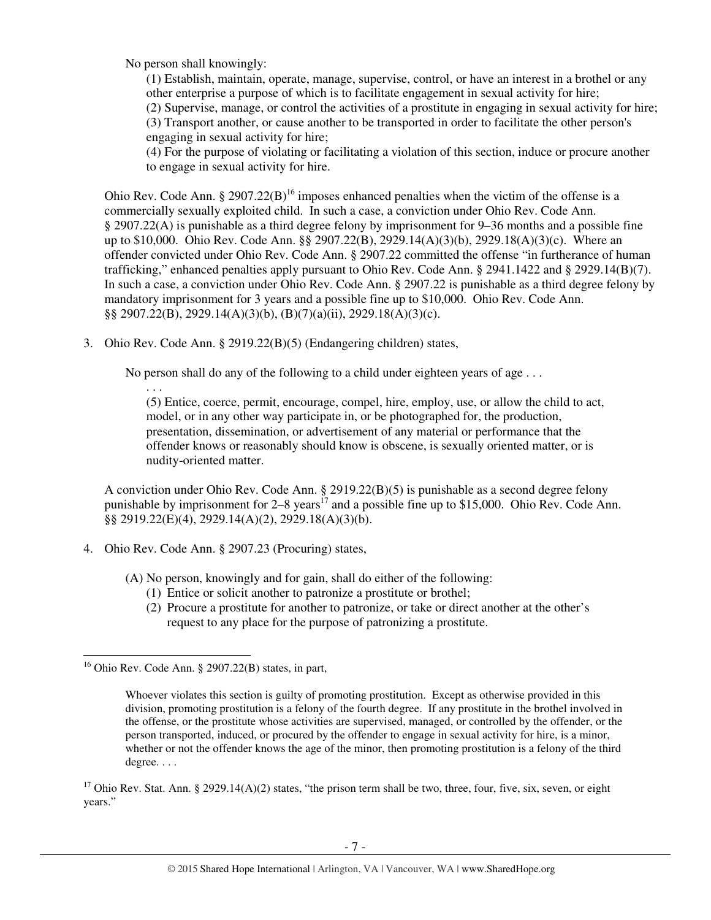No person shall knowingly:

(1) Establish, maintain, operate, manage, supervise, control, or have an interest in a brothel or any other enterprise a purpose of which is to facilitate engagement in sexual activity for hire;
(2) Supervise, manage, or control the activities of a prostitute in engaging in sexual activity for hire;
(3) Transport another, or cause another to be transported in order to facilitate the other person's engaging in sexual activity for hire;
(4) For the purpose of violating or facilitating a violation of this section, induce or procure another to engage in sexual activity for hire.

Ohio Rev. Code Ann. § 2907.22(B)[16] imposes enhanced penalties when the victim of the offense is a commercially sexually exploited child. In such a case, a conviction under Ohio Rev. Code Ann. § 2907.22(A) is punishable as a third degree felony by imprisonment for 9–36 months and a possible fine up to $10,000. Ohio Rev. Code Ann. §§ 2907.22(B), 2929.14(A)(3)(b), 2929.18(A)(3)(c). Where an offender convicted under Ohio Rev. Code Ann. § 2907.22 committed the offense "in furtherance of human trafficking," enhanced penalties apply pursuant to Ohio Rev. Code Ann. § 2941.1422 and § 2929.14(B)(7). In such a case, a conviction under Ohio Rev. Code Ann. § 2907.22 is punishable as a third degree felony by mandatory imprisonment for 3 years and a possible fine up to $10,000. Ohio Rev. Code Ann. §§ 2907.22(B), 2929.14(A)(3)(b), (B)(7)(a)(ii), 2929.18(A)(3)(c).

3. Ohio Rev. Code Ann. § 2919.22(B)(5) (Endangering children) states,

No person shall do any of the following to a child under eighteen years of age . . .

. . .

(5) Entice, coerce, permit, encourage, compel, hire, employ, use, or allow the child to act, model, or in any other way participate in, or be photographed for, the production, presentation, dissemination, or advertisement of any material or performance that the offender knows or reasonably should know is obscene, is sexually oriented matter, or is nudity-oriented matter.

A conviction under Ohio Rev. Code Ann. § 2919.22(B)(5) is punishable as a second degree felony punishable by imprisonment for 2–8 years[17] and a possible fine up to $15,000. Ohio Rev. Code Ann. §§ 2919.22(E)(4), 2929.14(A)(2), 2929.18(A)(3)(b).

4. Ohio Rev. Code Ann. § 2907.23 (Procuring) states,

(A) No person, knowingly and for gain, shall do either of the following:
  (1) Entice or solicit another to patronize a prostitute or brothel;
  (2) Procure a prostitute for another to patronize, or take or direct another at the other's request to any place for the purpose of patronizing a prostitute.

---

[16] Ohio Rev. Code Ann. § 2907.22(B) states, in part,

Whoever violates this section is guilty of promoting prostitution. Except as otherwise provided in this division, promoting prostitution is a felony of the fourth degree. If any prostitute in the brothel involved in the offense, or the prostitute whose activities are supervised, managed, or controlled by the offender, or the person transported, induced, or procured by the offender to engage in sexual activity for hire, is a minor, whether or not the offender knows the age of the minor, then promoting prostitution is a felony of the third degree. . . .

[17] Ohio Rev. Stat. Ann. § 2929.14(A)(2) states, "the prison term shall be two, three, four, five, six, seven, or eight years."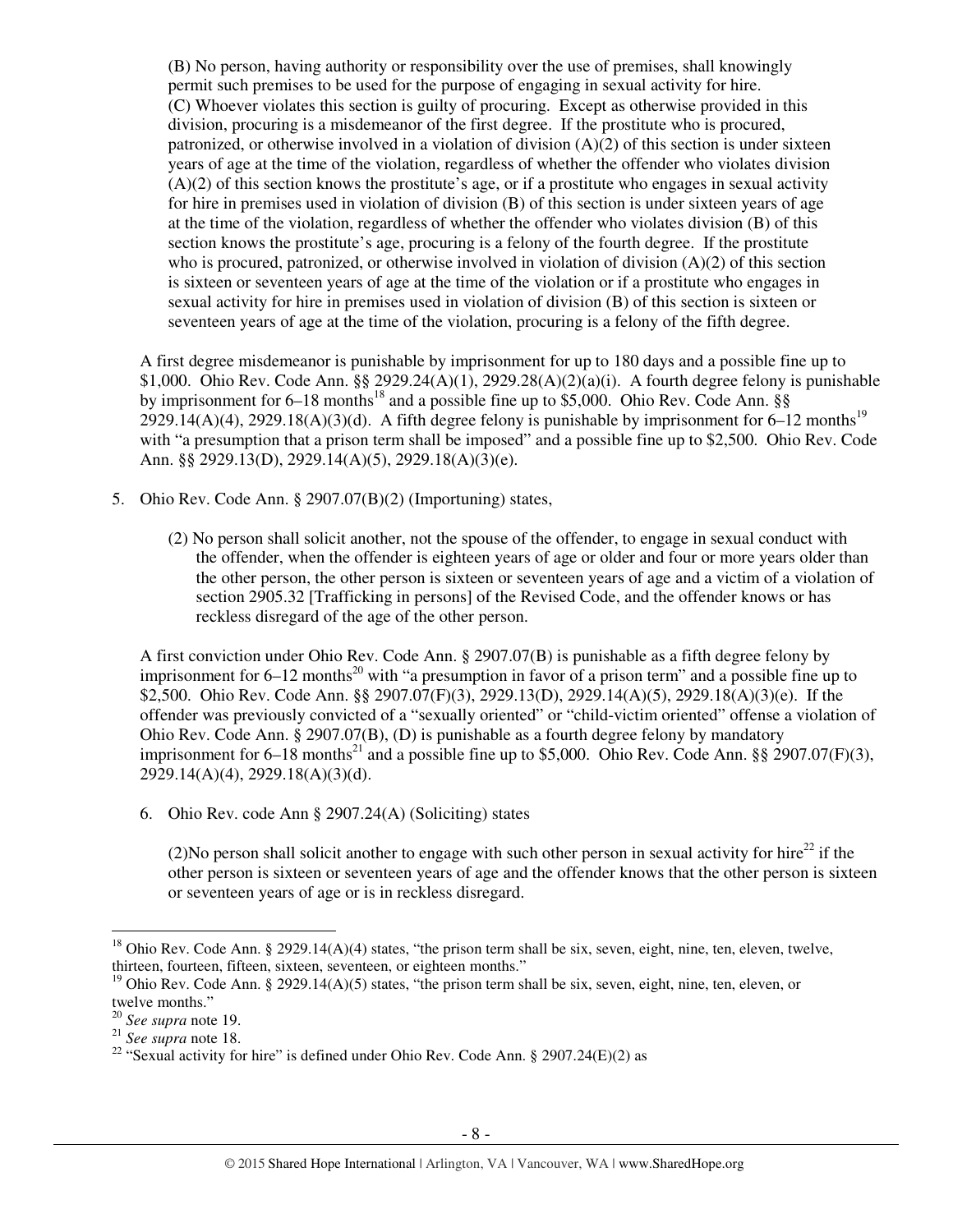> (B) No person, having authority or responsibility over the use of premises, shall knowingly permit such premises to be used for the purpose of engaging in sexual activity for hire.
> (C) Whoever violates this section is guilty of procuring. Except as otherwise provided in this division, procuring is a misdemeanor of the first degree. If the prostitute who is procured, patronized, or otherwise involved in a violation of division (A)(2) of this section is under sixteen years of age at the time of the violation, regardless of whether the offender who violates division (A)(2) of this section knows the prostitute's age, or if a prostitute who engages in sexual activity for hire in premises used in violation of division (B) of this section is under sixteen years of age at the time of the violation, regardless of whether the offender who violates division (B) of this section knows the prostitute's age, procuring is a felony of the fourth degree. If the prostitute who is procured, patronized, or otherwise involved in violation of division (A)(2) of this section is sixteen or seventeen years of age at the time of the violation or if a prostitute who engages in sexual activity for hire in premises used in violation of division (B) of this section is sixteen or seventeen years of age at the time of the violation, procuring is a felony of the fifth degree.

A first degree misdemeanor is punishable by imprisonment for up to 180 days and a possible fine up to $1,000. Ohio Rev. Code Ann. §§ 2929.24(A)(1), 2929.28(A)(2)(a)(i). A fourth degree felony is punishable by imprisonment for 6–18 months[18] and a possible fine up to $5,000. Ohio Rev. Code Ann. §§ 2929.14(A)(4), 2929.18(A)(3)(d). A fifth degree felony is punishable by imprisonment for 6–12 months[19] with "a presumption that a prison term shall be imposed" and a possible fine up to $2,500. Ohio Rev. Code Ann. §§ 2929.13(D), 2929.14(A)(5), 2929.18(A)(3)(e).

5. Ohio Rev. Code Ann. § 2907.07(B)(2) (Importuning) states,

   > (2) No person shall solicit another, not the spouse of the offender, to engage in sexual conduct with the offender, when the offender is eighteen years of age or older and four or more years older than the other person, the other person is sixteen or seventeen years of age and a victim of a violation of section 2905.32 [Trafficking in persons] of the Revised Code, and the offender knows or has reckless disregard of the age of the other person.

   A first conviction under Ohio Rev. Code Ann. § 2907.07(B) is punishable as a fifth degree felony by imprisonment for 6–12 months[20] with "a presumption in favor of a prison term" and a possible fine up to $2,500. Ohio Rev. Code Ann. §§ 2907.07(F)(3), 2929.13(D), 2929.14(A)(5), 2929.18(A)(3)(e). If the offender was previously convicted of a "sexually oriented" or "child-victim oriented" offense a violation of Ohio Rev. Code Ann. § 2907.07(B), (D) is punishable as a fourth degree felony by mandatory imprisonment for 6–18 months[21] and a possible fine up to $5,000. Ohio Rev. Code Ann. §§ 2907.07(F)(3), 2929.14(A)(4), 2929.18(A)(3)(d).

6. Ohio Rev. code Ann § 2907.24(A) (Soliciting) states

   > (2)No person shall solicit another to engage with such other person in sexual activity for hire[22] if the other person is sixteen or seventeen years of age and the offender knows that the other person is sixteen or seventeen years of age or is in reckless disregard.

---

[18] Ohio Rev. Code Ann. § 2929.14(A)(4) states, "the prison term shall be six, seven, eight, nine, ten, eleven, twelve, thirteen, fourteen, fifteen, sixteen, seventeen, or eighteen months."

[19] Ohio Rev. Code Ann. § 2929.14(A)(5) states, "the prison term shall be six, seven, eight, nine, ten, eleven, or twelve months."

[20] *See supra* note 19.

[21] *See supra* note 18.

[22] "Sexual activity for hire" is defined under Ohio Rev. Code Ann. § 2907.24(E)(2) as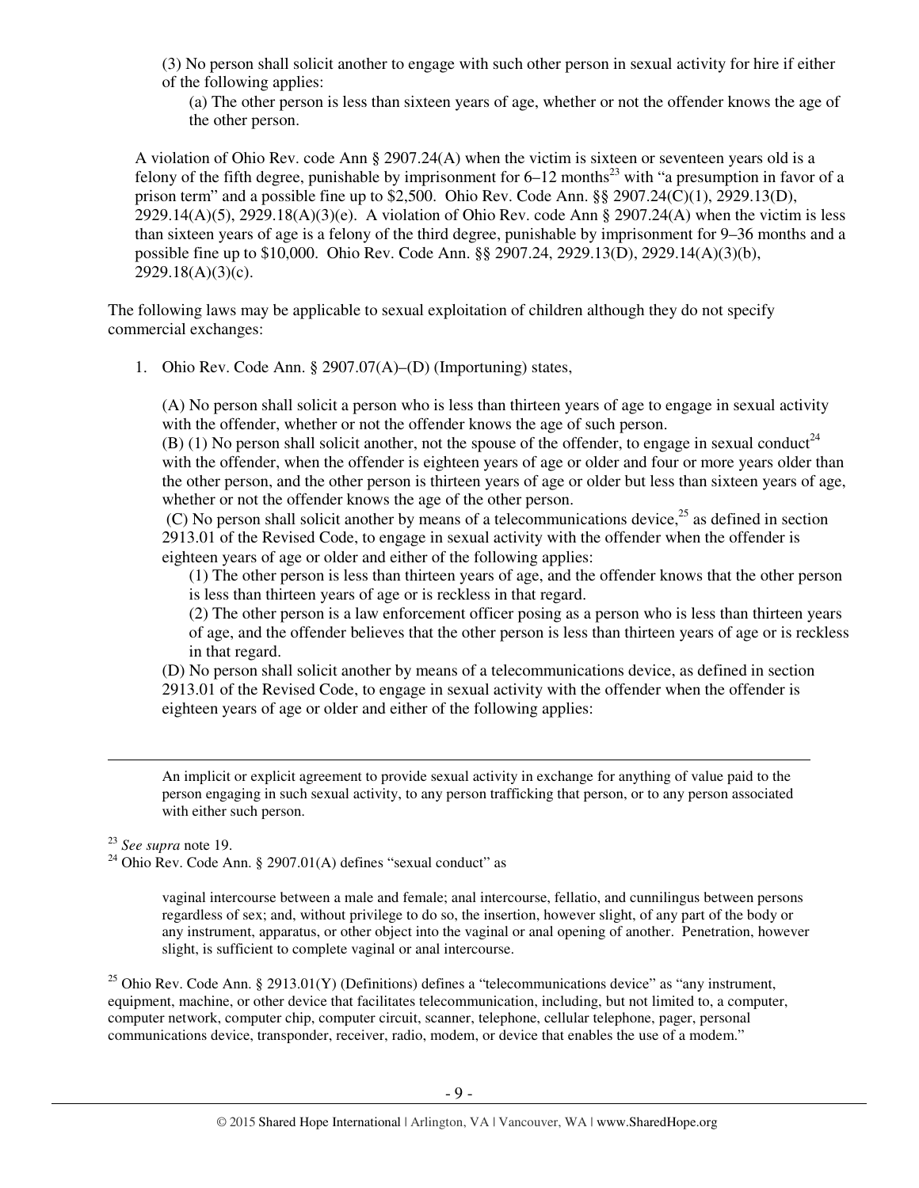(3) No person shall solicit another to engage with such other person in sexual activity for hire if either of the following applies:

(a) The other person is less than sixteen years of age, whether or not the offender knows the age of the other person.

A violation of Ohio Rev. code Ann § 2907.24(A) when the victim is sixteen or seventeen years old is a felony of the fifth degree, punishable by imprisonment for 6–12 months[23] with "a presumption in favor of a prison term" and a possible fine up to $2,500. Ohio Rev. Code Ann. §§ 2907.24(C)(1), 2929.13(D), 2929.14(A)(5), 2929.18(A)(3)(e). A violation of Ohio Rev. code Ann § 2907.24(A) when the victim is less than sixteen years of age is a felony of the third degree, punishable by imprisonment for 9–36 months and a possible fine up to $10,000. Ohio Rev. Code Ann. §§ 2907.24, 2929.13(D), 2929.14(A)(3)(b), 2929.18(A)(3)(c).

The following laws may be applicable to sexual exploitation of children although they do not specify commercial exchanges:

1. Ohio Rev. Code Ann. § 2907.07(A)–(D) (Importuning) states,

   (A) No person shall solicit a person who is less than thirteen years of age to engage in sexual activity with the offender, whether or not the offender knows the age of such person.
   (B) (1) No person shall solicit another, not the spouse of the offender, to engage in sexual conduct[24] with the offender, when the offender is eighteen years of age or older and four or more years older than the other person, and the other person is thirteen years of age or older but less than sixteen years of age, whether or not the offender knows the age of the other person.
   (C) No person shall solicit another by means of a telecommunications device,[25] as defined in section 2913.01 of the Revised Code, to engage in sexual activity with the offender when the offender is eighteen years of age or older and either of the following applies:

   (1) The other person is less than thirteen years of age, and the offender knows that the other person is less than thirteen years of age or is reckless in that regard.
   (2) The other person is a law enforcement officer posing as a person who is less than thirteen years of age, and the offender believes that the other person is less than thirteen years of age or is reckless in that regard.

   (D) No person shall solicit another by means of a telecommunications device, as defined in section 2913.01 of the Revised Code, to engage in sexual activity with the offender when the offender is eighteen years of age or older and either of the following applies:

---

An implicit or explicit agreement to provide sexual activity in exchange for anything of value paid to the person engaging in such sexual activity, to any person trafficking that person, or to any person associated with either such person.

[23] *See supra* note 19.

[24] Ohio Rev. Code Ann. § 2907.01(A) defines "sexual conduct" as

vaginal intercourse between a male and female; anal intercourse, fellatio, and cunnilingus between persons regardless of sex; and, without privilege to do so, the insertion, however slight, of any part of the body or any instrument, apparatus, or other object into the vaginal or anal opening of another. Penetration, however slight, is sufficient to complete vaginal or anal intercourse.

[25] Ohio Rev. Code Ann. § 2913.01(Y) (Definitions) defines a "telecommunications device" as "any instrument, equipment, machine, or other device that facilitates telecommunication, including, but not limited to, a computer, computer network, computer chip, computer circuit, scanner, telephone, cellular telephone, pager, personal communications device, transponder, receiver, radio, modem, or device that enables the use of a modem."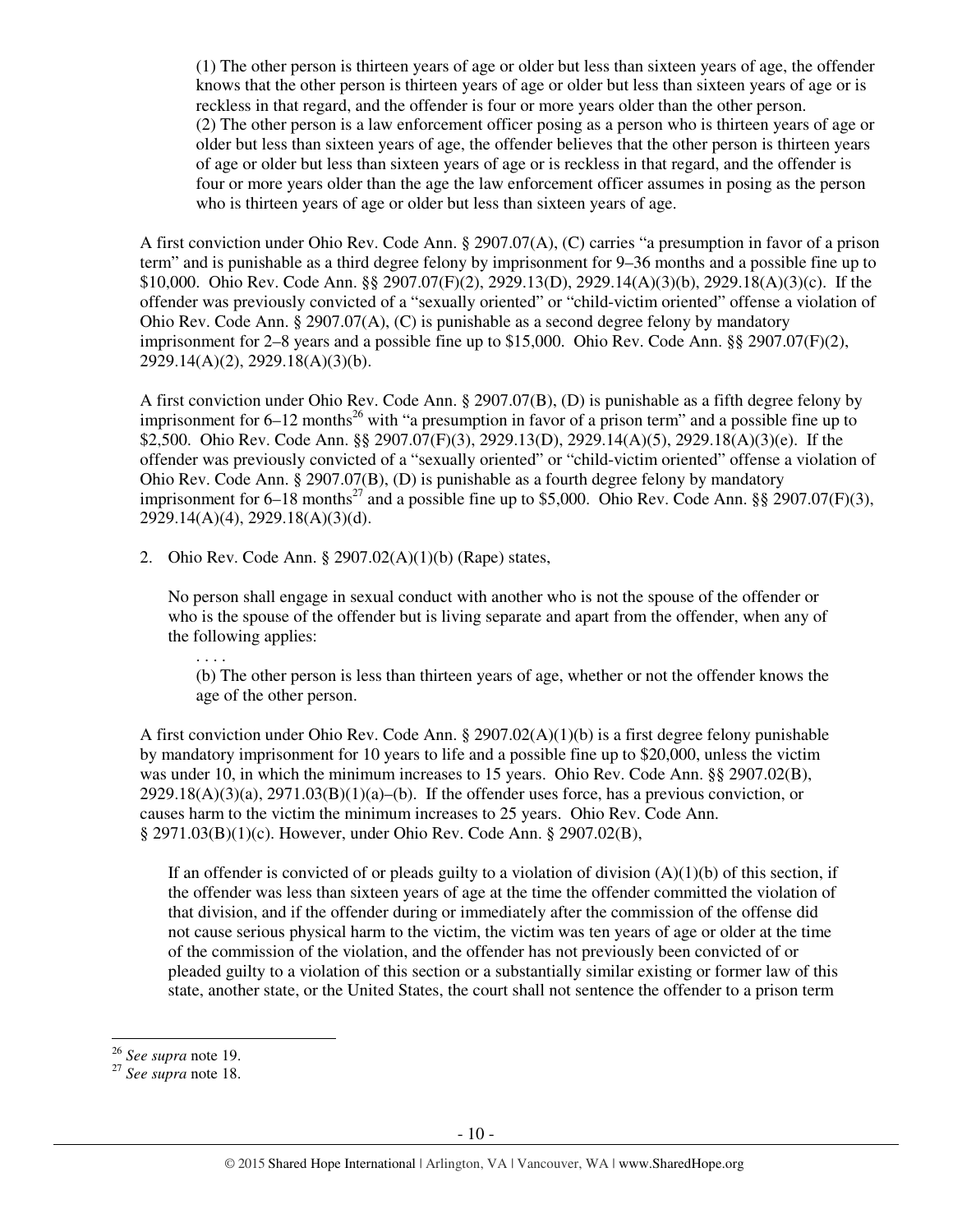> (1) The other person is thirteen years of age or older but less than sixteen years of age, the offender knows that the other person is thirteen years of age or older but less than sixteen years of age or is reckless in that regard, and the offender is four or more years older than the other person.
> (2) The other person is a law enforcement officer posing as a person who is thirteen years of age or older but less than sixteen years of age, the offender believes that the other person is thirteen years of age or older but less than sixteen years of age or is reckless in that regard, and the offender is four or more years older than the age the law enforcement officer assumes in posing as the person who is thirteen years of age or older but less than sixteen years of age.

A first conviction under Ohio Rev. Code Ann. § 2907.07(A), (C) carries "a presumption in favor of a prison term" and is punishable as a third degree felony by imprisonment for 9–36 months and a possible fine up to $10,000. Ohio Rev. Code Ann. §§ 2907.07(F)(2), 2929.13(D), 2929.14(A)(3)(b), 2929.18(A)(3)(c). If the offender was previously convicted of a "sexually oriented" or "child-victim oriented" offense a violation of Ohio Rev. Code Ann. § 2907.07(A), (C) is punishable as a second degree felony by mandatory imprisonment for 2–8 years and a possible fine up to $15,000. Ohio Rev. Code Ann. §§ 2907.07(F)(2), 2929.14(A)(2), 2929.18(A)(3)(b).

A first conviction under Ohio Rev. Code Ann. § 2907.07(B), (D) is punishable as a fifth degree felony by imprisonment for 6–12 months[26] with "a presumption in favor of a prison term" and a possible fine up to $2,500. Ohio Rev. Code Ann. §§ 2907.07(F)(3), 2929.13(D), 2929.14(A)(5), 2929.18(A)(3)(e). If the offender was previously convicted of a "sexually oriented" or "child-victim oriented" offense a violation of Ohio Rev. Code Ann. § 2907.07(B), (D) is punishable as a fourth degree felony by mandatory imprisonment for 6–18 months[27] and a possible fine up to $5,000. Ohio Rev. Code Ann. §§ 2907.07(F)(3), 2929.14(A)(4), 2929.18(A)(3)(d).

2. Ohio Rev. Code Ann. § 2907.02(A)(1)(b) (Rape) states,

> No person shall engage in sexual conduct with another who is not the spouse of the offender or who is the spouse of the offender but is living separate and apart from the offender, when any of the following applies:
>
> . . . .
>
> (b) The other person is less than thirteen years of age, whether or not the offender knows the age of the other person.

A first conviction under Ohio Rev. Code Ann. § 2907.02(A)(1)(b) is a first degree felony punishable by mandatory imprisonment for 10 years to life and a possible fine up to $20,000, unless the victim was under 10, in which the minimum increases to 15 years. Ohio Rev. Code Ann. §§ 2907.02(B), 2929.18(A)(3)(a), 2971.03(B)(1)(a)–(b). If the offender uses force, has a previous conviction, or causes harm to the victim the minimum increases to 25 years. Ohio Rev. Code Ann. § 2971.03(B)(1)(c). However, under Ohio Rev. Code Ann. § 2907.02(B),

> If an offender is convicted of or pleads guilty to a violation of division (A)(1)(b) of this section, if the offender was less than sixteen years of age at the time the offender committed the violation of that division, and if the offender during or immediately after the commission of the offense did not cause serious physical harm to the victim, the victim was ten years of age or older at the time of the commission of the violation, and the offender has not previously been convicted of or pleaded guilty to a violation of this section or a substantially similar existing or former law of this state, another state, or the United States, the court shall not sentence the offender to a prison term

[26] *See supra* note 19.
[27] *See supra* note 18.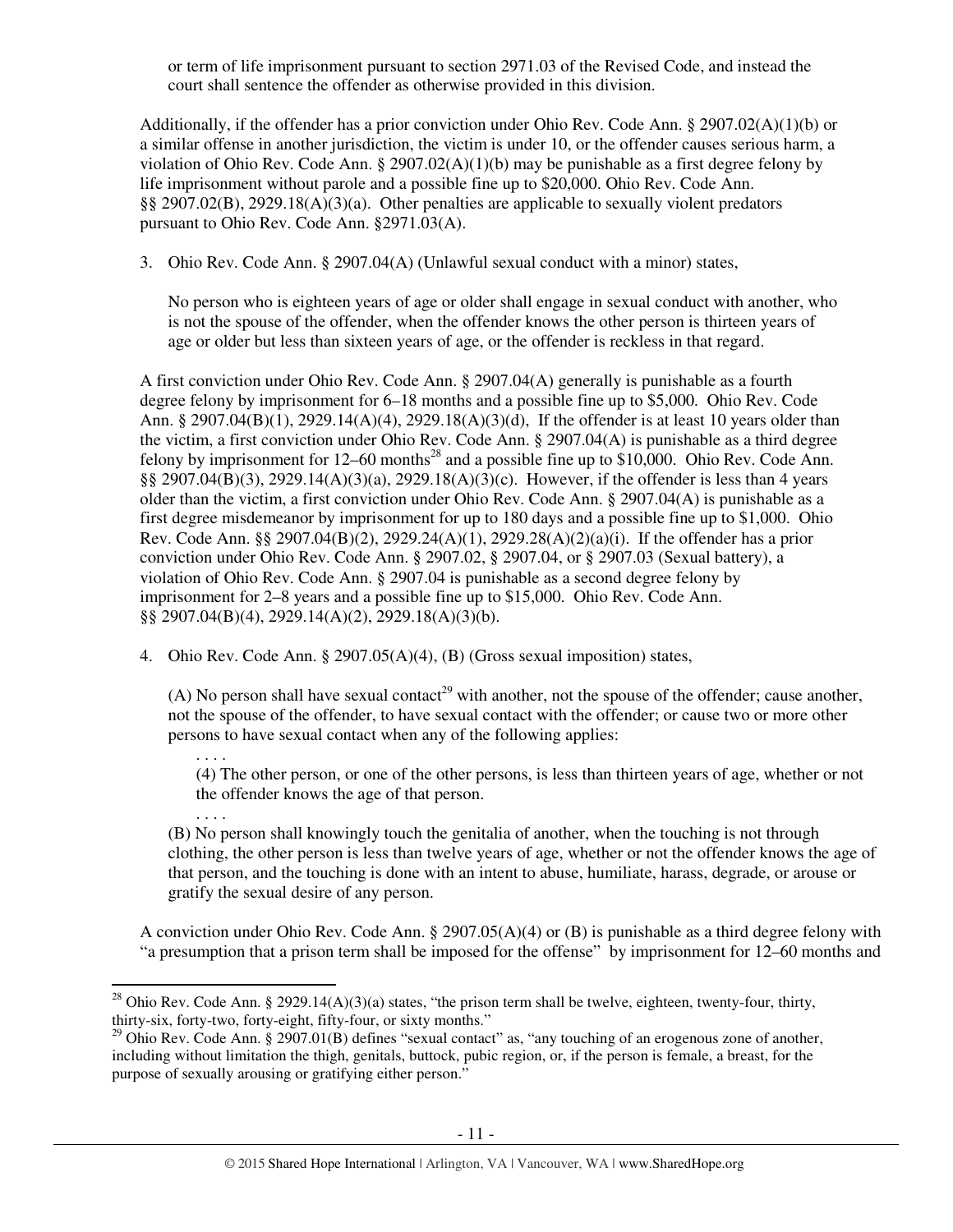or term of life imprisonment pursuant to section 2971.03 of the Revised Code, and instead the court shall sentence the offender as otherwise provided in this division.

Additionally, if the offender has a prior conviction under Ohio Rev. Code Ann. § 2907.02(A)(1)(b) or a similar offense in another jurisdiction, the victim is under 10, or the offender causes serious harm, a violation of Ohio Rev. Code Ann. § 2907.02(A)(1)(b) may be punishable as a first degree felony by life imprisonment without parole and a possible fine up to $20,000. Ohio Rev. Code Ann. §§ 2907.02(B), 2929.18(A)(3)(a). Other penalties are applicable to sexually violent predators pursuant to Ohio Rev. Code Ann. §2971.03(A).

3. Ohio Rev. Code Ann. § 2907.04(A) (Unlawful sexual conduct with a minor) states,

> No person who is eighteen years of age or older shall engage in sexual conduct with another, who is not the spouse of the offender, when the offender knows the other person is thirteen years of age or older but less than sixteen years of age, or the offender is reckless in that regard.

A first conviction under Ohio Rev. Code Ann. § 2907.04(A) generally is punishable as a fourth degree felony by imprisonment for 6–18 months and a possible fine up to $5,000. Ohio Rev. Code Ann. § 2907.04(B)(1), 2929.14(A)(4), 2929.18(A)(3)(d), If the offender is at least 10 years older than the victim, a first conviction under Ohio Rev. Code Ann. § 2907.04(A) is punishable as a third degree felony by imprisonment for 12–60 months[28] and a possible fine up to $10,000. Ohio Rev. Code Ann. §§ 2907.04(B)(3), 2929.14(A)(3)(a), 2929.18(A)(3)(c). However, if the offender is less than 4 years older than the victim, a first conviction under Ohio Rev. Code Ann. § 2907.04(A) is punishable as a first degree misdemeanor by imprisonment for up to 180 days and a possible fine up to $1,000. Ohio Rev. Code Ann. §§ 2907.04(B)(2), 2929.24(A)(1), 2929.28(A)(2)(a)(i). If the offender has a prior conviction under Ohio Rev. Code Ann. § 2907.02, § 2907.04, or § 2907.03 (Sexual battery), a violation of Ohio Rev. Code Ann. § 2907.04 is punishable as a second degree felony by imprisonment for 2–8 years and a possible fine up to $15,000. Ohio Rev. Code Ann. §§ 2907.04(B)(4), 2929.14(A)(2), 2929.18(A)(3)(b).

4. Ohio Rev. Code Ann. § 2907.05(A)(4), (B) (Gross sexual imposition) states,

> (A) No person shall have sexual contact[29] with another, not the spouse of the offender; cause another, not the spouse of the offender, to have sexual contact with the offender; or cause two or more other persons to have sexual contact when any of the following applies:
>
> . . . .
>
> (4) The other person, or one of the other persons, is less than thirteen years of age, whether or not the offender knows the age of that person.
>
> . . . .
>
> (B) No person shall knowingly touch the genitalia of another, when the touching is not through clothing, the other person is less than twelve years of age, whether or not the offender knows the age of that person, and the touching is done with an intent to abuse, humiliate, harass, degrade, or arouse or gratify the sexual desire of any person.

A conviction under Ohio Rev. Code Ann. § 2907.05(A)(4) or (B) is punishable as a third degree felony with "a presumption that a prison term shall be imposed for the offense" by imprisonment for 12–60 months and

---

[28] Ohio Rev. Code Ann. § 2929.14(A)(3)(a) states, "the prison term shall be twelve, eighteen, twenty-four, thirty, thirty-six, forty-two, forty-eight, fifty-four, or sixty months."

[29] Ohio Rev. Code Ann. § 2907.01(B) defines "sexual contact" as, "any touching of an erogenous zone of another, including without limitation the thigh, genitals, buttock, pubic region, or, if the person is female, a breast, for the purpose of sexually arousing or gratifying either person."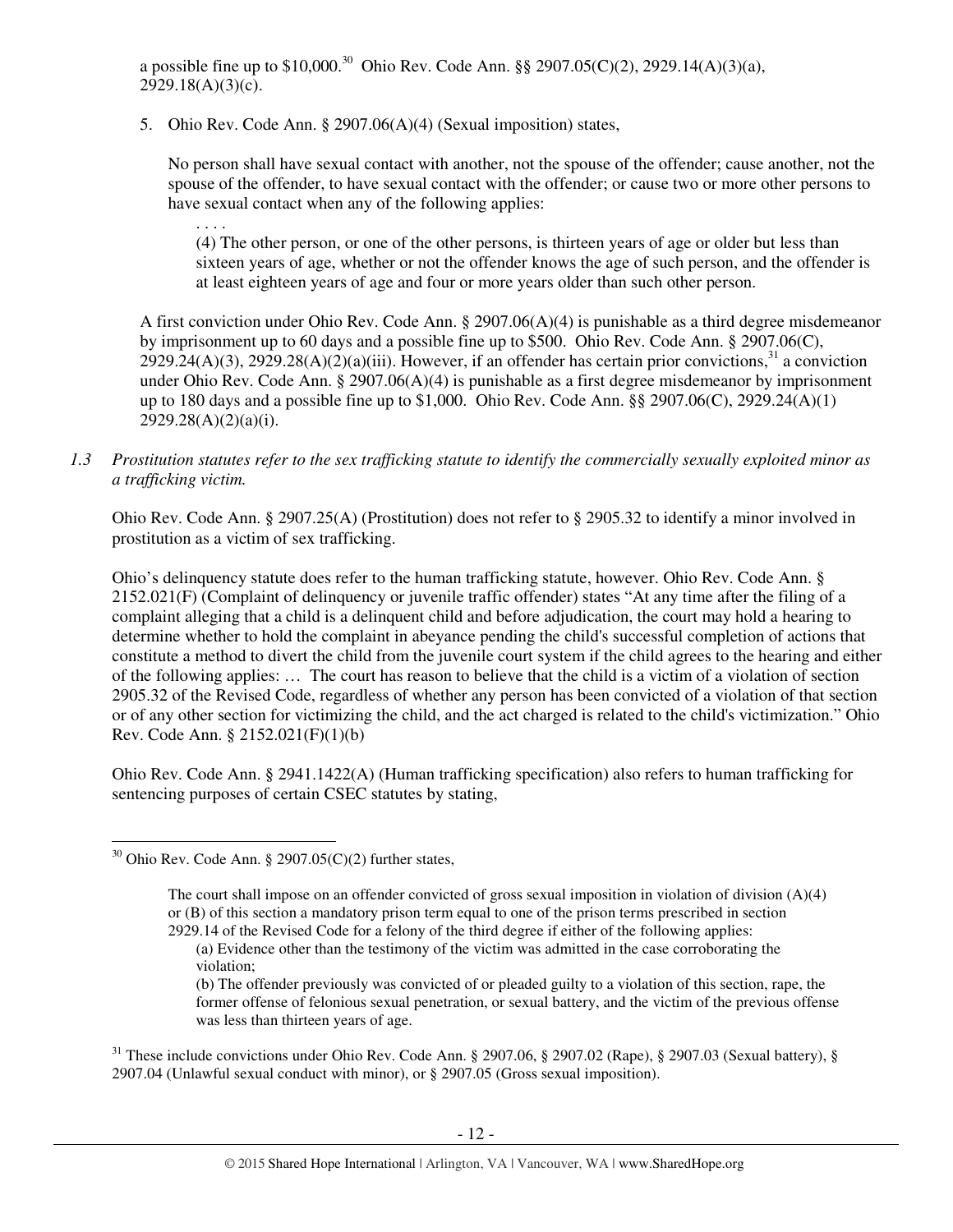a possible fine up to $10,000.[30] Ohio Rev. Code Ann. §§ 2907.05(C)(2), 2929.14(A)(3)(a), 2929.18(A)(3)(c).

5. Ohio Rev. Code Ann. § 2907.06(A)(4) (Sexual imposition) states,

> No person shall have sexual contact with another, not the spouse of the offender; cause another, not the spouse of the offender, to have sexual contact with the offender; or cause two or more other persons to have sexual contact when any of the following applies:
>
> . . . .
>
> (4) The other person, or one of the other persons, is thirteen years of age or older but less than sixteen years of age, whether or not the offender knows the age of such person, and the offender is at least eighteen years of age and four or more years older than such other person.

A first conviction under Ohio Rev. Code Ann. § 2907.06(A)(4) is punishable as a third degree misdemeanor by imprisonment up to 60 days and a possible fine up to $500. Ohio Rev. Code Ann. § 2907.06(C), 2929.24(A)(3), 2929.28(A)(2)(a)(iii). However, if an offender has certain prior convictions,[31] a conviction under Ohio Rev. Code Ann. § 2907.06(A)(4) is punishable as a first degree misdemeanor by imprisonment up to 180 days and a possible fine up to $1,000. Ohio Rev. Code Ann. §§ 2907.06(C), 2929.24(A)(1) 2929.28(A)(2)(a)(i).

*1.3 Prostitution statutes refer to the sex trafficking statute to identify the commercially sexually exploited minor as a trafficking victim.*

Ohio Rev. Code Ann. § 2907.25(A) (Prostitution) does not refer to § 2905.32 to identify a minor involved in prostitution as a victim of sex trafficking.

Ohio's delinquency statute does refer to the human trafficking statute, however. Ohio Rev. Code Ann. § 2152.021(F) (Complaint of delinquency or juvenile traffic offender) states "At any time after the filing of a complaint alleging that a child is a delinquent child and before adjudication, the court may hold a hearing to determine whether to hold the complaint in abeyance pending the child's successful completion of actions that constitute a method to divert the child from the juvenile court system if the child agrees to the hearing and either of the following applies: … The court has reason to believe that the child is a victim of a violation of section 2905.32 of the Revised Code, regardless of whether any person has been convicted of a violation of that section or of any other section for victimizing the child, and the act charged is related to the child's victimization." Ohio Rev. Code Ann. § 2152.021(F)(1)(b)

Ohio Rev. Code Ann. § 2941.1422(A) (Human trafficking specification) also refers to human trafficking for sentencing purposes of certain CSEC statutes by stating,

---

[30] Ohio Rev. Code Ann. § 2907.05(C)(2) further states,

> The court shall impose on an offender convicted of gross sexual imposition in violation of division (A)(4) or (B) of this section a mandatory prison term equal to one of the prison terms prescribed in section 2929.14 of the Revised Code for a felony of the third degree if either of the following applies:
>
> (a) Evidence other than the testimony of the victim was admitted in the case corroborating the violation;
>
> (b) The offender previously was convicted of or pleaded guilty to a violation of this section, rape, the former offense of felonious sexual penetration, or sexual battery, and the victim of the previous offense was less than thirteen years of age.

[31] These include convictions under Ohio Rev. Code Ann. § 2907.06, § 2907.02 (Rape), § 2907.03 (Sexual battery), § 2907.04 (Unlawful sexual conduct with minor), or § 2907.05 (Gross sexual imposition).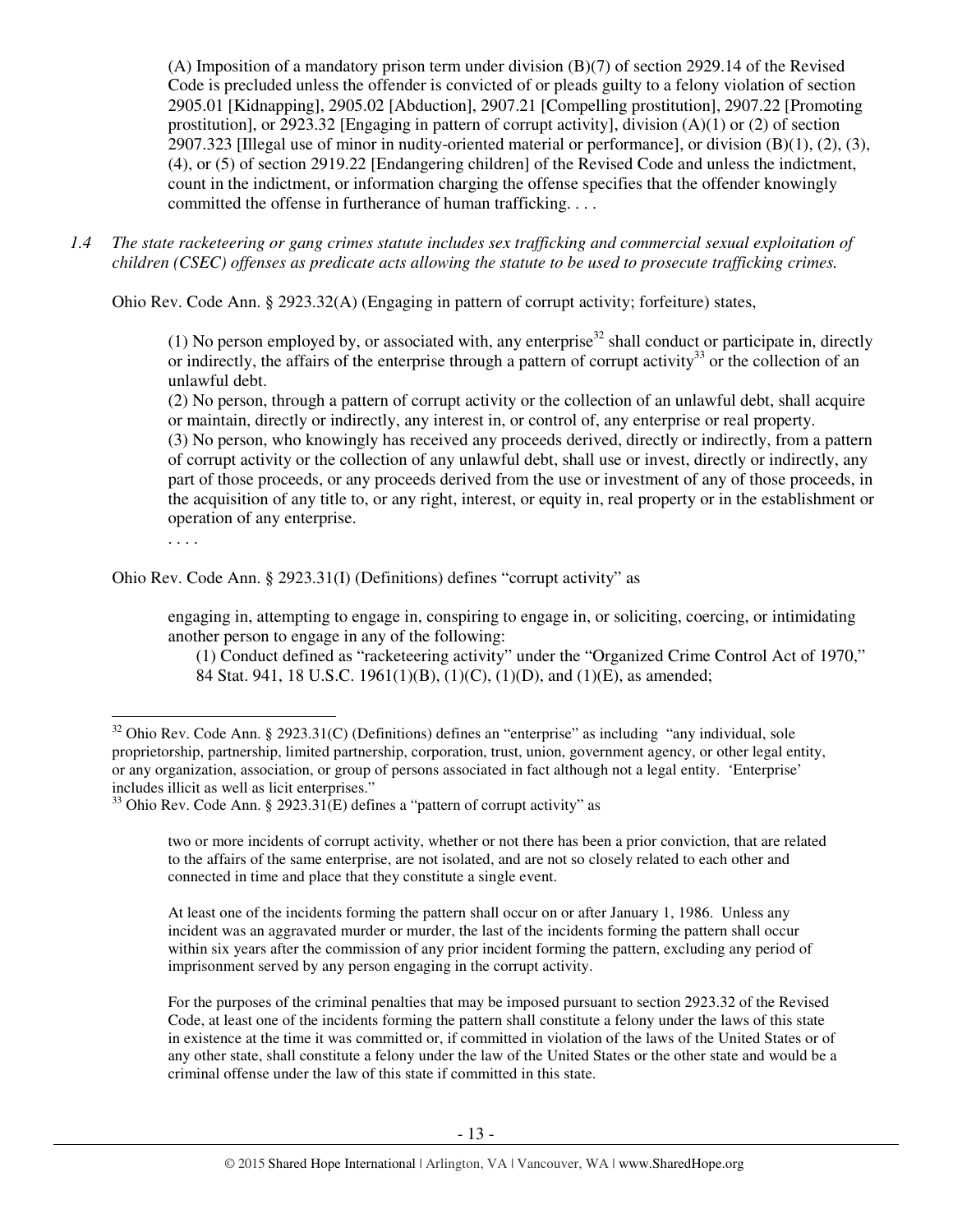> (A) Imposition of a mandatory prison term under division (B)(7) of section 2929.14 of the Revised Code is precluded unless the offender is convicted of or pleads guilty to a felony violation of section 2905.01 [Kidnapping], 2905.02 [Abduction], 2907.21 [Compelling prostitution], 2907.22 [Promoting prostitution], or 2923.32 [Engaging in pattern of corrupt activity], division (A)(1) or (2) of section 2907.323 [Illegal use of minor in nudity-oriented material or performance], or division (B)(1), (2), (3), (4), or (5) of section 2919.22 [Endangering children] of the Revised Code and unless the indictment, count in the indictment, or information charging the offense specifies that the offender knowingly committed the offense in furtherance of human trafficking. . . .

*1.4 The state racketeering or gang crimes statute includes sex trafficking and commercial sexual exploitation of children (CSEC) offenses as predicate acts allowing the statute to be used to prosecute trafficking crimes.*

Ohio Rev. Code Ann. § 2923.32(A) (Engaging in pattern of corrupt activity; forfeiture) states,

> (1) No person employed by, or associated with, any enterprise[32] shall conduct or participate in, directly or indirectly, the affairs of the enterprise through a pattern of corrupt activity[33] or the collection of an unlawful debt.
> (2) No person, through a pattern of corrupt activity or the collection of an unlawful debt, shall acquire or maintain, directly or indirectly, any interest in, or control of, any enterprise or real property.
> (3) No person, who knowingly has received any proceeds derived, directly or indirectly, from a pattern of corrupt activity or the collection of any unlawful debt, shall use or invest, directly or indirectly, any part of those proceeds, or any proceeds derived from the use or investment of any of those proceeds, in the acquisition of any title to, or any right, interest, or equity in, real property or in the establishment or operation of any enterprise.
> . . . .

Ohio Rev. Code Ann. § 2923.31(I) (Definitions) defines "corrupt activity" as

> engaging in, attempting to engage in, conspiring to engage in, or soliciting, coercing, or intimidating another person to engage in any of the following:
> (1) Conduct defined as "racketeering activity" under the "Organized Crime Control Act of 1970," 84 Stat. 941, 18 U.S.C. 1961(1)(B), (1)(C), (1)(D), and (1)(E), as amended;

---

[32] Ohio Rev. Code Ann. § 2923.31(C) (Definitions) defines an "enterprise" as including "any individual, sole proprietorship, partnership, limited partnership, corporation, trust, union, government agency, or other legal entity, or any organization, association, or group of persons associated in fact although not a legal entity. 'Enterprise' includes illicit as well as licit enterprises."

[33] Ohio Rev. Code Ann. § 2923.31(E) defines a "pattern of corrupt activity" as

> two or more incidents of corrupt activity, whether or not there has been a prior conviction, that are related to the affairs of the same enterprise, are not isolated, and are not so closely related to each other and connected in time and place that they constitute a single event.
>
> At least one of the incidents forming the pattern shall occur on or after January 1, 1986. Unless any incident was an aggravated murder or murder, the last of the incidents forming the pattern shall occur within six years after the commission of any prior incident forming the pattern, excluding any period of imprisonment served by any person engaging in the corrupt activity.
>
> For the purposes of the criminal penalties that may be imposed pursuant to section 2923.32 of the Revised Code, at least one of the incidents forming the pattern shall constitute a felony under the laws of this state in existence at the time it was committed or, if committed in violation of the laws of the United States or of any other state, shall constitute a felony under the law of the United States or the other state and would be a criminal offense under the law of this state if committed in this state.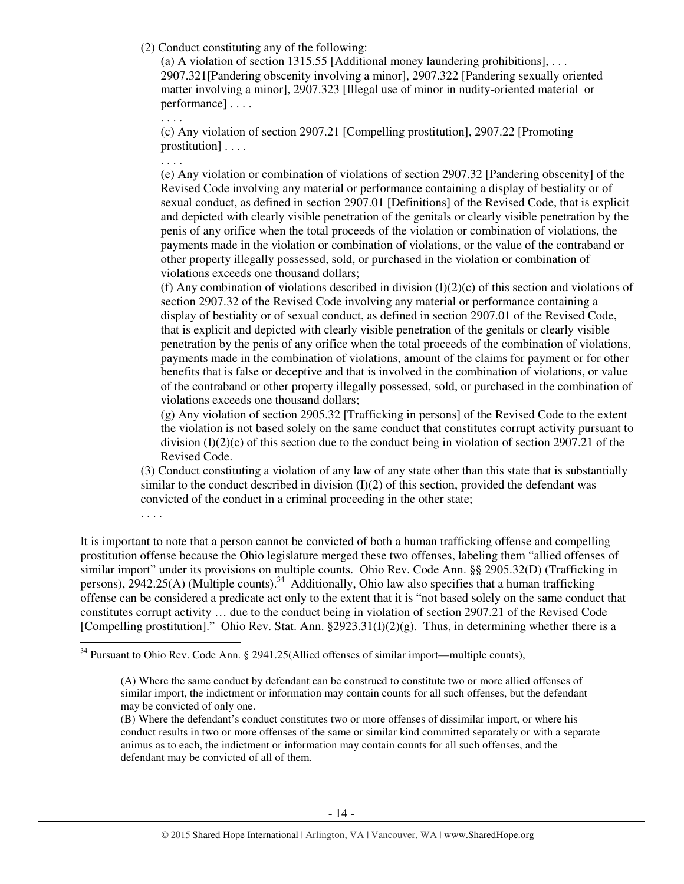(2) Conduct constituting any of the following:

(a) A violation of section 1315.55 [Additional money laundering prohibitions], . . . 2907.321[Pandering obscenity involving a minor], 2907.322 [Pandering sexually oriented matter involving a minor], 2907.323 [Illegal use of minor in nudity-oriented material or performance] . . . .

. . . .

(c) Any violation of section 2907.21 [Compelling prostitution], 2907.22 [Promoting prostitution] . . . .

. . . .

(e) Any violation or combination of violations of section 2907.32 [Pandering obscenity] of the Revised Code involving any material or performance containing a display of bestiality or of sexual conduct, as defined in section 2907.01 [Definitions] of the Revised Code, that is explicit and depicted with clearly visible penetration of the genitals or clearly visible penetration by the penis of any orifice when the total proceeds of the violation or combination of violations, the payments made in the violation or combination of violations, or the value of the contraband or other property illegally possessed, sold, or purchased in the violation or combination of violations exceeds one thousand dollars;

(f) Any combination of violations described in division (I)(2)(c) of this section and violations of section 2907.32 of the Revised Code involving any material or performance containing a display of bestiality or of sexual conduct, as defined in section 2907.01 of the Revised Code, that is explicit and depicted with clearly visible penetration of the genitals or clearly visible penetration by the penis of any orifice when the total proceeds of the combination of violations, payments made in the combination of violations, amount of the claims for payment or for other benefits that is false or deceptive and that is involved in the combination of violations, or value of the contraband or other property illegally possessed, sold, or purchased in the combination of violations exceeds one thousand dollars;

(g) Any violation of section 2905.32 [Trafficking in persons] of the Revised Code to the extent the violation is not based solely on the same conduct that constitutes corrupt activity pursuant to division (I)(2)(c) of this section due to the conduct being in violation of section 2907.21 of the Revised Code.

(3) Conduct constituting a violation of any law of any state other than this state that is substantially similar to the conduct described in division (I)(2) of this section, provided the defendant was convicted of the conduct in a criminal proceeding in the other state;

. . . .

It is important to note that a person cannot be convicted of both a human trafficking offense and compelling prostitution offense because the Ohio legislature merged these two offenses, labeling them "allied offenses of similar import" under its provisions on multiple counts. Ohio Rev. Code Ann. §§ 2905.32(D) (Trafficking in persons), 2942.25(A) (Multiple counts).[34] Additionally, Ohio law also specifies that a human trafficking offense can be considered a predicate act only to the extent that it is "not based solely on the same conduct that constitutes corrupt activity … due to the conduct being in violation of section 2907.21 of the Revised Code [Compelling prostitution]." Ohio Rev. Stat. Ann. §2923.31(I)(2)(g). Thus, in determining whether there is a

[34] Pursuant to Ohio Rev. Code Ann. § 2941.25(Allied offenses of similar import—multiple counts),

> (A) Where the same conduct by defendant can be construed to constitute two or more allied offenses of similar import, the indictment or information may contain counts for all such offenses, but the defendant may be convicted of only one.
>
> (B) Where the defendant's conduct constitutes two or more offenses of dissimilar import, or where his conduct results in two or more offenses of the same or similar kind committed separately or with a separate animus as to each, the indictment or information may contain counts for all such offenses, and the defendant may be convicted of all of them.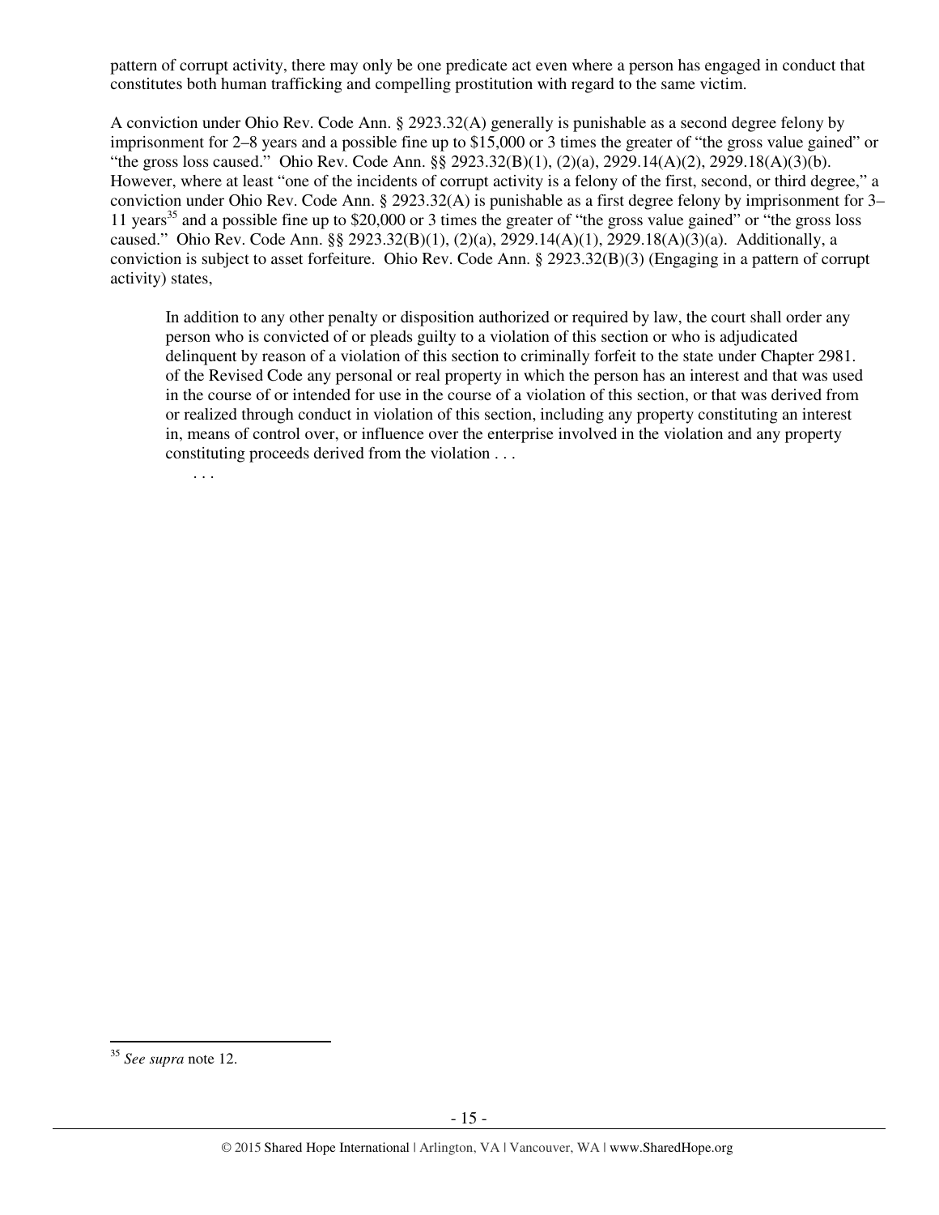pattern of corrupt activity, there may only be one predicate act even where a person has engaged in conduct that constitutes both human trafficking and compelling prostitution with regard to the same victim.

A conviction under Ohio Rev. Code Ann. § 2923.32(A) generally is punishable as a second degree felony by imprisonment for 2–8 years and a possible fine up to $15,000 or 3 times the greater of "the gross value gained" or "the gross loss caused." Ohio Rev. Code Ann. §§ 2923.32(B)(1), (2)(a), 2929.14(A)(2), 2929.18(A)(3)(b). However, where at least "one of the incidents of corrupt activity is a felony of the first, second, or third degree," a conviction under Ohio Rev. Code Ann. § 2923.32(A) is punishable as a first degree felony by imprisonment for 3–11 years[35] and a possible fine up to $20,000 or 3 times the greater of "the gross value gained" or "the gross loss caused." Ohio Rev. Code Ann. §§ 2923.32(B)(1), (2)(a), 2929.14(A)(1), 2929.18(A)(3)(a). Additionally, a conviction is subject to asset forfeiture. Ohio Rev. Code Ann. § 2923.32(B)(3) (Engaging in a pattern of corrupt activity) states,

> In addition to any other penalty or disposition authorized or required by law, the court shall order any person who is convicted of or pleads guilty to a violation of this section or who is adjudicated delinquent by reason of a violation of this section to criminally forfeit to the state under Chapter 2981. of the Revised Code any personal or real property in which the person has an interest and that was used in the course of or intended for use in the course of a violation of this section, or that was derived from or realized through conduct in violation of this section, including any property constituting an interest in, means of control over, or influence over the enterprise involved in the violation and any property constituting proceeds derived from the violation . . .
>
> . . .

---

[35] *See supra* note 12.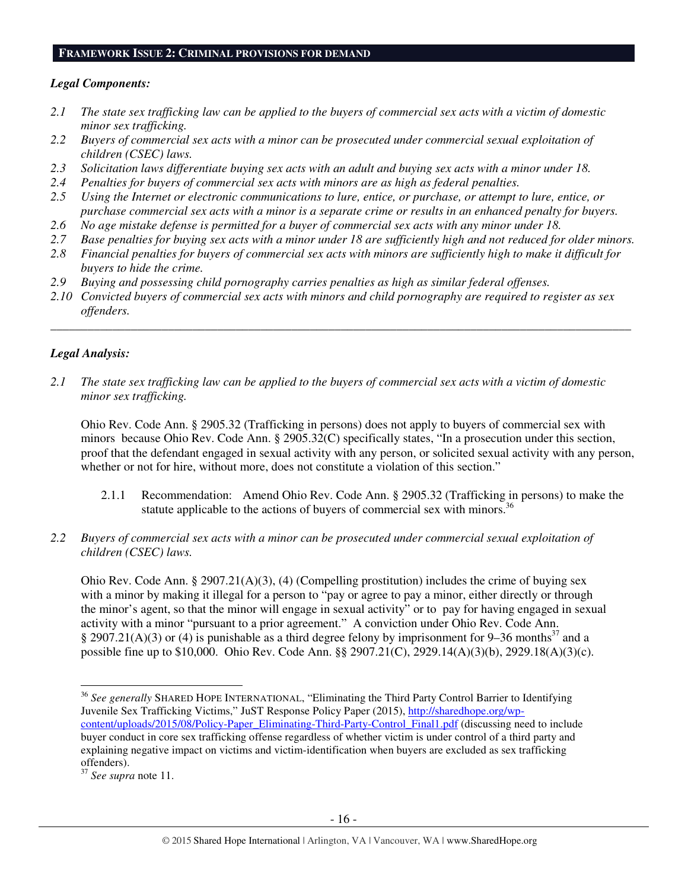**FRAMEWORK ISSUE 2: CRIMINAL PROVISIONS FOR DEMAND**

***Legal Components:***

*2.1 The state sex trafficking law can be applied to the buyers of commercial sex acts with a victim of domestic minor sex trafficking.*

*2.2 Buyers of commercial sex acts with a minor can be prosecuted under commercial sexual exploitation of children (CSEC) laws.*

*2.3 Solicitation laws differentiate buying sex acts with an adult and buying sex acts with a minor under 18.*

*2.4 Penalties for buyers of commercial sex acts with minors are as high as federal penalties.*

*2.5 Using the Internet or electronic communications to lure, entice, or purchase, or attempt to lure, entice, or purchase commercial sex acts with a minor is a separate crime or results in an enhanced penalty for buyers.*

*2.6 No age mistake defense is permitted for a buyer of commercial sex acts with any minor under 18.*

*2.7 Base penalties for buying sex acts with a minor under 18 are sufficiently high and not reduced for older minors.*

*2.8 Financial penalties for buyers of commercial sex acts with minors are sufficiently high to make it difficult for buyers to hide the crime.*

*2.9 Buying and possessing child pornography carries penalties as high as similar federal offenses.*

*2.10 Convicted buyers of commercial sex acts with minors and child pornography are required to register as sex offenders.*

---

***Legal Analysis:***

*2.1 The state sex trafficking law can be applied to the buyers of commercial sex acts with a victim of domestic minor sex trafficking.*

Ohio Rev. Code Ann. § 2905.32 (Trafficking in persons) does not apply to buyers of commercial sex with minors because Ohio Rev. Code Ann. § 2905.32(C) specifically states, "In a prosecution under this section, proof that the defendant engaged in sexual activity with any person, or solicited sexual activity with any person, whether or not for hire, without more, does not constitute a violation of this section."

2.1.1 Recommendation: Amend Ohio Rev. Code Ann. § 2905.32 (Trafficking in persons) to make the statute applicable to the actions of buyers of commercial sex with minors.[36]

*2.2 Buyers of commercial sex acts with a minor can be prosecuted under commercial sexual exploitation of children (CSEC) laws.*

Ohio Rev. Code Ann. § 2907.21(A)(3), (4) (Compelling prostitution) includes the crime of buying sex with a minor by making it illegal for a person to "pay or agree to pay a minor, either directly or through the minor's agent, so that the minor will engage in sexual activity" or to pay for having engaged in sexual activity with a minor "pursuant to a prior agreement." A conviction under Ohio Rev. Code Ann. § 2907.21(A)(3) or (4) is punishable as a third degree felony by imprisonment for 9–36 months[37] and a possible fine up to $10,000. Ohio Rev. Code Ann. §§ 2907.21(C), 2929.14(A)(3)(b), 2929.18(A)(3)(c).

---

[36] *See generally* SHARED HOPE INTERNATIONAL, "Eliminating the Third Party Control Barrier to Identifying Juvenile Sex Trafficking Victims," JuST Response Policy Paper (2015), http://sharedhope.org/wp-content/uploads/2015/08/Policy-Paper_Eliminating-Third-Party-Control_Final1.pdf (discussing need to include buyer conduct in core sex trafficking offense regardless of whether victim is under control of a third party and explaining negative impact on victims and victim-identification when buyers are excluded as sex trafficking offenders).

[37] *See supra* note 11.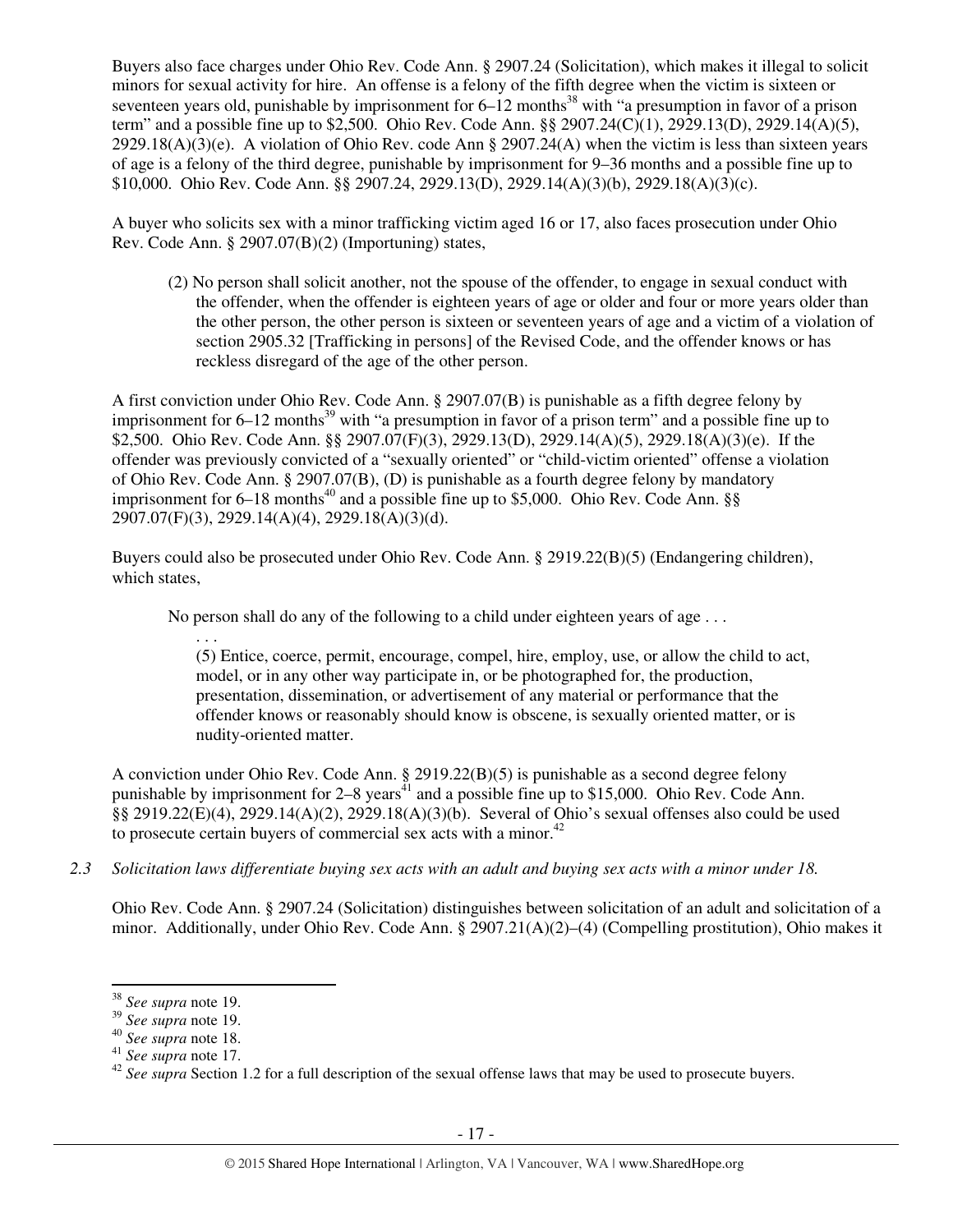Buyers also face charges under Ohio Rev. Code Ann. § 2907.24 (Solicitation), which makes it illegal to solicit minors for sexual activity for hire. An offense is a felony of the fifth degree when the victim is sixteen or seventeen years old, punishable by imprisonment for 6–12 months[38] with "a presumption in favor of a prison term" and a possible fine up to $2,500. Ohio Rev. Code Ann. §§ 2907.24(C)(1), 2929.13(D), 2929.14(A)(5), 2929.18(A)(3)(e). A violation of Ohio Rev. code Ann § 2907.24(A) when the victim is less than sixteen years of age is a felony of the third degree, punishable by imprisonment for 9–36 months and a possible fine up to $10,000. Ohio Rev. Code Ann. §§ 2907.24, 2929.13(D), 2929.14(A)(3)(b), 2929.18(A)(3)(c).

A buyer who solicits sex with a minor trafficking victim aged 16 or 17, also faces prosecution under Ohio Rev. Code Ann. § 2907.07(B)(2) (Importuning) states,

> (2) No person shall solicit another, not the spouse of the offender, to engage in sexual conduct with the offender, when the offender is eighteen years of age or older and four or more years older than the other person, the other person is sixteen or seventeen years of age and a victim of a violation of section 2905.32 [Trafficking in persons] of the Revised Code, and the offender knows or has reckless disregard of the age of the other person.

A first conviction under Ohio Rev. Code Ann. § 2907.07(B) is punishable as a fifth degree felony by imprisonment for 6–12 months[39] with "a presumption in favor of a prison term" and a possible fine up to $2,500. Ohio Rev. Code Ann. §§ 2907.07(F)(3), 2929.13(D), 2929.14(A)(5), 2929.18(A)(3)(e). If the offender was previously convicted of a "sexually oriented" or "child-victim oriented" offense a violation of Ohio Rev. Code Ann. § 2907.07(B), (D) is punishable as a fourth degree felony by mandatory imprisonment for 6–18 months[40] and a possible fine up to $5,000. Ohio Rev. Code Ann. §§ 2907.07(F)(3), 2929.14(A)(4), 2929.18(A)(3)(d).

Buyers could also be prosecuted under Ohio Rev. Code Ann. § 2919.22(B)(5) (Endangering children), which states,

> No person shall do any of the following to a child under eighteen years of age . . .
>
> . . .
>
> (5) Entice, coerce, permit, encourage, compel, hire, employ, use, or allow the child to act, model, or in any other way participate in, or be photographed for, the production, presentation, dissemination, or advertisement of any material or performance that the offender knows or reasonably should know is obscene, is sexually oriented matter, or is nudity-oriented matter.

A conviction under Ohio Rev. Code Ann. § 2919.22(B)(5) is punishable as a second degree felony punishable by imprisonment for 2–8 years[41] and a possible fine up to $15,000. Ohio Rev. Code Ann. §§ 2919.22(E)(4), 2929.14(A)(2), 2929.18(A)(3)(b). Several of Ohio's sexual offenses also could be used to prosecute certain buyers of commercial sex acts with a minor.[42]

*2.3 Solicitation laws differentiate buying sex acts with an adult and buying sex acts with a minor under 18.*

Ohio Rev. Code Ann. § 2907.24 (Solicitation) distinguishes between solicitation of an adult and solicitation of a minor. Additionally, under Ohio Rev. Code Ann. § 2907.21(A)(2)–(4) (Compelling prostitution), Ohio makes it

---

[38] *See supra* note 19.

[39] *See supra* note 19.

[40] *See supra* note 18.

[41] *See supra* note 17.

[42] *See supra* Section 1.2 for a full description of the sexual offense laws that may be used to prosecute buyers.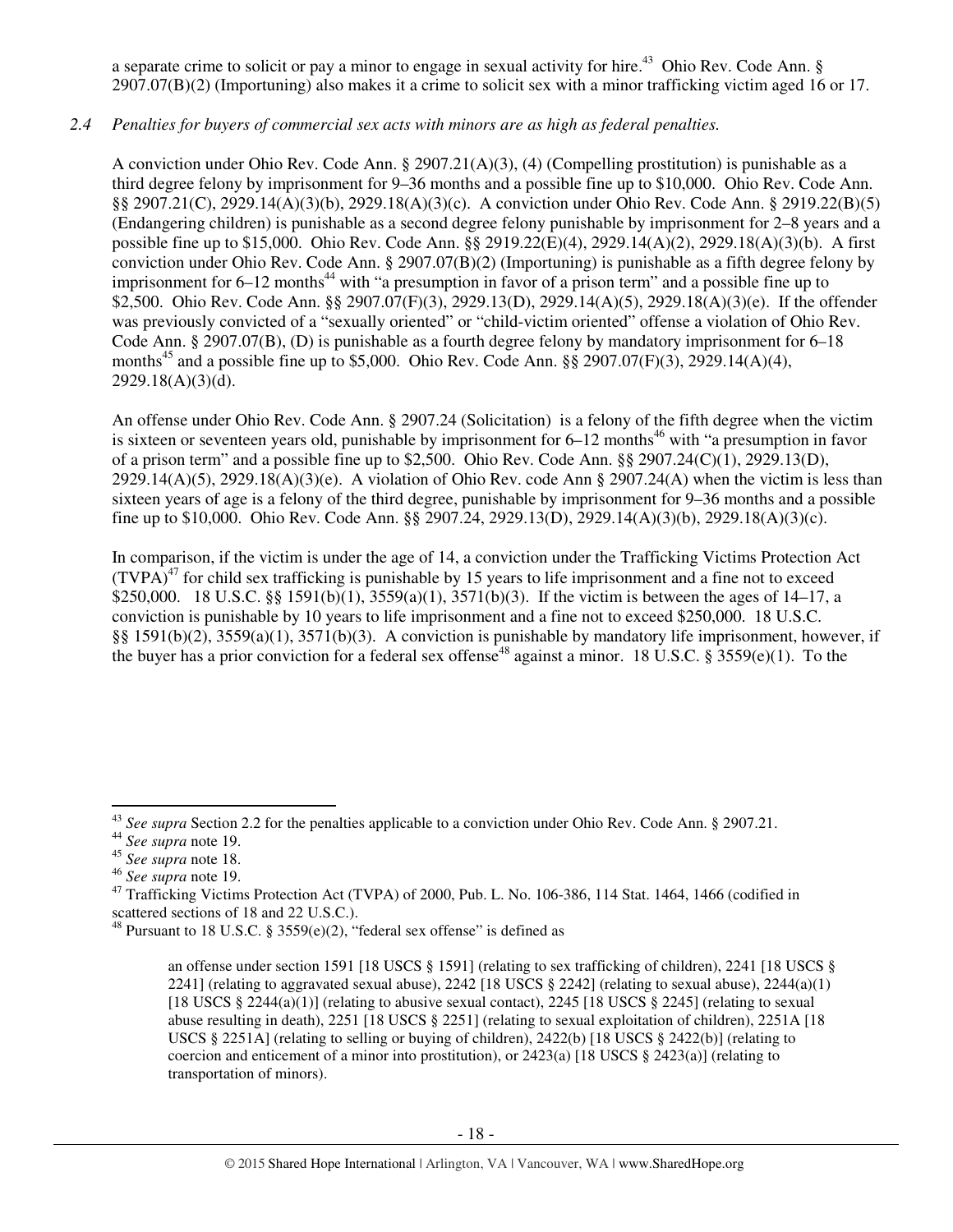a separate crime to solicit or pay a minor to engage in sexual activity for hire.[43] Ohio Rev. Code Ann. § 2907.07(B)(2) (Importuning) also makes it a crime to solicit sex with a minor trafficking victim aged 16 or 17.

*2.4 Penalties for buyers of commercial sex acts with minors are as high as federal penalties.*

A conviction under Ohio Rev. Code Ann. § 2907.21(A)(3), (4) (Compelling prostitution) is punishable as a third degree felony by imprisonment for 9–36 months and a possible fine up to $10,000. Ohio Rev. Code Ann. §§ 2907.21(C), 2929.14(A)(3)(b), 2929.18(A)(3)(c). A conviction under Ohio Rev. Code Ann. § 2919.22(B)(5) (Endangering children) is punishable as a second degree felony punishable by imprisonment for 2–8 years and a possible fine up to $15,000. Ohio Rev. Code Ann. §§ 2919.22(E)(4), 2929.14(A)(2), 2929.18(A)(3)(b). A first conviction under Ohio Rev. Code Ann. § 2907.07(B)(2) (Importuning) is punishable as a fifth degree felony by imprisonment for 6–12 months[44] with "a presumption in favor of a prison term" and a possible fine up to $2,500. Ohio Rev. Code Ann. §§ 2907.07(F)(3), 2929.13(D), 2929.14(A)(5), 2929.18(A)(3)(e). If the offender was previously convicted of a "sexually oriented" or "child-victim oriented" offense a violation of Ohio Rev. Code Ann. § 2907.07(B), (D) is punishable as a fourth degree felony by mandatory imprisonment for 6–18 months[45] and a possible fine up to $5,000. Ohio Rev. Code Ann. §§ 2907.07(F)(3), 2929.14(A)(4), 2929.18(A)(3)(d).

An offense under Ohio Rev. Code Ann. § 2907.24 (Solicitation) is a felony of the fifth degree when the victim is sixteen or seventeen years old, punishable by imprisonment for 6–12 months[46] with "a presumption in favor of a prison term" and a possible fine up to $2,500. Ohio Rev. Code Ann. §§ 2907.24(C)(1), 2929.13(D), 2929.14(A)(5), 2929.18(A)(3)(e). A violation of Ohio Rev. code Ann § 2907.24(A) when the victim is less than sixteen years of age is a felony of the third degree, punishable by imprisonment for 9–36 months and a possible fine up to $10,000. Ohio Rev. Code Ann. §§ 2907.24, 2929.13(D), 2929.14(A)(3)(b), 2929.18(A)(3)(c).

In comparison, if the victim is under the age of 14, a conviction under the Trafficking Victims Protection Act (TVPA)[47] for child sex trafficking is punishable by 15 years to life imprisonment and a fine not to exceed $250,000. 18 U.S.C. §§ 1591(b)(1), 3559(a)(1), 3571(b)(3). If the victim is between the ages of 14–17, a conviction is punishable by 10 years to life imprisonment and a fine not to exceed $250,000. 18 U.S.C. §§ 1591(b)(2), 3559(a)(1), 3571(b)(3). A conviction is punishable by mandatory life imprisonment, however, if the buyer has a prior conviction for a federal sex offense[48] against a minor. 18 U.S.C. § 3559(e)(1). To the

---

[43] *See supra* Section 2.2 for the penalties applicable to a conviction under Ohio Rev. Code Ann. § 2907.21.

[44] *See supra* note 19.

[45] *See supra* note 18.

[46] *See supra* note 19.

[47] Trafficking Victims Protection Act (TVPA) of 2000, Pub. L. No. 106-386, 114 Stat. 1464, 1466 (codified in scattered sections of 18 and 22 U.S.C.).

[48] Pursuant to 18 U.S.C. § 3559(e)(2), "federal sex offense" is defined as

> an offense under section 1591 [18 USCS § 1591] (relating to sex trafficking of children), 2241 [18 USCS § 2241] (relating to aggravated sexual abuse), 2242 [18 USCS § 2242] (relating to sexual abuse), 2244(a)(1) [18 USCS § 2244(a)(1)] (relating to abusive sexual contact), 2245 [18 USCS § 2245] (relating to sexual abuse resulting in death), 2251 [18 USCS § 2251] (relating to sexual exploitation of children), 2251A [18 USCS § 2251A] (relating to selling or buying of children), 2422(b) [18 USCS § 2422(b)] (relating to coercion and enticement of a minor into prostitution), or 2423(a) [18 USCS § 2423(a)] (relating to transportation of minors).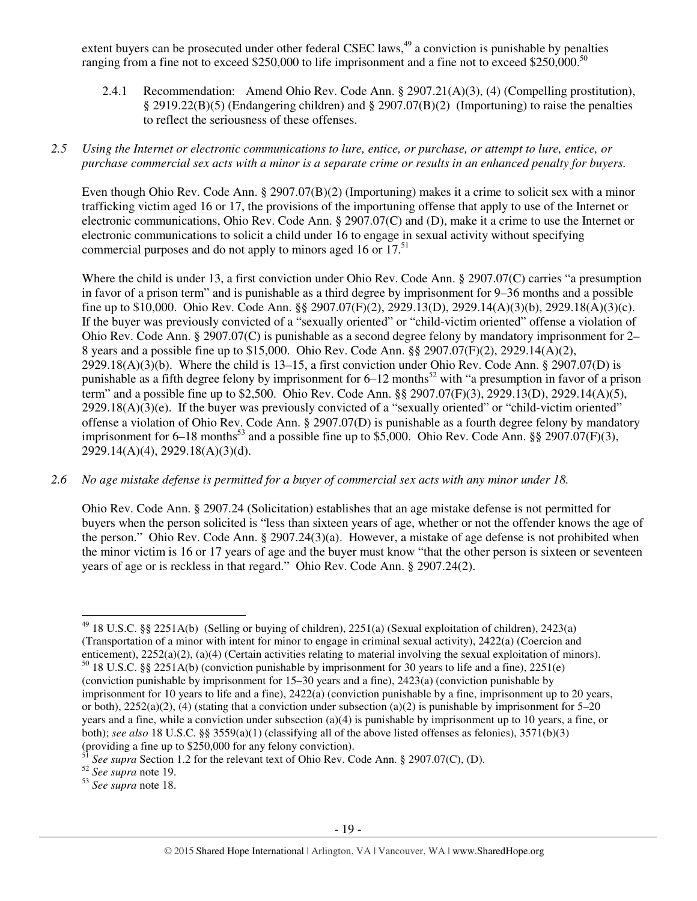extent buyers can be prosecuted under other federal CSEC laws,[49] a conviction is punishable by penalties ranging from a fine not to exceed $250,000 to life imprisonment and a fine not to exceed $250,000.[50]

2.4.1 Recommendation: Amend Ohio Rev. Code Ann. § 2907.21(A)(3), (4) (Compelling prostitution), § 2919.22(B)(5) (Endangering children) and § 2907.07(B)(2) (Importuning) to raise the penalties to reflect the seriousness of these offenses.

*2.5 Using the Internet or electronic communications to lure, entice, or purchase, or attempt to lure, entice, or purchase commercial sex acts with a minor is a separate crime or results in an enhanced penalty for buyers.*

Even though Ohio Rev. Code Ann. § 2907.07(B)(2) (Importuning) makes it a crime to solicit sex with a minor trafficking victim aged 16 or 17, the provisions of the importuning offense that apply to use of the Internet or electronic communications, Ohio Rev. Code Ann. § 2907.07(C) and (D), make it a crime to use the Internet or electronic communications to solicit a child under 16 to engage in sexual activity without specifying commercial purposes and do not apply to minors aged 16 or 17.[51]

Where the child is under 13, a first conviction under Ohio Rev. Code Ann. § 2907.07(C) carries "a presumption in favor of a prison term" and is punishable as a third degree by imprisonment for 9–36 months and a possible fine up to $10,000. Ohio Rev. Code Ann. §§ 2907.07(F)(2), 2929.13(D), 2929.14(A)(3)(b), 2929.18(A)(3)(c). If the buyer was previously convicted of a "sexually oriented" or "child-victim oriented" offense a violation of Ohio Rev. Code Ann. § 2907.07(C) is punishable as a second degree felony by mandatory imprisonment for 2–8 years and a possible fine up to $15,000. Ohio Rev. Code Ann. §§ 2907.07(F)(2), 2929.14(A)(2), 2929.18(A)(3)(b). Where the child is 13–15, a first conviction under Ohio Rev. Code Ann. § 2907.07(D) is punishable as a fifth degree felony by imprisonment for 6–12 months[52] with "a presumption in favor of a prison term" and a possible fine up to $2,500. Ohio Rev. Code Ann. §§ 2907.07(F)(3), 2929.13(D), 2929.14(A)(5), 2929.18(A)(3)(e). If the buyer was previously convicted of a "sexually oriented" or "child-victim oriented" offense a violation of Ohio Rev. Code Ann. § 2907.07(D) is punishable as a fourth degree felony by mandatory imprisonment for 6–18 months[53] and a possible fine up to $5,000. Ohio Rev. Code Ann. §§ 2907.07(F)(3), 2929.14(A)(4), 2929.18(A)(3)(d).

*2.6 No age mistake defense is permitted for a buyer of commercial sex acts with any minor under 18.*

Ohio Rev. Code Ann. § 2907.24 (Solicitation) establishes that an age mistake defense is not permitted for buyers when the person solicited is "less than sixteen years of age, whether or not the offender knows the age of the person." Ohio Rev. Code Ann. § 2907.24(3)(a). However, a mistake of age defense is not prohibited when the minor victim is 16 or 17 years of age and the buyer must know "that the other person is sixteen or seventeen years of age or is reckless in that regard." Ohio Rev. Code Ann. § 2907.24(2).

---

[49] 18 U.S.C. §§ 2251A(b) (Selling or buying of children), 2251(a) (Sexual exploitation of children), 2423(a) (Transportation of a minor with intent for minor to engage in criminal sexual activity), 2422(a) (Coercion and enticement), 2252(a)(2), (a)(4) (Certain activities relating to material involving the sexual exploitation of minors).

[50] 18 U.S.C. §§ 2251A(b) (conviction punishable by imprisonment for 30 years to life and a fine), 2251(e) (conviction punishable by imprisonment for 15–30 years and a fine), 2423(a) (conviction punishable by imprisonment for 10 years to life and a fine), 2422(a) (conviction punishable by a fine, imprisonment up to 20 years, or both), 2252(a)(2), (4) (stating that a conviction under subsection (a)(2) is punishable by imprisonment for 5–20 years and a fine, while a conviction under subsection (a)(4) is punishable by imprisonment up to 10 years, a fine, or both); *see also* 18 U.S.C. §§ 3559(a)(1) (classifying all of the above listed offenses as felonies), 3571(b)(3) (providing a fine up to $250,000 for any felony conviction).

[51] *See supra* Section 1.2 for the relevant text of Ohio Rev. Code Ann. § 2907.07(C), (D).

[52] *See supra* note 19.

[53] *See supra* note 18.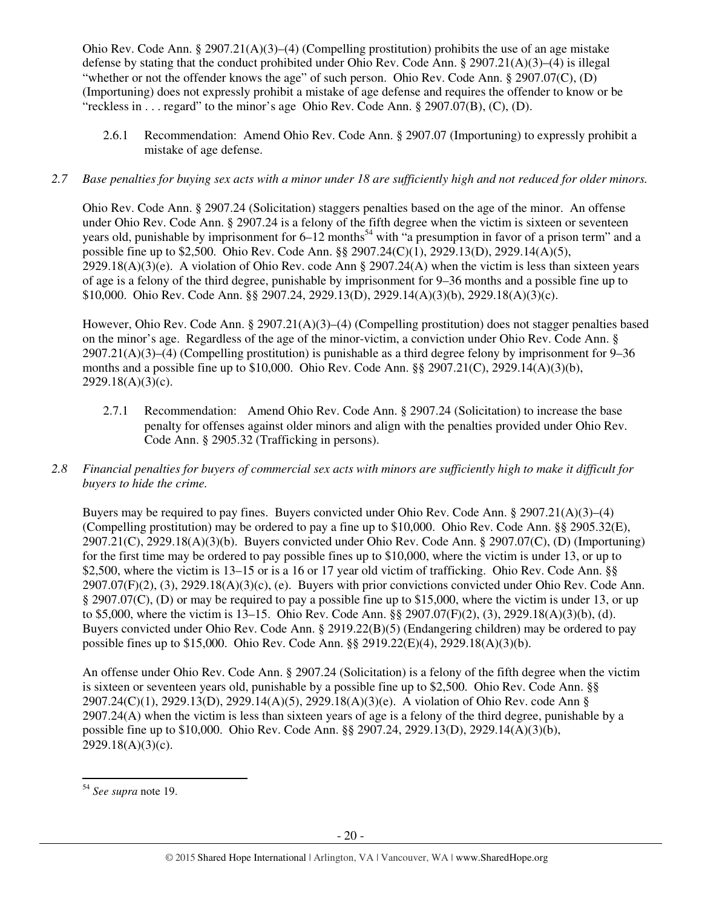Ohio Rev. Code Ann. § 2907.21(A)(3)–(4) (Compelling prostitution) prohibits the use of an age mistake defense by stating that the conduct prohibited under Ohio Rev. Code Ann. § 2907.21(A)(3)–(4) is illegal "whether or not the offender knows the age" of such person. Ohio Rev. Code Ann. § 2907.07(C), (D) (Importuning) does not expressly prohibit a mistake of age defense and requires the offender to know or be "reckless in . . . regard" to the minor's age Ohio Rev. Code Ann. § 2907.07(B), (C), (D).

2.6.1 Recommendation: Amend Ohio Rev. Code Ann. § 2907.07 (Importuning) to expressly prohibit a mistake of age defense.

*2.7 Base penalties for buying sex acts with a minor under 18 are sufficiently high and not reduced for older minors.*

Ohio Rev. Code Ann. § 2907.24 (Solicitation) staggers penalties based on the age of the minor. An offense under Ohio Rev. Code Ann. § 2907.24 is a felony of the fifth degree when the victim is sixteen or seventeen years old, punishable by imprisonment for 6–12 months[54] with "a presumption in favor of a prison term" and a possible fine up to $2,500. Ohio Rev. Code Ann. §§ 2907.24(C)(1), 2929.13(D), 2929.14(A)(5), 2929.18(A)(3)(e). A violation of Ohio Rev. code Ann § 2907.24(A) when the victim is less than sixteen years of age is a felony of the third degree, punishable by imprisonment for 9–36 months and a possible fine up to $10,000. Ohio Rev. Code Ann. §§ 2907.24, 2929.13(D), 2929.14(A)(3)(b), 2929.18(A)(3)(c).

However, Ohio Rev. Code Ann. § 2907.21(A)(3)–(4) (Compelling prostitution) does not stagger penalties based on the minor's age. Regardless of the age of the minor-victim, a conviction under Ohio Rev. Code Ann. § 2907.21(A)(3)–(4) (Compelling prostitution) is punishable as a third degree felony by imprisonment for 9–36 months and a possible fine up to $10,000. Ohio Rev. Code Ann. §§ 2907.21(C), 2929.14(A)(3)(b), 2929.18(A)(3)(c).

2.7.1 Recommendation: Amend Ohio Rev. Code Ann. § 2907.24 (Solicitation) to increase the base penalty for offenses against older minors and align with the penalties provided under Ohio Rev. Code Ann. § 2905.32 (Trafficking in persons).

*2.8 Financial penalties for buyers of commercial sex acts with minors are sufficiently high to make it difficult for buyers to hide the crime.*

Buyers may be required to pay fines. Buyers convicted under Ohio Rev. Code Ann. § 2907.21(A)(3)–(4) (Compelling prostitution) may be ordered to pay a fine up to $10,000. Ohio Rev. Code Ann. §§ 2905.32(E), 2907.21(C), 2929.18(A)(3)(b). Buyers convicted under Ohio Rev. Code Ann. § 2907.07(C), (D) (Importuning) for the first time may be ordered to pay possible fines up to $10,000, where the victim is under 13, or up to $2,500, where the victim is 13–15 or is a 16 or 17 year old victim of trafficking. Ohio Rev. Code Ann. §§ 2907.07(F)(2), (3), 2929.18(A)(3)(c), (e). Buyers with prior convictions convicted under Ohio Rev. Code Ann. § 2907.07(C), (D) or may be required to pay a possible fine up to $15,000, where the victim is under 13, or up to $5,000, where the victim is 13–15. Ohio Rev. Code Ann. §§ 2907.07(F)(2), (3), 2929.18(A)(3)(b), (d). Buyers convicted under Ohio Rev. Code Ann. § 2919.22(B)(5) (Endangering children) may be ordered to pay possible fines up to $15,000. Ohio Rev. Code Ann. §§ 2919.22(E)(4), 2929.18(A)(3)(b).

An offense under Ohio Rev. Code Ann. § 2907.24 (Solicitation) is a felony of the fifth degree when the victim is sixteen or seventeen years old, punishable by a possible fine up to $2,500. Ohio Rev. Code Ann. §§ 2907.24(C)(1), 2929.13(D), 2929.14(A)(5), 2929.18(A)(3)(e). A violation of Ohio Rev. code Ann § 2907.24(A) when the victim is less than sixteen years of age is a felony of the third degree, punishable by a possible fine up to $10,000. Ohio Rev. Code Ann. §§ 2907.24, 2929.13(D), 2929.14(A)(3)(b), 2929.18(A)(3)(c).

---

[54] *See supra* note 19.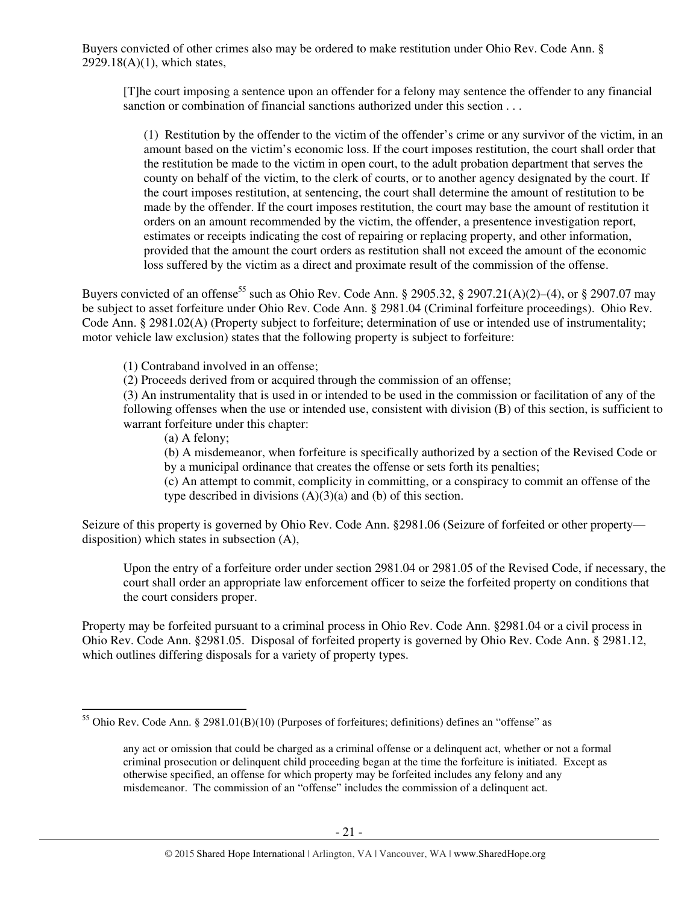Buyers convicted of other crimes also may be ordered to make restitution under Ohio Rev. Code Ann. § 2929.18(A)(1), which states,

> [T]he court imposing a sentence upon an offender for a felony may sentence the offender to any financial sanction or combination of financial sanctions authorized under this section . . .
>
> (1) Restitution by the offender to the victim of the offender's crime or any survivor of the victim, in an amount based on the victim's economic loss. If the court imposes restitution, the court shall order that the restitution be made to the victim in open court, to the adult probation department that serves the county on behalf of the victim, to the clerk of courts, or to another agency designated by the court. If the court imposes restitution, at sentencing, the court shall determine the amount of restitution to be made by the offender. If the court imposes restitution, the court may base the amount of restitution it orders on an amount recommended by the victim, the offender, a presentence investigation report, estimates or receipts indicating the cost of repairing or replacing property, and other information, provided that the amount the court orders as restitution shall not exceed the amount of the economic loss suffered by the victim as a direct and proximate result of the commission of the offense.

Buyers convicted of an offense[55] such as Ohio Rev. Code Ann. § 2905.32, § 2907.21(A)(2)–(4), or § 2907.07 may be subject to asset forfeiture under Ohio Rev. Code Ann. § 2981.04 (Criminal forfeiture proceedings). Ohio Rev. Code Ann. § 2981.02(A) (Property subject to forfeiture; determination of use or intended use of instrumentality; motor vehicle law exclusion) states that the following property is subject to forfeiture:

> (1) Contraband involved in an offense;
> (2) Proceeds derived from or acquired through the commission of an offense;
> (3) An instrumentality that is used in or intended to be used in the commission or facilitation of any of the following offenses when the use or intended use, consistent with division (B) of this section, is sufficient to warrant forfeiture under this chapter:
>
> > (a) A felony;
> > (b) A misdemeanor, when forfeiture is specifically authorized by a section of the Revised Code or by a municipal ordinance that creates the offense or sets forth its penalties;
> > (c) An attempt to commit, complicity in committing, or a conspiracy to commit an offense of the type described in divisions (A)(3)(a) and (b) of this section.

Seizure of this property is governed by Ohio Rev. Code Ann. §2981.06 (Seizure of forfeited or other property—disposition) which states in subsection (A),

> Upon the entry of a forfeiture order under section 2981.04 or 2981.05 of the Revised Code, if necessary, the court shall order an appropriate law enforcement officer to seize the forfeited property on conditions that the court considers proper.

Property may be forfeited pursuant to a criminal process in Ohio Rev. Code Ann. §2981.04 or a civil process in Ohio Rev. Code Ann. §2981.05. Disposal of forfeited property is governed by Ohio Rev. Code Ann. § 2981.12, which outlines differing disposals for a variety of property types.

---

[55] Ohio Rev. Code Ann. § 2981.01(B)(10) (Purposes of forfeitures; definitions) defines an "offense" as

> any act or omission that could be charged as a criminal offense or a delinquent act, whether or not a formal criminal prosecution or delinquent child proceeding began at the time the forfeiture is initiated. Except as otherwise specified, an offense for which property may be forfeited includes any felony and any misdemeanor. The commission of an "offense" includes the commission of a delinquent act.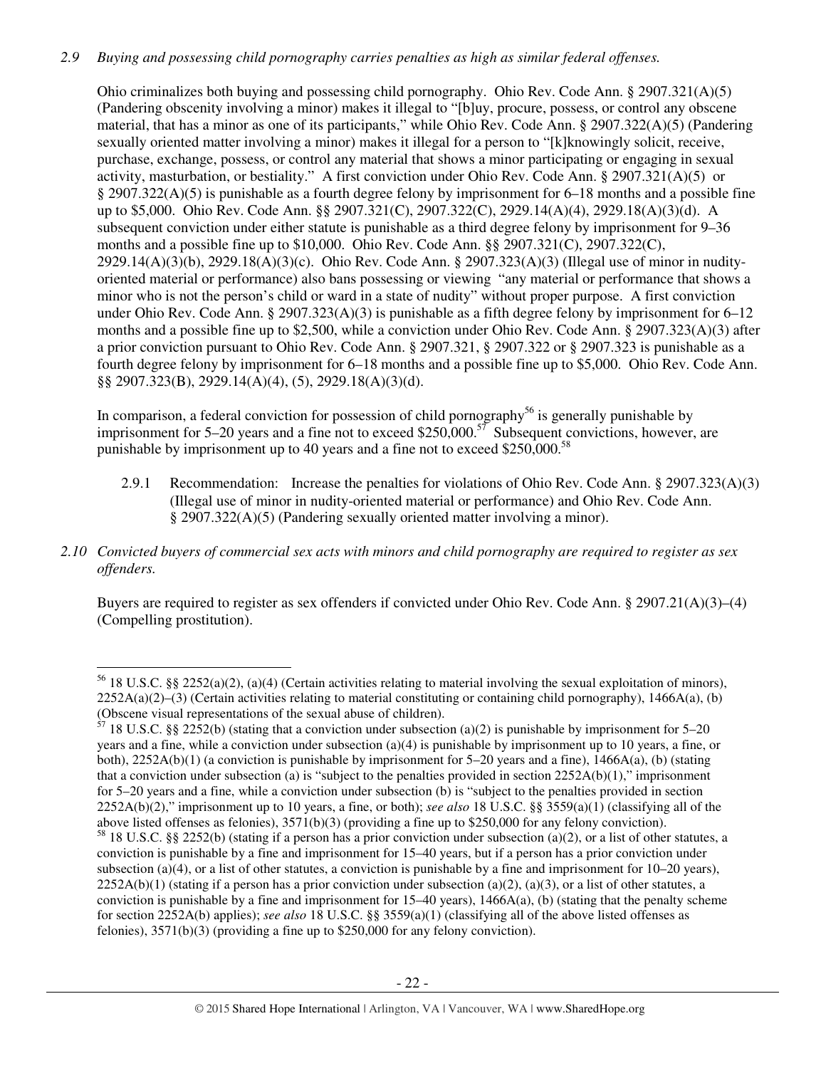*2.9 Buying and possessing child pornography carries penalties as high as similar federal offenses.*

Ohio criminalizes both buying and possessing child pornography. Ohio Rev. Code Ann. § 2907.321(A)(5) (Pandering obscenity involving a minor) makes it illegal to "[b]uy, procure, possess, or control any obscene material, that has a minor as one of its participants," while Ohio Rev. Code Ann. § 2907.322(A)(5) (Pandering sexually oriented matter involving a minor) makes it illegal for a person to "[k]knowingly solicit, receive, purchase, exchange, possess, or control any material that shows a minor participating or engaging in sexual activity, masturbation, or bestiality." A first conviction under Ohio Rev. Code Ann. § 2907.321(A)(5) or § 2907.322(A)(5) is punishable as a fourth degree felony by imprisonment for 6–18 months and a possible fine up to $5,000. Ohio Rev. Code Ann. §§ 2907.321(C), 2907.322(C), 2929.14(A)(4), 2929.18(A)(3)(d). A subsequent conviction under either statute is punishable as a third degree felony by imprisonment for 9–36 months and a possible fine up to $10,000. Ohio Rev. Code Ann. §§ 2907.321(C), 2907.322(C), 2929.14(A)(3)(b), 2929.18(A)(3)(c). Ohio Rev. Code Ann. § 2907.323(A)(3) (Illegal use of minor in nudity-oriented material or performance) also bans possessing or viewing "any material or performance that shows a minor who is not the person's child or ward in a state of nudity" without proper purpose. A first conviction under Ohio Rev. Code Ann. § 2907.323(A)(3) is punishable as a fifth degree felony by imprisonment for 6–12 months and a possible fine up to $2,500, while a conviction under Ohio Rev. Code Ann. § 2907.323(A)(3) after a prior conviction pursuant to Ohio Rev. Code Ann. § 2907.321, § 2907.322 or § 2907.323 is punishable as a fourth degree felony by imprisonment for 6–18 months and a possible fine up to $5,000. Ohio Rev. Code Ann. §§ 2907.323(B), 2929.14(A)(4), (5), 2929.18(A)(3)(d).

In comparison, a federal conviction for possession of child pornography[56] is generally punishable by imprisonment for 5–20 years and a fine not to exceed $250,000.[57] Subsequent convictions, however, are punishable by imprisonment up to 40 years and a fine not to exceed $250,000.[58]

2.9.1 Recommendation: Increase the penalties for violations of Ohio Rev. Code Ann. § 2907.323(A)(3) (Illegal use of minor in nudity-oriented material or performance) and Ohio Rev. Code Ann. § 2907.322(A)(5) (Pandering sexually oriented matter involving a minor).

*2.10 Convicted buyers of commercial sex acts with minors and child pornography are required to register as sex offenders.*

Buyers are required to register as sex offenders if convicted under Ohio Rev. Code Ann. § 2907.21(A)(3)–(4) (Compelling prostitution).

---

[56] 18 U.S.C. §§ 2252(a)(2), (a)(4) (Certain activities relating to material involving the sexual exploitation of minors), 2252A(a)(2)–(3) (Certain activities relating to material constituting or containing child pornography), 1466A(a), (b) (Obscene visual representations of the sexual abuse of children).

[57] 18 U.S.C. §§ 2252(b) (stating that a conviction under subsection (a)(2) is punishable by imprisonment for 5–20 years and a fine, while a conviction under subsection (a)(4) is punishable by imprisonment up to 10 years, a fine, or both), 2252A(b)(1) (a conviction is punishable by imprisonment for 5–20 years and a fine), 1466A(a), (b) (stating that a conviction under subsection (a) is "subject to the penalties provided in section 2252A(b)(1)," imprisonment for 5–20 years and a fine, while a conviction under subsection (b) is "subject to the penalties provided in section 2252A(b)(2)," imprisonment up to 10 years, a fine, or both); *see also* 18 U.S.C. §§ 3559(a)(1) (classifying all of the above listed offenses as felonies), 3571(b)(3) (providing a fine up to $250,000 for any felony conviction).

[58] 18 U.S.C. §§ 2252(b) (stating if a person has a prior conviction under subsection (a)(2), or a list of other statutes, a conviction is punishable by a fine and imprisonment for 15–40 years, but if a person has a prior conviction under subsection (a)(4), or a list of other statutes, a conviction is punishable by a fine and imprisonment for 10–20 years), 2252A(b)(1) (stating if a person has a prior conviction under subsection (a)(2), (a)(3), or a list of other statutes, a conviction is punishable by a fine and imprisonment for 15–40 years), 1466A(a), (b) (stating that the penalty scheme for section 2252A(b) applies); *see also* 18 U.S.C. §§ 3559(a)(1) (classifying all of the above listed offenses as felonies), 3571(b)(3) (providing a fine up to $250,000 for any felony conviction).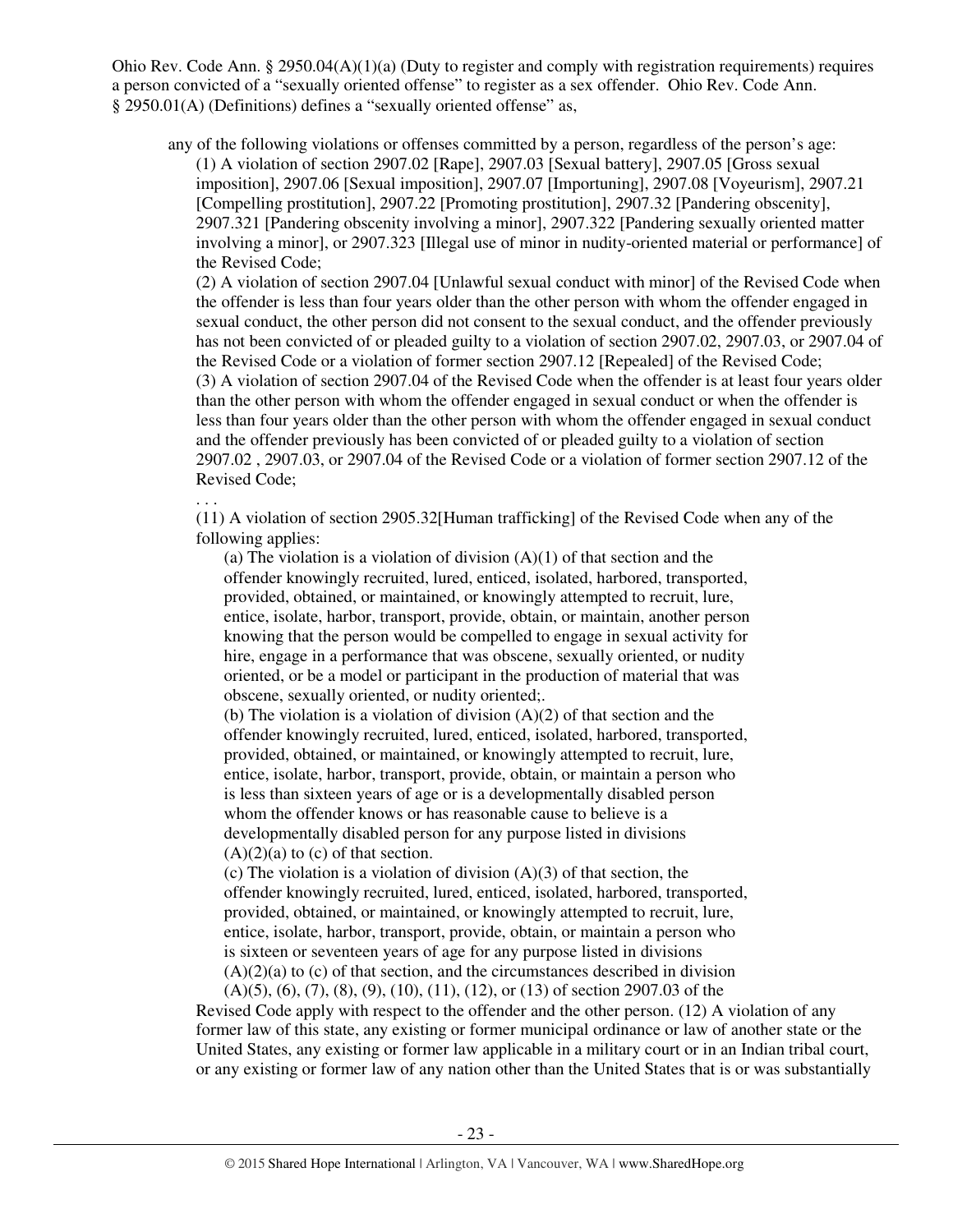Ohio Rev. Code Ann. § 2950.04(A)(1)(a) (Duty to register and comply with registration requirements) requires a person convicted of a "sexually oriented offense" to register as a sex offender. Ohio Rev. Code Ann. § 2950.01(A) (Definitions) defines a "sexually oriented offense" as,

> any of the following violations or offenses committed by a person, regardless of the person's age:
>
> (1) A violation of section 2907.02 [Rape], 2907.03 [Sexual battery], 2907.05 [Gross sexual imposition], 2907.06 [Sexual imposition], 2907.07 [Importuning], 2907.08 [Voyeurism], 2907.21 [Compelling prostitution], 2907.22 [Promoting prostitution], 2907.32 [Pandering obscenity], 2907.321 [Pandering obscenity involving a minor], 2907.322 [Pandering sexually oriented matter involving a minor], or 2907.323 [Illegal use of minor in nudity-oriented material or performance] of the Revised Code;
>
> (2) A violation of section 2907.04 [Unlawful sexual conduct with minor] of the Revised Code when the offender is less than four years older than the other person with whom the offender engaged in sexual conduct, the other person did not consent to the sexual conduct, and the offender previously has not been convicted of or pleaded guilty to a violation of section 2907.02, 2907.03, or 2907.04 of the Revised Code or a violation of former section 2907.12 [Repealed] of the Revised Code;
>
> (3) A violation of section 2907.04 of the Revised Code when the offender is at least four years older than the other person with whom the offender engaged in sexual conduct or when the offender is less than four years older than the other person with whom the offender engaged in sexual conduct and the offender previously has been convicted of or pleaded guilty to a violation of section 2907.02 , 2907.03, or 2907.04 of the Revised Code or a violation of former section 2907.12 of the Revised Code;
>
> . . .
>
> (11) A violation of section 2905.32[Human trafficking] of the Revised Code when any of the following applies:
>
> (a) The violation is a violation of division (A)(1) of that section and the offender knowingly recruited, lured, enticed, isolated, harbored, transported, provided, obtained, or maintained, or knowingly attempted to recruit, lure, entice, isolate, harbor, transport, provide, obtain, or maintain, another person knowing that the person would be compelled to engage in sexual activity for hire, engage in a performance that was obscene, sexually oriented, or nudity oriented, or be a model or participant in the production of material that was obscene, sexually oriented, or nudity oriented;.
>
> (b) The violation is a violation of division (A)(2) of that section and the offender knowingly recruited, lured, enticed, isolated, harbored, transported, provided, obtained, or maintained, or knowingly attempted to recruit, lure, entice, isolate, harbor, transport, provide, obtain, or maintain a person who is less than sixteen years of age or is a developmentally disabled person whom the offender knows or has reasonable cause to believe is a developmentally disabled person for any purpose listed in divisions (A)(2)(a) to (c) of that section.
>
> (c) The violation is a violation of division (A)(3) of that section, the offender knowingly recruited, lured, enticed, isolated, harbored, transported, provided, obtained, or maintained, or knowingly attempted to recruit, lure, entice, isolate, harbor, transport, provide, obtain, or maintain a person who is sixteen or seventeen years of age for any purpose listed in divisions (A)(2)(a) to (c) of that section, and the circumstances described in division (A)(5), (6), (7), (8), (9), (10), (11), (12), or (13) of section 2907.03 of the Revised Code apply with respect to the offender and the other person. (12) A violation of any former law of this state, any existing or former municipal ordinance or law of another state or the United States, any existing or former law applicable in a military court or in an Indian tribal court, or any existing or former law of any nation other than the United States that is or was substantially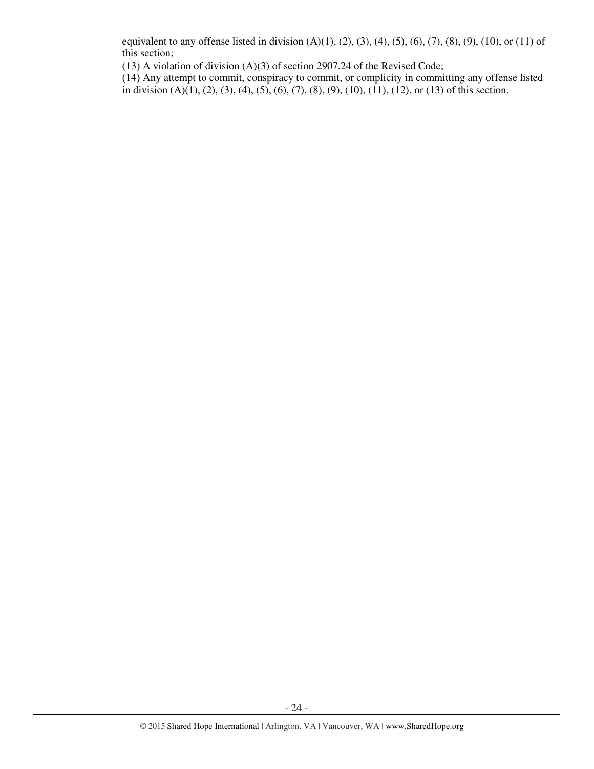equivalent to any offense listed in division (A)(1), (2), (3), (4), (5), (6), (7), (8), (9), (10), or (11) of this section;

(13) A violation of division (A)(3) of section 2907.24 of the Revised Code;

(14) Any attempt to commit, conspiracy to commit, or complicity in committing any offense listed in division (A)(1), (2), (3), (4), (5), (6), (7), (8), (9), (10), (11), (12), or (13) of this section.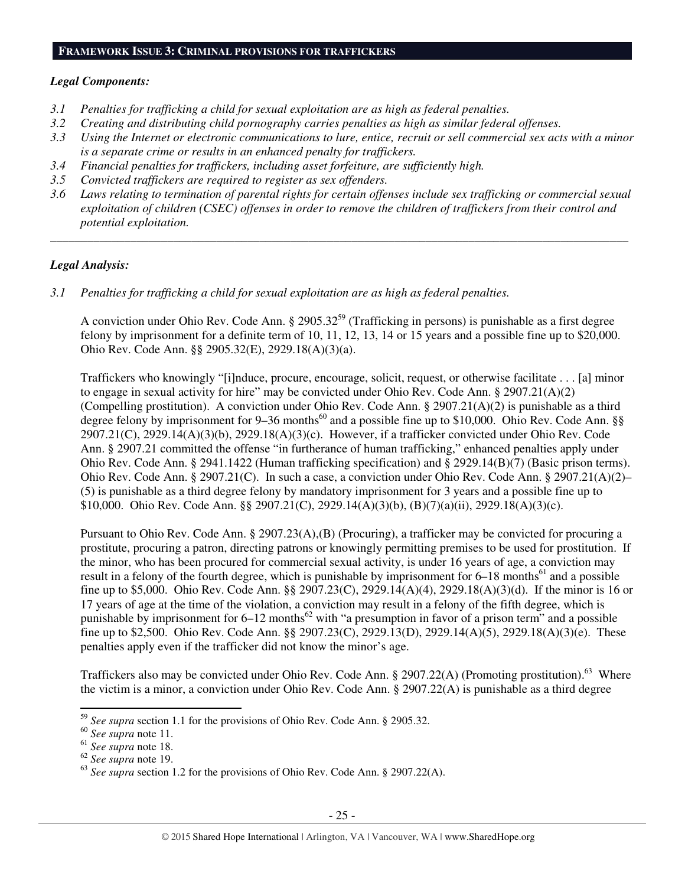## FRAMEWORK ISSUE 3: CRIMINAL PROVISIONS FOR TRAFFICKERS

***Legal Components:***

*3.1 Penalties for trafficking a child for sexual exploitation are as high as federal penalties.*
*3.2 Creating and distributing child pornography carries penalties as high as similar federal offenses.*
*3.3 Using the Internet or electronic communications to lure, entice, recruit or sell commercial sex acts with a minor is a separate crime or results in an enhanced penalty for traffickers.*
*3.4 Financial penalties for traffickers, including asset forfeiture, are sufficiently high.*
*3.5 Convicted traffickers are required to register as sex offenders.*
*3.6 Laws relating to termination of parental rights for certain offenses include sex trafficking or commercial sexual exploitation of children (CSEC) offenses in order to remove the children of traffickers from their control and potential exploitation.*

---

***Legal Analysis:***

*3.1 Penalties for trafficking a child for sexual exploitation are as high as federal penalties.*

A conviction under Ohio Rev. Code Ann. § 2905.32[59] (Trafficking in persons) is punishable as a first degree felony by imprisonment for a definite term of 10, 11, 12, 13, 14 or 15 years and a possible fine up to $20,000. Ohio Rev. Code Ann. §§ 2905.32(E), 2929.18(A)(3)(a).

Traffickers who knowingly "[i]nduce, procure, encourage, solicit, request, or otherwise facilitate . . . [a] minor to engage in sexual activity for hire" may be convicted under Ohio Rev. Code Ann. § 2907.21(A)(2) (Compelling prostitution). A conviction under Ohio Rev. Code Ann. § 2907.21(A)(2) is punishable as a third degree felony by imprisonment for 9–36 months[60] and a possible fine up to $10,000. Ohio Rev. Code Ann. §§ 2907.21(C), 2929.14(A)(3)(b), 2929.18(A)(3)(c). However, if a trafficker convicted under Ohio Rev. Code Ann. § 2907.21 committed the offense "in furtherance of human trafficking," enhanced penalties apply under Ohio Rev. Code Ann. § 2941.1422 (Human trafficking specification) and § 2929.14(B)(7) (Basic prison terms). Ohio Rev. Code Ann. § 2907.21(C). In such a case, a conviction under Ohio Rev. Code Ann. § 2907.21(A)(2)–(5) is punishable as a third degree felony by mandatory imprisonment for 3 years and a possible fine up to $10,000. Ohio Rev. Code Ann. §§ 2907.21(C), 2929.14(A)(3)(b), (B)(7)(a)(ii), 2929.18(A)(3)(c).

Pursuant to Ohio Rev. Code Ann. § 2907.23(A),(B) (Procuring), a trafficker may be convicted for procuring a prostitute, procuring a patron, directing patrons or knowingly permitting premises to be used for prostitution. If the minor, who has been procured for commercial sexual activity, is under 16 years of age, a conviction may result in a felony of the fourth degree, which is punishable by imprisonment for 6–18 months[61] and a possible fine up to $5,000. Ohio Rev. Code Ann. §§ 2907.23(C), 2929.14(A)(4), 2929.18(A)(3)(d). If the minor is 16 or 17 years of age at the time of the violation, a conviction may result in a felony of the fifth degree, which is punishable by imprisonment for 6–12 months[62] with "a presumption in favor of a prison term" and a possible fine up to $2,500. Ohio Rev. Code Ann. §§ 2907.23(C), 2929.13(D), 2929.14(A)(5), 2929.18(A)(3)(e). These penalties apply even if the trafficker did not know the minor's age.

Traffickers also may be convicted under Ohio Rev. Code Ann. § 2907.22(A) (Promoting prostitution).[63] Where the victim is a minor, a conviction under Ohio Rev. Code Ann. § 2907.22(A) is punishable as a third degree

---

[59] *See supra* section 1.1 for the provisions of Ohio Rev. Code Ann. § 2905.32.
[60] *See supra* note 11.
[61] *See supra* note 18.
[62] *See supra* note 19.
[63] *See supra* section 1.2 for the provisions of Ohio Rev. Code Ann. § 2907.22(A).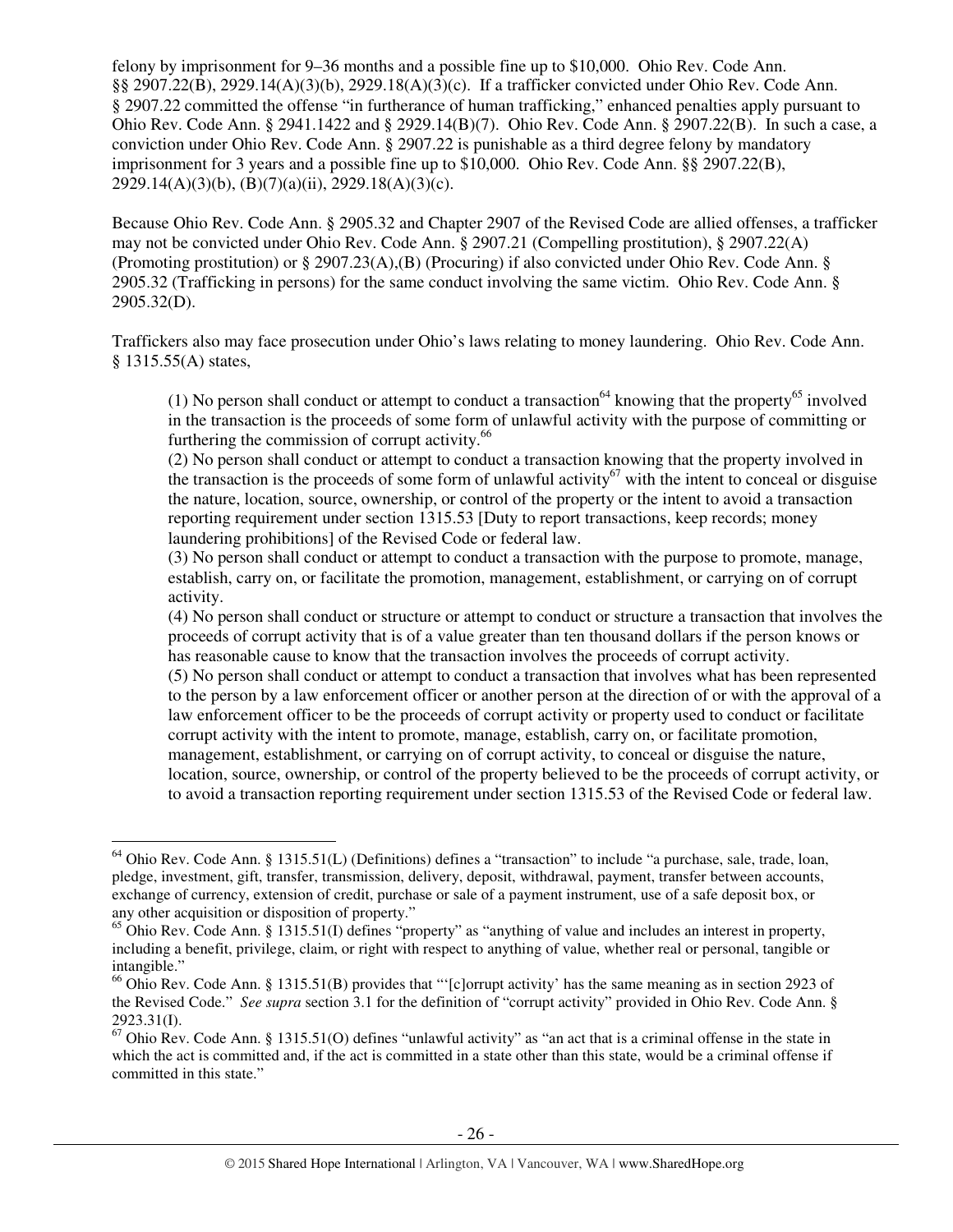felony by imprisonment for 9–36 months and a possible fine up to $10,000. Ohio Rev. Code Ann. §§ 2907.22(B), 2929.14(A)(3)(b), 2929.18(A)(3)(c). If a trafficker convicted under Ohio Rev. Code Ann. § 2907.22 committed the offense "in furtherance of human trafficking," enhanced penalties apply pursuant to Ohio Rev. Code Ann. § 2941.1422 and § 2929.14(B)(7). Ohio Rev. Code Ann. § 2907.22(B). In such a case, a conviction under Ohio Rev. Code Ann. § 2907.22 is punishable as a third degree felony by mandatory imprisonment for 3 years and a possible fine up to $10,000. Ohio Rev. Code Ann. §§ 2907.22(B), 2929.14(A)(3)(b), (B)(7)(a)(ii), 2929.18(A)(3)(c).

Because Ohio Rev. Code Ann. § 2905.32 and Chapter 2907 of the Revised Code are allied offenses, a trafficker may not be convicted under Ohio Rev. Code Ann. § 2907.21 (Compelling prostitution), § 2907.22(A) (Promoting prostitution) or § 2907.23(A),(B) (Procuring) if also convicted under Ohio Rev. Code Ann. § 2905.32 (Trafficking in persons) for the same conduct involving the same victim. Ohio Rev. Code Ann. § 2905.32(D).

Traffickers also may face prosecution under Ohio's laws relating to money laundering. Ohio Rev. Code Ann. § 1315.55(A) states,

> (1) No person shall conduct or attempt to conduct a transaction[64] knowing that the property[65] involved in the transaction is the proceeds of some form of unlawful activity with the purpose of committing or furthering the commission of corrupt activity.[66]
> (2) No person shall conduct or attempt to conduct a transaction knowing that the property involved in the transaction is the proceeds of some form of unlawful activity[67] with the intent to conceal or disguise the nature, location, source, ownership, or control of the property or the intent to avoid a transaction reporting requirement under section 1315.53 [Duty to report transactions, keep records; money laundering prohibitions] of the Revised Code or federal law.
> (3) No person shall conduct or attempt to conduct a transaction with the purpose to promote, manage, establish, carry on, or facilitate the promotion, management, establishment, or carrying on of corrupt activity.
> (4) No person shall conduct or structure or attempt to conduct or structure a transaction that involves the proceeds of corrupt activity that is of a value greater than ten thousand dollars if the person knows or has reasonable cause to know that the transaction involves the proceeds of corrupt activity.
> (5) No person shall conduct or attempt to conduct a transaction that involves what has been represented to the person by a law enforcement officer or another person at the direction of or with the approval of a law enforcement officer to be the proceeds of corrupt activity or property used to conduct or facilitate corrupt activity with the intent to promote, manage, establish, carry on, or facilitate promotion, management, establishment, or carrying on of corrupt activity, to conceal or disguise the nature, location, source, ownership, or control of the property believed to be the proceeds of corrupt activity, or to avoid a transaction reporting requirement under section 1315.53 of the Revised Code or federal law.

---

[64] Ohio Rev. Code Ann. § 1315.51(L) (Definitions) defines a "transaction" to include "a purchase, sale, trade, loan, pledge, investment, gift, transfer, transmission, delivery, deposit, withdrawal, payment, transfer between accounts, exchange of currency, extension of credit, purchase or sale of a payment instrument, use of a safe deposit box, or any other acquisition or disposition of property."

[65] Ohio Rev. Code Ann. § 1315.51(I) defines "property" as "anything of value and includes an interest in property, including a benefit, privilege, claim, or right with respect to anything of value, whether real or personal, tangible or intangible."

[66] Ohio Rev. Code Ann. § 1315.51(B) provides that "'[c]orrupt activity' has the same meaning as in section 2923 of the Revised Code." *See supra* section 3.1 for the definition of "corrupt activity" provided in Ohio Rev. Code Ann. § 2923.31(I).

[67] Ohio Rev. Code Ann. § 1315.51(O) defines "unlawful activity" as "an act that is a criminal offense in the state in which the act is committed and, if the act is committed in a state other than this state, would be a criminal offense if committed in this state."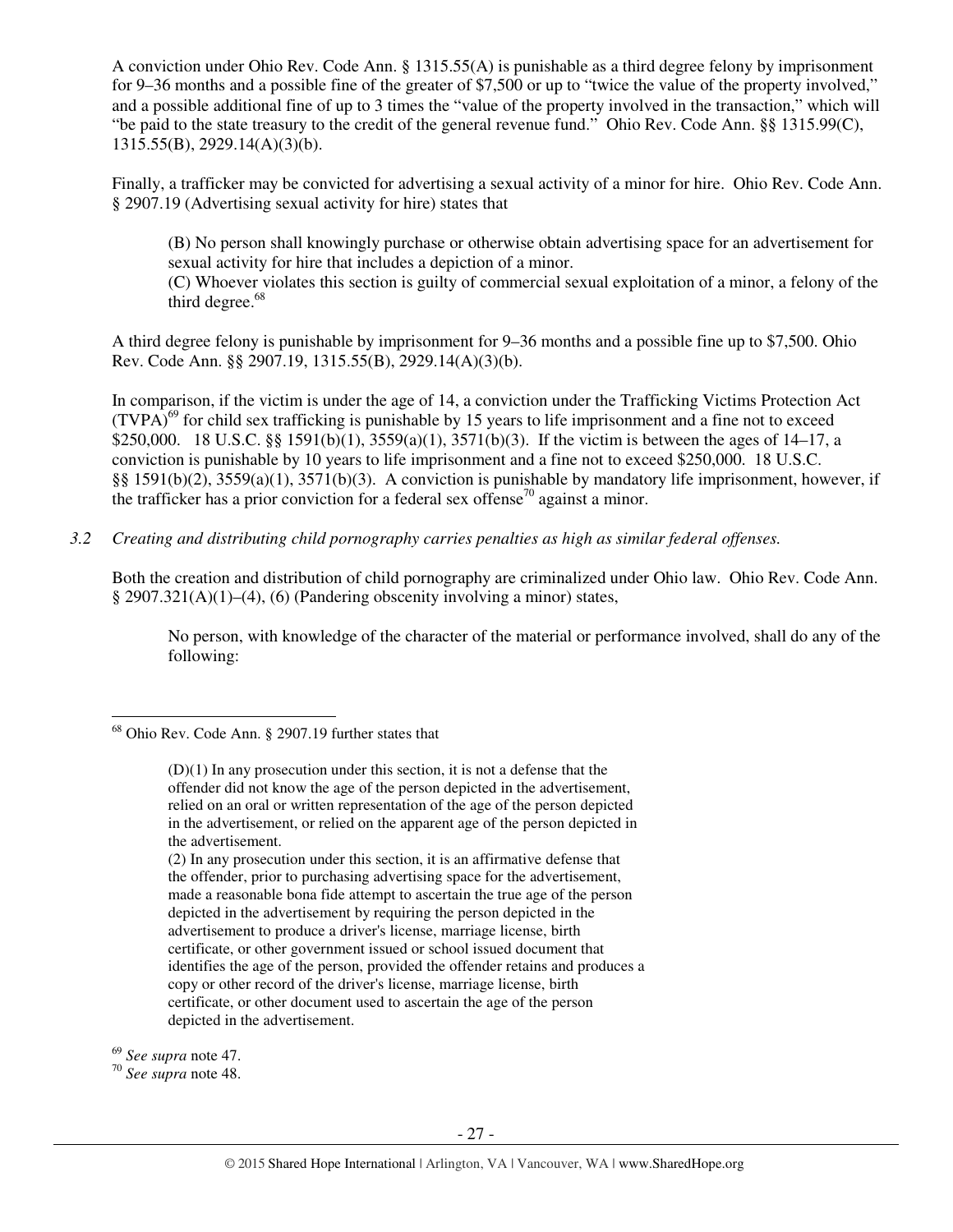A conviction under Ohio Rev. Code Ann. § 1315.55(A) is punishable as a third degree felony by imprisonment for 9–36 months and a possible fine of the greater of $7,500 or up to "twice the value of the property involved," and a possible additional fine of up to 3 times the "value of the property involved in the transaction," which will "be paid to the state treasury to the credit of the general revenue fund." Ohio Rev. Code Ann. §§ 1315.99(C), 1315.55(B), 2929.14(A)(3)(b).

Finally, a trafficker may be convicted for advertising a sexual activity of a minor for hire. Ohio Rev. Code Ann. § 2907.19 (Advertising sexual activity for hire) states that

> (B) No person shall knowingly purchase or otherwise obtain advertising space for an advertisement for sexual activity for hire that includes a depiction of a minor.
> (C) Whoever violates this section is guilty of commercial sexual exploitation of a minor, a felony of the third degree.[68]

A third degree felony is punishable by imprisonment for 9–36 months and a possible fine up to $7,500. Ohio Rev. Code Ann. §§ 2907.19, 1315.55(B), 2929.14(A)(3)(b).

In comparison, if the victim is under the age of 14, a conviction under the Trafficking Victims Protection Act (TVPA)[69] for child sex trafficking is punishable by 15 years to life imprisonment and a fine not to exceed $250,000. 18 U.S.C. §§ 1591(b)(1), 3559(a)(1), 3571(b)(3). If the victim is between the ages of 14–17, a conviction is punishable by 10 years to life imprisonment and a fine not to exceed $250,000. 18 U.S.C. §§ 1591(b)(2), 3559(a)(1), 3571(b)(3). A conviction is punishable by mandatory life imprisonment, however, if the trafficker has a prior conviction for a federal sex offense[70] against a minor.

*3.2 Creating and distributing child pornography carries penalties as high as similar federal offenses.*

Both the creation and distribution of child pornography are criminalized under Ohio law. Ohio Rev. Code Ann. § 2907.321(A)(1)–(4), (6) (Pandering obscenity involving a minor) states,

> No person, with knowledge of the character of the material or performance involved, shall do any of the following:

---

[68] Ohio Rev. Code Ann. § 2907.19 further states that

> (D)(1) In any prosecution under this section, it is not a defense that the offender did not know the age of the person depicted in the advertisement, relied on an oral or written representation of the age of the person depicted in the advertisement, or relied on the apparent age of the person depicted in the advertisement.
> (2) In any prosecution under this section, it is an affirmative defense that the offender, prior to purchasing advertising space for the advertisement, made a reasonable bona fide attempt to ascertain the true age of the person depicted in the advertisement by requiring the person depicted in the advertisement to produce a driver's license, marriage license, birth certificate, or other government issued or school issued document that identifies the age of the person, provided the offender retains and produces a copy or other record of the driver's license, marriage license, birth certificate, or other document used to ascertain the age of the person depicted in the advertisement.

[69] *See supra* note 47.

[70] *See supra* note 48.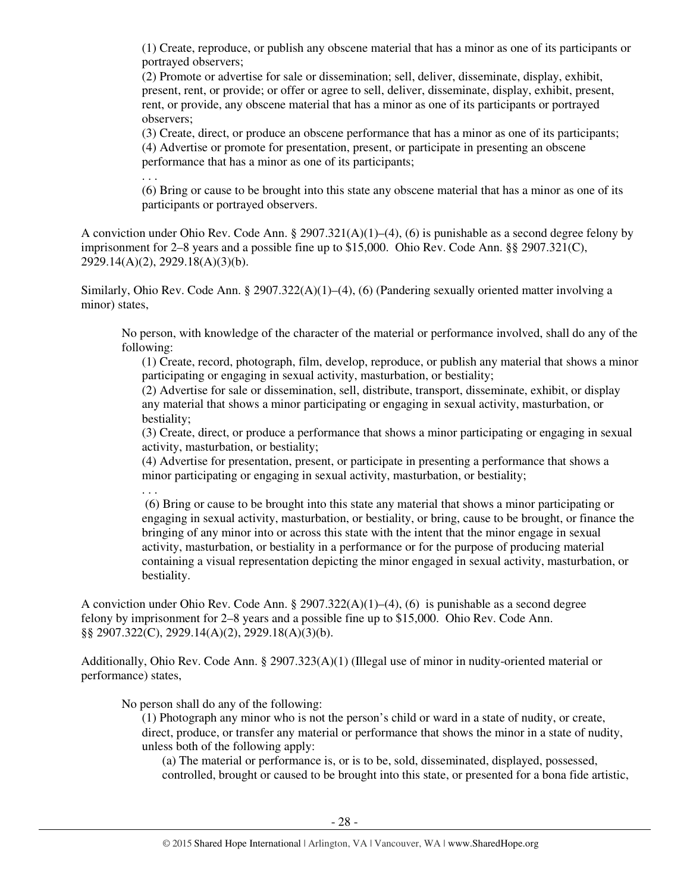> (1) Create, reproduce, or publish any obscene material that has a minor as one of its participants or portrayed observers;
> (2) Promote or advertise for sale or dissemination; sell, deliver, disseminate, display, exhibit, present, rent, or provide; or offer or agree to sell, deliver, disseminate, display, exhibit, present, rent, or provide, any obscene material that has a minor as one of its participants or portrayed observers;
> (3) Create, direct, or produce an obscene performance that has a minor as one of its participants;
> (4) Advertise or promote for presentation, present, or participate in presenting an obscene performance that has a minor as one of its participants;
> . . .
> (6) Bring or cause to be brought into this state any obscene material that has a minor as one of its participants or portrayed observers.

A conviction under Ohio Rev. Code Ann. § 2907.321(A)(1)–(4), (6) is punishable as a second degree felony by imprisonment for 2–8 years and a possible fine up to $15,000. Ohio Rev. Code Ann. §§ 2907.321(C), 2929.14(A)(2), 2929.18(A)(3)(b).

Similarly, Ohio Rev. Code Ann. § 2907.322(A)(1)–(4), (6) (Pandering sexually oriented matter involving a minor) states,

> No person, with knowledge of the character of the material or performance involved, shall do any of the following:
> (1) Create, record, photograph, film, develop, reproduce, or publish any material that shows a minor participating or engaging in sexual activity, masturbation, or bestiality;
> (2) Advertise for sale or dissemination, sell, distribute, transport, disseminate, exhibit, or display any material that shows a minor participating or engaging in sexual activity, masturbation, or bestiality;
> (3) Create, direct, or produce a performance that shows a minor participating or engaging in sexual activity, masturbation, or bestiality;
> (4) Advertise for presentation, present, or participate in presenting a performance that shows a minor participating or engaging in sexual activity, masturbation, or bestiality;
> . . .
> (6) Bring or cause to be brought into this state any material that shows a minor participating or engaging in sexual activity, masturbation, or bestiality, or bring, cause to be brought, or finance the bringing of any minor into or across this state with the intent that the minor engage in sexual activity, masturbation, or bestiality in a performance or for the purpose of producing material containing a visual representation depicting the minor engaged in sexual activity, masturbation, or bestiality.

A conviction under Ohio Rev. Code Ann. § 2907.322(A)(1)–(4), (6) is punishable as a second degree felony by imprisonment for 2–8 years and a possible fine up to $15,000. Ohio Rev. Code Ann. §§ 2907.322(C), 2929.14(A)(2), 2929.18(A)(3)(b).

Additionally, Ohio Rev. Code Ann. § 2907.323(A)(1) (Illegal use of minor in nudity-oriented material or performance) states,

> No person shall do any of the following:
> (1) Photograph any minor who is not the person's child or ward in a state of nudity, or create, direct, produce, or transfer any material or performance that shows the minor in a state of nudity, unless both of the following apply:
> (a) The material or performance is, or is to be, sold, disseminated, displayed, possessed, controlled, brought or caused to be brought into this state, or presented for a bona fide artistic,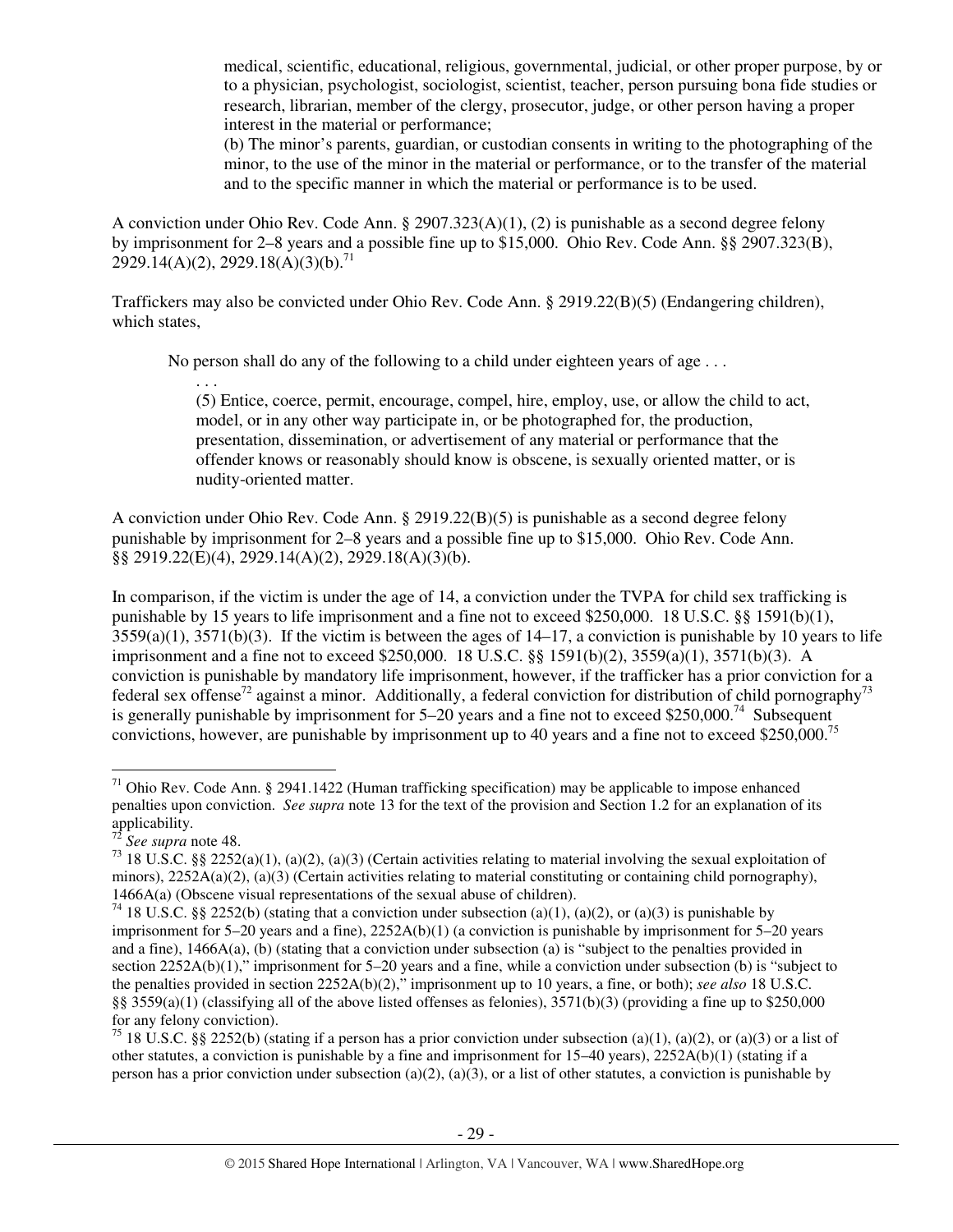medical, scientific, educational, religious, governmental, judicial, or other proper purpose, by or to a physician, psychologist, sociologist, scientist, teacher, person pursuing bona fide studies or research, librarian, member of the clergy, prosecutor, judge, or other person having a proper interest in the material or performance;
(b) The minor's parents, guardian, or custodian consents in writing to the photographing of the minor, to the use of the minor in the material or performance, or to the transfer of the material and to the specific manner in which the material or performance is to be used.

A conviction under Ohio Rev. Code Ann. § 2907.323(A)(1), (2) is punishable as a second degree felony by imprisonment for 2–8 years and a possible fine up to $15,000. Ohio Rev. Code Ann. §§ 2907.323(B), 2929.14(A)(2), 2929.18(A)(3)(b).[71]

Traffickers may also be convicted under Ohio Rev. Code Ann. § 2919.22(B)(5) (Endangering children), which states,

> No person shall do any of the following to a child under eighteen years of age . . .
>
> . . .
>
> (5) Entice, coerce, permit, encourage, compel, hire, employ, use, or allow the child to act, model, or in any other way participate in, or be photographed for, the production, presentation, dissemination, or advertisement of any material or performance that the offender knows or reasonably should know is obscene, is sexually oriented matter, or is nudity-oriented matter.

A conviction under Ohio Rev. Code Ann. § 2919.22(B)(5) is punishable as a second degree felony punishable by imprisonment for 2–8 years and a possible fine up to $15,000. Ohio Rev. Code Ann. §§ 2919.22(E)(4), 2929.14(A)(2), 2929.18(A)(3)(b).

In comparison, if the victim is under the age of 14, a conviction under the TVPA for child sex trafficking is punishable by 15 years to life imprisonment and a fine not to exceed $250,000. 18 U.S.C. §§ 1591(b)(1), 3559(a)(1), 3571(b)(3). If the victim is between the ages of 14–17, a conviction is punishable by 10 years to life imprisonment and a fine not to exceed $250,000. 18 U.S.C. §§ 1591(b)(2), 3559(a)(1), 3571(b)(3). A conviction is punishable by mandatory life imprisonment, however, if the trafficker has a prior conviction for a federal sex offense[72] against a minor. Additionally, a federal conviction for distribution of child pornography[73] is generally punishable by imprisonment for 5–20 years and a fine not to exceed $250,000.[74] Subsequent convictions, however, are punishable by imprisonment up to 40 years and a fine not to exceed $250,000.[75]

---

[71] Ohio Rev. Code Ann. § 2941.1422 (Human trafficking specification) may be applicable to impose enhanced penalties upon conviction. *See supra* note 13 for the text of the provision and Section 1.2 for an explanation of its applicability.

[72] *See supra* note 48.

[73] 18 U.S.C. §§ 2252(a)(1), (a)(2), (a)(3) (Certain activities relating to material involving the sexual exploitation of minors), 2252A(a)(2), (a)(3) (Certain activities relating to material constituting or containing child pornography), 1466A(a) (Obscene visual representations of the sexual abuse of children).

[74] 18 U.S.C. §§ 2252(b) (stating that a conviction under subsection (a)(1), (a)(2), or (a)(3) is punishable by imprisonment for 5–20 years and a fine), 2252A(b)(1) (a conviction is punishable by imprisonment for 5–20 years and a fine), 1466A(a), (b) (stating that a conviction under subsection (a) is "subject to the penalties provided in section 2252A(b)(1)," imprisonment for 5–20 years and a fine, while a conviction under subsection (b) is "subject to the penalties provided in section 2252A(b)(2)," imprisonment up to 10 years, a fine, or both); *see also* 18 U.S.C. §§ 3559(a)(1) (classifying all of the above listed offenses as felonies), 3571(b)(3) (providing a fine up to $250,000 for any felony conviction).

[75] 18 U.S.C. §§ 2252(b) (stating if a person has a prior conviction under subsection (a)(1), (a)(2), or (a)(3) or a list of other statutes, a conviction is punishable by a fine and imprisonment for 15–40 years), 2252A(b)(1) (stating if a person has a prior conviction under subsection (a)(2), (a)(3), or a list of other statutes, a conviction is punishable by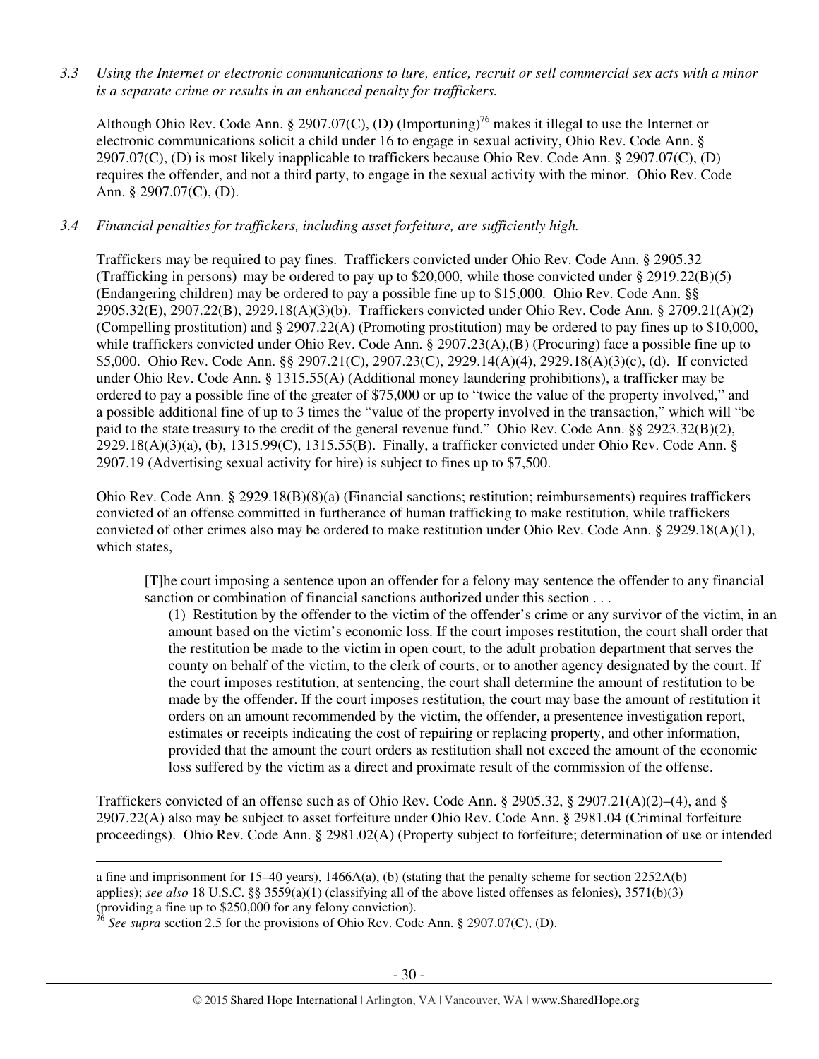*3.3 Using the Internet or electronic communications to lure, entice, recruit or sell commercial sex acts with a minor is a separate crime or results in an enhanced penalty for traffickers.*

Although Ohio Rev. Code Ann. § 2907.07(C), (D) (Importuning)[76] makes it illegal to use the Internet or electronic communications solicit a child under 16 to engage in sexual activity, Ohio Rev. Code Ann. § 2907.07(C), (D) is most likely inapplicable to traffickers because Ohio Rev. Code Ann. § 2907.07(C), (D) requires the offender, and not a third party, to engage in the sexual activity with the minor. Ohio Rev. Code Ann. § 2907.07(C), (D).

*3.4 Financial penalties for traffickers, including asset forfeiture, are sufficiently high.*

Traffickers may be required to pay fines. Traffickers convicted under Ohio Rev. Code Ann. § 2905.32 (Trafficking in persons) may be ordered to pay up to $20,000, while those convicted under § 2919.22(B)(5) (Endangering children) may be ordered to pay a possible fine up to $15,000. Ohio Rev. Code Ann. §§ 2905.32(E), 2907.22(B), 2929.18(A)(3)(b). Traffickers convicted under Ohio Rev. Code Ann. § 2709.21(A)(2) (Compelling prostitution) and § 2907.22(A) (Promoting prostitution) may be ordered to pay fines up to $10,000, while traffickers convicted under Ohio Rev. Code Ann. § 2907.23(A),(B) (Procuring) face a possible fine up to $5,000. Ohio Rev. Code Ann. §§ 2907.21(C), 2907.23(C), 2929.14(A)(4), 2929.18(A)(3)(c), (d). If convicted under Ohio Rev. Code Ann. § 1315.55(A) (Additional money laundering prohibitions), a trafficker may be ordered to pay a possible fine of the greater of $75,000 or up to "twice the value of the property involved," and a possible additional fine of up to 3 times the "value of the property involved in the transaction," which will "be paid to the state treasury to the credit of the general revenue fund." Ohio Rev. Code Ann. §§ 2923.32(B)(2), 2929.18(A)(3)(a), (b), 1315.99(C), 1315.55(B). Finally, a trafficker convicted under Ohio Rev. Code Ann. § 2907.19 (Advertising sexual activity for hire) is subject to fines up to $7,500.

Ohio Rev. Code Ann. § 2929.18(B)(8)(a) (Financial sanctions; restitution; reimbursements) requires traffickers convicted of an offense committed in furtherance of human trafficking to make restitution, while traffickers convicted of other crimes also may be ordered to make restitution under Ohio Rev. Code Ann. § 2929.18(A)(1), which states,

> [T]he court imposing a sentence upon an offender for a felony may sentence the offender to any financial sanction or combination of financial sanctions authorized under this section . . .
>
> (1) Restitution by the offender to the victim of the offender's crime or any survivor of the victim, in an amount based on the victim's economic loss. If the court imposes restitution, the court shall order that the restitution be made to the victim in open court, to the adult probation department that serves the county on behalf of the victim, to the clerk of courts, or to another agency designated by the court. If the court imposes restitution, at sentencing, the court shall determine the amount of restitution to be made by the offender. If the court imposes restitution, the court may base the amount of restitution it orders on an amount recommended by the victim, the offender, a presentence investigation report, estimates or receipts indicating the cost of repairing or replacing property, and other information, provided that the amount the court orders as restitution shall not exceed the amount of the economic loss suffered by the victim as a direct and proximate result of the commission of the offense.

Traffickers convicted of an offense such as of Ohio Rev. Code Ann. § 2905.32, § 2907.21(A)(2)–(4), and § 2907.22(A) also may be subject to asset forfeiture under Ohio Rev. Code Ann. § 2981.04 (Criminal forfeiture proceedings). Ohio Rev. Code Ann. § 2981.02(A) (Property subject to forfeiture; determination of use or intended

---

a fine and imprisonment for 15–40 years), 1466A(a), (b) (stating that the penalty scheme for section 2252A(b) applies); *see also* 18 U.S.C. §§ 3559(a)(1) (classifying all of the above listed offenses as felonies), 3571(b)(3) (providing a fine up to $250,000 for any felony conviction).

[76] *See supra* section 2.5 for the provisions of Ohio Rev. Code Ann. § 2907.07(C), (D).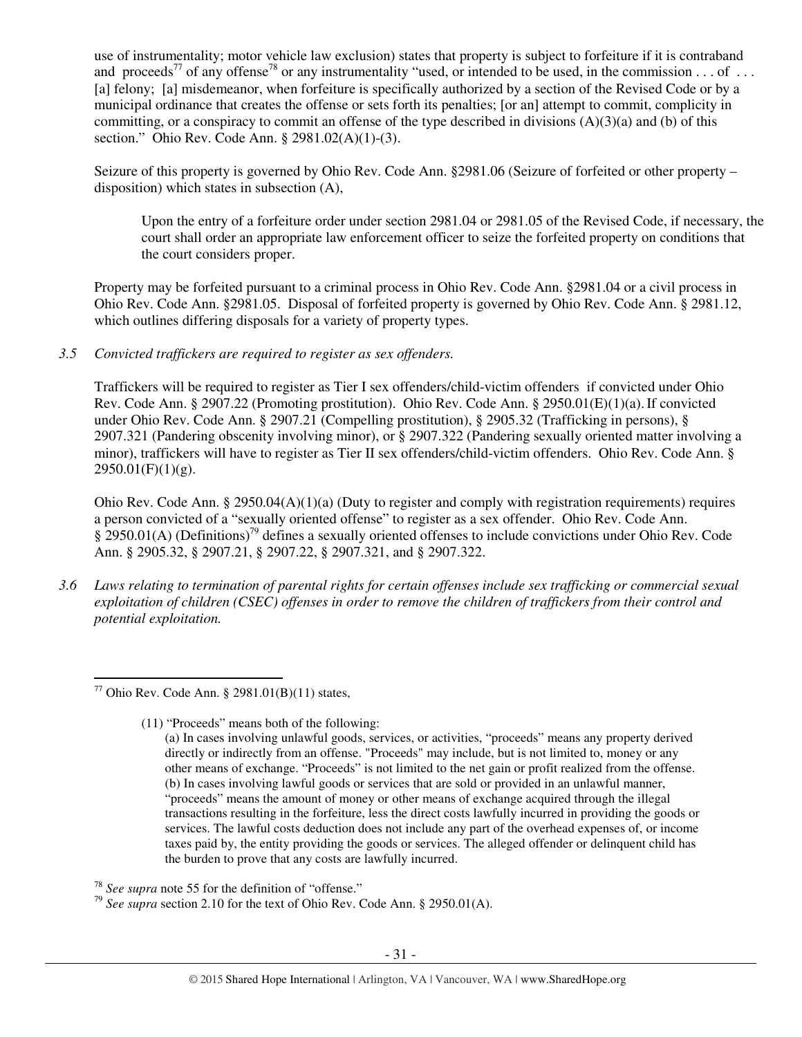use of instrumentality; motor vehicle law exclusion) states that property is subject to forfeiture if it is contraband and proceeds[77] of any offense[78] or any instrumentality "used, or intended to be used, in the commission . . . of . . . [a] felony; [a] misdemeanor, when forfeiture is specifically authorized by a section of the Revised Code or by a municipal ordinance that creates the offense or sets forth its penalties; [or an] attempt to commit, complicity in committing, or a conspiracy to commit an offense of the type described in divisions (A)(3)(a) and (b) of this section." Ohio Rev. Code Ann. § 2981.02(A)(1)-(3).

Seizure of this property is governed by Ohio Rev. Code Ann. §2981.06 (Seizure of forfeited or other property – disposition) which states in subsection (A),

> Upon the entry of a forfeiture order under section 2981.04 or 2981.05 of the Revised Code, if necessary, the court shall order an appropriate law enforcement officer to seize the forfeited property on conditions that the court considers proper.

Property may be forfeited pursuant to a criminal process in Ohio Rev. Code Ann. §2981.04 or a civil process in Ohio Rev. Code Ann. §2981.05. Disposal of forfeited property is governed by Ohio Rev. Code Ann. § 2981.12, which outlines differing disposals for a variety of property types.

*3.5 Convicted traffickers are required to register as sex offenders.*

Traffickers will be required to register as Tier I sex offenders/child-victim offenders if convicted under Ohio Rev. Code Ann. § 2907.22 (Promoting prostitution). Ohio Rev. Code Ann. § 2950.01(E)(1)(a). If convicted under Ohio Rev. Code Ann. § 2907.21 (Compelling prostitution), § 2905.32 (Trafficking in persons), § 2907.321 (Pandering obscenity involving minor), or § 2907.322 (Pandering sexually oriented matter involving a minor), traffickers will have to register as Tier II sex offenders/child-victim offenders. Ohio Rev. Code Ann. § 2950.01(F)(1)(g).

Ohio Rev. Code Ann. § 2950.04(A)(1)(a) (Duty to register and comply with registration requirements) requires a person convicted of a "sexually oriented offense" to register as a sex offender. Ohio Rev. Code Ann. § 2950.01(A) (Definitions)[79] defines a sexually oriented offenses to include convictions under Ohio Rev. Code Ann. § 2905.32, § 2907.21, § 2907.22, § 2907.321, and § 2907.322.

*3.6 Laws relating to termination of parental rights for certain offenses include sex trafficking or commercial sexual exploitation of children (CSEC) offenses in order to remove the children of traffickers from their control and potential exploitation.*

---

[77] Ohio Rev. Code Ann. § 2981.01(B)(11) states,

> (11) "Proceeds" means both of the following:
>
> (a) In cases involving unlawful goods, services, or activities, "proceeds" means any property derived directly or indirectly from an offense. "Proceeds" may include, but is not limited to, money or any other means of exchange. "Proceeds" is not limited to the net gain or profit realized from the offense.
> (b) In cases involving lawful goods or services that are sold or provided in an unlawful manner, "proceeds" means the amount of money or other means of exchange acquired through the illegal transactions resulting in the forfeiture, less the direct costs lawfully incurred in providing the goods or services. The lawful costs deduction does not include any part of the overhead expenses of, or income taxes paid by, the entity providing the goods or services. The alleged offender or delinquent child has the burden to prove that any costs are lawfully incurred.

[78] *See supra* note 55 for the definition of "offense."

[79] *See supra* section 2.10 for the text of Ohio Rev. Code Ann. § 2950.01(A).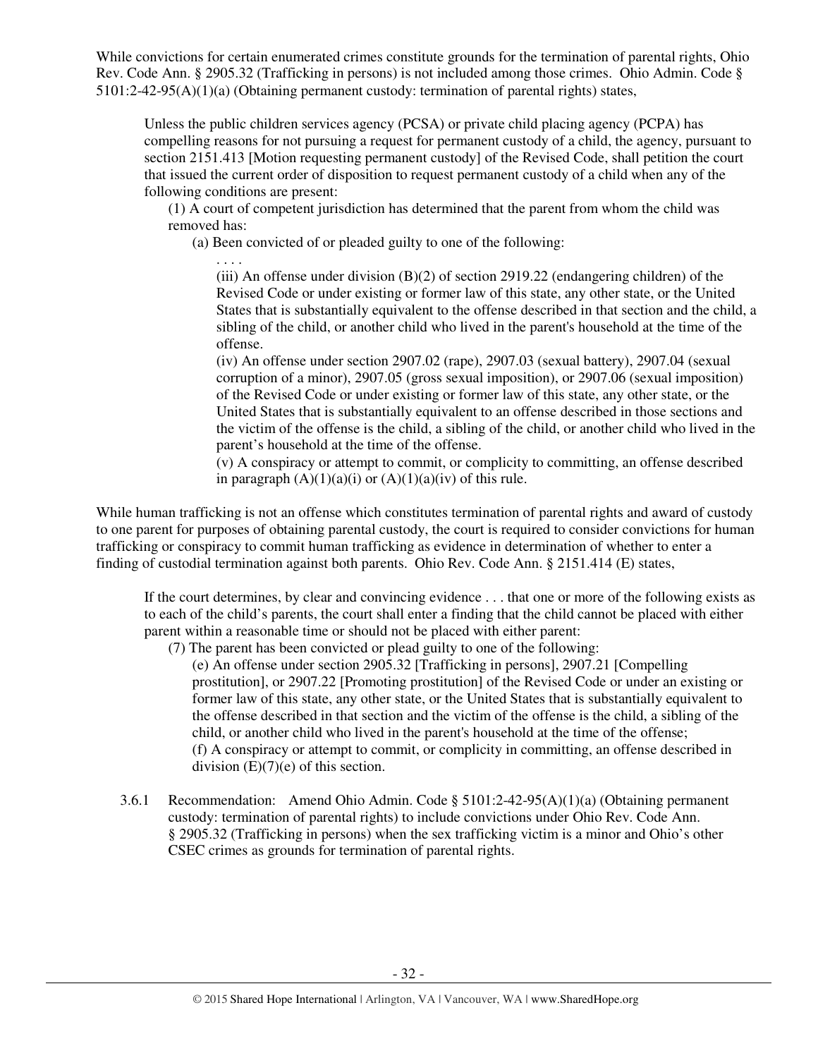While convictions for certain enumerated crimes constitute grounds for the termination of parental rights, Ohio Rev. Code Ann. § 2905.32 (Trafficking in persons) is not included among those crimes. Ohio Admin. Code § 5101:2-42-95(A)(1)(a) (Obtaining permanent custody: termination of parental rights) states,

> Unless the public children services agency (PCSA) or private child placing agency (PCPA) has compelling reasons for not pursuing a request for permanent custody of a child, the agency, pursuant to section 2151.413 [Motion requesting permanent custody] of the Revised Code, shall petition the court that issued the current order of disposition to request permanent custody of a child when any of the following conditions are present:
>
> (1) A court of competent jurisdiction has determined that the parent from whom the child was removed has:
>
> (a) Been convicted of or pleaded guilty to one of the following:
>
> . . . .
>
> (iii) An offense under division (B)(2) of section 2919.22 (endangering children) of the Revised Code or under existing or former law of this state, any other state, or the United States that is substantially equivalent to the offense described in that section and the child, a sibling of the child, or another child who lived in the parent's household at the time of the offense.
>
> (iv) An offense under section 2907.02 (rape), 2907.03 (sexual battery), 2907.04 (sexual corruption of a minor), 2907.05 (gross sexual imposition), or 2907.06 (sexual imposition) of the Revised Code or under existing or former law of this state, any other state, or the United States that is substantially equivalent to an offense described in those sections and the victim of the offense is the child, a sibling of the child, or another child who lived in the parent's household at the time of the offense.
>
> (v) A conspiracy or attempt to commit, or complicity to committing, an offense described in paragraph (A)(1)(a)(i) or (A)(1)(a)(iv) of this rule.

While human trafficking is not an offense which constitutes termination of parental rights and award of custody to one parent for purposes of obtaining parental custody, the court is required to consider convictions for human trafficking or conspiracy to commit human trafficking as evidence in determination of whether to enter a finding of custodial termination against both parents. Ohio Rev. Code Ann. § 2151.414 (E) states,

> If the court determines, by clear and convincing evidence . . . that one or more of the following exists as to each of the child's parents, the court shall enter a finding that the child cannot be placed with either parent within a reasonable time or should not be placed with either parent:
>
> (7) The parent has been convicted or plead guilty to one of the following:
>
> (e) An offense under section 2905.32 [Trafficking in persons], 2907.21 [Compelling prostitution], or 2907.22 [Promoting prostitution] of the Revised Code or under an existing or former law of this state, any other state, or the United States that is substantially equivalent to the offense described in that section and the victim of the offense is the child, a sibling of the child, or another child who lived in the parent's household at the time of the offense;
>
> (f) A conspiracy or attempt to commit, or complicity in committing, an offense described in division (E)(7)(e) of this section.

3.6.1 Recommendation: Amend Ohio Admin. Code § 5101:2-42-95(A)(1)(a) (Obtaining permanent custody: termination of parental rights) to include convictions under Ohio Rev. Code Ann. § 2905.32 (Trafficking in persons) when the sex trafficking victim is a minor and Ohio's other CSEC crimes as grounds for termination of parental rights.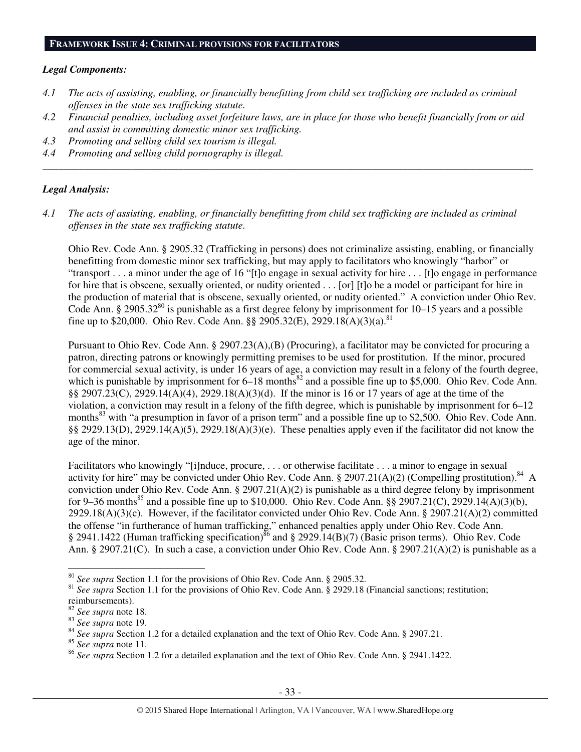## FRAMEWORK ISSUE 4: CRIMINAL PROVISIONS FOR FACILITATORS

### *Legal Components:*

*4.1 The acts of assisting, enabling, or financially benefitting from child sex trafficking are included as criminal offenses in the state sex trafficking statute.*
*4.2 Financial penalties, including asset forfeiture laws, are in place for those who benefit financially from or aid and assist in committing domestic minor sex trafficking.*
*4.3 Promoting and selling child sex tourism is illegal.*
*4.4 Promoting and selling child pornography is illegal.*

---

### *Legal Analysis:*

*4.1 The acts of assisting, enabling, or financially benefitting from child sex trafficking are included as criminal offenses in the state sex trafficking statute.*

Ohio Rev. Code Ann. § 2905.32 (Trafficking in persons) does not criminalize assisting, enabling, or financially benefitting from domestic minor sex trafficking, but may apply to facilitators who knowingly "harbor" or "transport . . . a minor under the age of 16 "[t]o engage in sexual activity for hire . . . [t]o engage in performance for hire that is obscene, sexually oriented, or nudity oriented . . . [or] [t]o be a model or participant for hire in the production of material that is obscene, sexually oriented, or nudity oriented." A conviction under Ohio Rev. Code Ann. § 2905.32[80] is punishable as a first degree felony by imprisonment for 10–15 years and a possible fine up to $20,000. Ohio Rev. Code Ann. §§ 2905.32(E), 2929.18(A)(3)(a).[81]

Pursuant to Ohio Rev. Code Ann. § 2907.23(A),(B) (Procuring), a facilitator may be convicted for procuring a patron, directing patrons or knowingly permitting premises to be used for prostitution. If the minor, procured for commercial sexual activity, is under 16 years of age, a conviction may result in a felony of the fourth degree, which is punishable by imprisonment for 6–18 months[82] and a possible fine up to $5,000. Ohio Rev. Code Ann. §§ 2907.23(C), 2929.14(A)(4), 2929.18(A)(3)(d). If the minor is 16 or 17 years of age at the time of the violation, a conviction may result in a felony of the fifth degree, which is punishable by imprisonment for 6–12 months[83] with "a presumption in favor of a prison term" and a possible fine up to $2,500. Ohio Rev. Code Ann. §§ 2929.13(D), 2929.14(A)(5), 2929.18(A)(3)(e). These penalties apply even if the facilitator did not know the age of the minor.

Facilitators who knowingly "[i]nduce, procure, . . . or otherwise facilitate . . . a minor to engage in sexual activity for hire" may be convicted under Ohio Rev. Code Ann. § 2907.21(A)(2) (Compelling prostitution).[84] A conviction under Ohio Rev. Code Ann. § 2907.21(A)(2) is punishable as a third degree felony by imprisonment for 9–36 months[85] and a possible fine up to $10,000. Ohio Rev. Code Ann. §§ 2907.21(C), 2929.14(A)(3)(b), 2929.18(A)(3)(c). However, if the facilitator convicted under Ohio Rev. Code Ann. § 2907.21(A)(2) committed the offense "in furtherance of human trafficking," enhanced penalties apply under Ohio Rev. Code Ann. § 2941.1422 (Human trafficking specification)[86] and § 2929.14(B)(7) (Basic prison terms). Ohio Rev. Code Ann. § 2907.21(C). In such a case, a conviction under Ohio Rev. Code Ann. § 2907.21(A)(2) is punishable as a

---

[80] *See supra* Section 1.1 for the provisions of Ohio Rev. Code Ann. § 2905.32.
[81] *See supra* Section 1.1 for the provisions of Ohio Rev. Code Ann. § 2929.18 (Financial sanctions; restitution; reimbursements).
[82] *See supra* note 18.
[83] *See supra* note 19.
[84] *See supra* Section 1.2 for a detailed explanation and the text of Ohio Rev. Code Ann. § 2907.21.
[85] *See supra* note 11.
[86] *See supra* Section 1.2 for a detailed explanation and the text of Ohio Rev. Code Ann. § 2941.1422.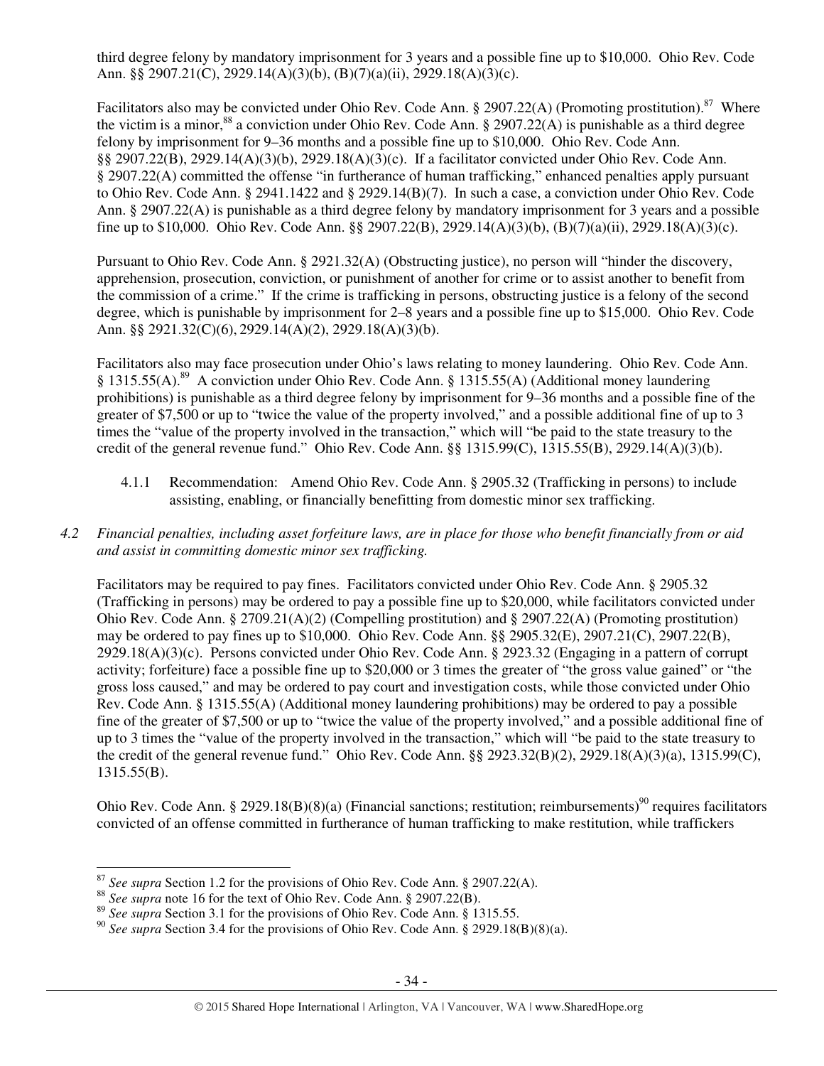third degree felony by mandatory imprisonment for 3 years and a possible fine up to $10,000. Ohio Rev. Code Ann. §§ 2907.21(C), 2929.14(A)(3)(b), (B)(7)(a)(ii), 2929.18(A)(3)(c).

Facilitators also may be convicted under Ohio Rev. Code Ann. § 2907.22(A) (Promoting prostitution).[87] Where the victim is a minor,[88] a conviction under Ohio Rev. Code Ann. § 2907.22(A) is punishable as a third degree felony by imprisonment for 9–36 months and a possible fine up to $10,000. Ohio Rev. Code Ann. §§ 2907.22(B), 2929.14(A)(3)(b), 2929.18(A)(3)(c). If a facilitator convicted under Ohio Rev. Code Ann. § 2907.22(A) committed the offense "in furtherance of human trafficking," enhanced penalties apply pursuant to Ohio Rev. Code Ann. § 2941.1422 and § 2929.14(B)(7). In such a case, a conviction under Ohio Rev. Code Ann. § 2907.22(A) is punishable as a third degree felony by mandatory imprisonment for 3 years and a possible fine up to $10,000. Ohio Rev. Code Ann. §§ 2907.22(B), 2929.14(A)(3)(b), (B)(7)(a)(ii), 2929.18(A)(3)(c).

Pursuant to Ohio Rev. Code Ann. § 2921.32(A) (Obstructing justice), no person will "hinder the discovery, apprehension, prosecution, conviction, or punishment of another for crime or to assist another to benefit from the commission of a crime." If the crime is trafficking in persons, obstructing justice is a felony of the second degree, which is punishable by imprisonment for 2–8 years and a possible fine up to $15,000. Ohio Rev. Code Ann. §§ 2921.32(C)(6), 2929.14(A)(2), 2929.18(A)(3)(b).

Facilitators also may face prosecution under Ohio's laws relating to money laundering. Ohio Rev. Code Ann. § 1315.55(A).[89] A conviction under Ohio Rev. Code Ann. § 1315.55(A) (Additional money laundering prohibitions) is punishable as a third degree felony by imprisonment for 9–36 months and a possible fine of the greater of $7,500 or up to "twice the value of the property involved," and a possible additional fine of up to 3 times the "value of the property involved in the transaction," which will "be paid to the state treasury to the credit of the general revenue fund." Ohio Rev. Code Ann. §§ 1315.99(C), 1315.55(B), 2929.14(A)(3)(b).

4.1.1 Recommendation: Amend Ohio Rev. Code Ann. § 2905.32 (Trafficking in persons) to include assisting, enabling, or financially benefitting from domestic minor sex trafficking.

*4.2 Financial penalties, including asset forfeiture laws, are in place for those who benefit financially from or aid and assist in committing domestic minor sex trafficking.*

Facilitators may be required to pay fines. Facilitators convicted under Ohio Rev. Code Ann. § 2905.32 (Trafficking in persons) may be ordered to pay a possible fine up to $20,000, while facilitators convicted under Ohio Rev. Code Ann. § 2709.21(A)(2) (Compelling prostitution) and § 2907.22(A) (Promoting prostitution) may be ordered to pay fines up to $10,000. Ohio Rev. Code Ann. §§ 2905.32(E), 2907.21(C), 2907.22(B), 2929.18(A)(3)(c). Persons convicted under Ohio Rev. Code Ann. § 2923.32 (Engaging in a pattern of corrupt activity; forfeiture) face a possible fine up to $20,000 or 3 times the greater of "the gross value gained" or "the gross loss caused," and may be ordered to pay court and investigation costs, while those convicted under Ohio Rev. Code Ann. § 1315.55(A) (Additional money laundering prohibitions) may be ordered to pay a possible fine of the greater of $7,500 or up to "twice the value of the property involved," and a possible additional fine of up to 3 times the "value of the property involved in the transaction," which will "be paid to the state treasury to the credit of the general revenue fund." Ohio Rev. Code Ann. §§ 2923.32(B)(2), 2929.18(A)(3)(a), 1315.99(C), 1315.55(B).

Ohio Rev. Code Ann. § 2929.18(B)(8)(a) (Financial sanctions; restitution; reimbursements)[90] requires facilitators convicted of an offense committed in furtherance of human trafficking to make restitution, while traffickers

---

[87] *See supra* Section 1.2 for the provisions of Ohio Rev. Code Ann. § 2907.22(A).

[88] *See supra* note 16 for the text of Ohio Rev. Code Ann. § 2907.22(B).

[89] *See supra* Section 3.1 for the provisions of Ohio Rev. Code Ann. § 1315.55.

[90] *See supra* Section 3.4 for the provisions of Ohio Rev. Code Ann. § 2929.18(B)(8)(a).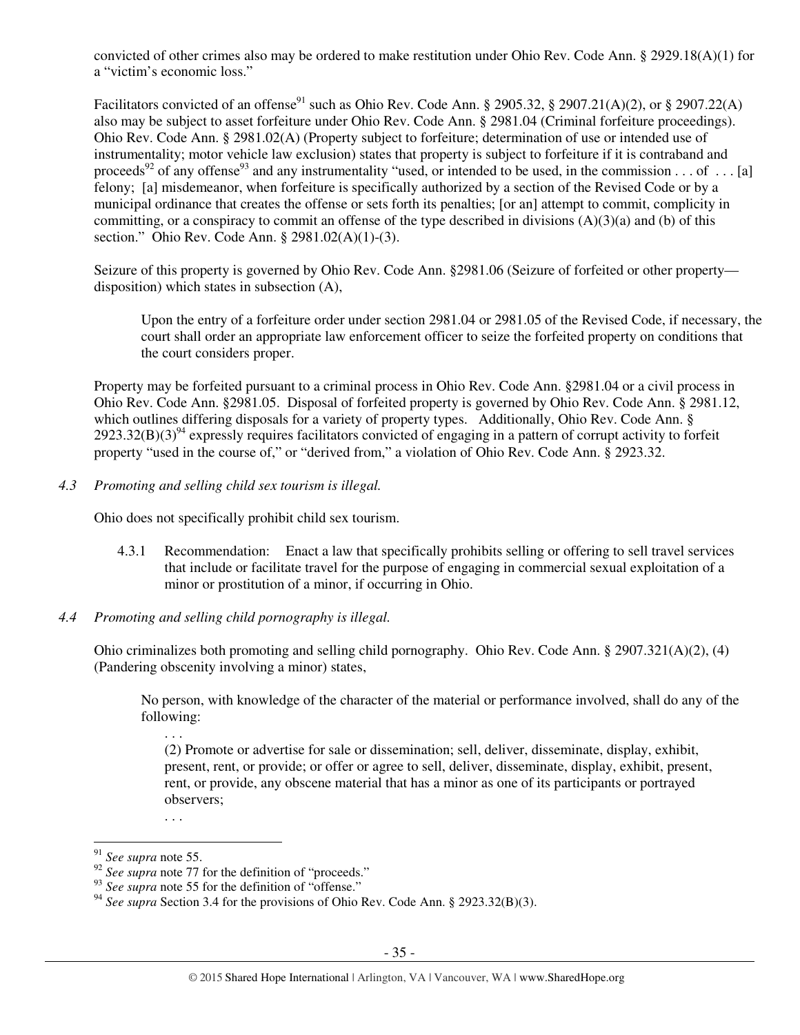convicted of other crimes also may be ordered to make restitution under Ohio Rev. Code Ann. § 2929.18(A)(1) for a "victim's economic loss."

Facilitators convicted of an offense[91] such as Ohio Rev. Code Ann. § 2905.32, § 2907.21(A)(2), or § 2907.22(A) also may be subject to asset forfeiture under Ohio Rev. Code Ann. § 2981.04 (Criminal forfeiture proceedings). Ohio Rev. Code Ann. § 2981.02(A) (Property subject to forfeiture; determination of use or intended use of instrumentality; motor vehicle law exclusion) states that property is subject to forfeiture if it is contraband and proceeds[92] of any offense[93] and any instrumentality "used, or intended to be used, in the commission . . . of . . . [a] felony; [a] misdemeanor, when forfeiture is specifically authorized by a section of the Revised Code or by a municipal ordinance that creates the offense or sets forth its penalties; [or an] attempt to commit, complicity in committing, or a conspiracy to commit an offense of the type described in divisions (A)(3)(a) and (b) of this section." Ohio Rev. Code Ann. § 2981.02(A)(1)-(3).

Seizure of this property is governed by Ohio Rev. Code Ann. §2981.06 (Seizure of forfeited or other property—disposition) which states in subsection (A),

> Upon the entry of a forfeiture order under section 2981.04 or 2981.05 of the Revised Code, if necessary, the court shall order an appropriate law enforcement officer to seize the forfeited property on conditions that the court considers proper.

Property may be forfeited pursuant to a criminal process in Ohio Rev. Code Ann. §2981.04 or a civil process in Ohio Rev. Code Ann. §2981.05. Disposal of forfeited property is governed by Ohio Rev. Code Ann. § 2981.12, which outlines differing disposals for a variety of property types. Additionally, Ohio Rev. Code Ann. § 2923.32(B)(3)[94] expressly requires facilitators convicted of engaging in a pattern of corrupt activity to forfeit property "used in the course of," or "derived from," a violation of Ohio Rev. Code Ann. § 2923.32.

*4.3 Promoting and selling child sex tourism is illegal.*

Ohio does not specifically prohibit child sex tourism.

4.3.1 Recommendation: Enact a law that specifically prohibits selling or offering to sell travel services that include or facilitate travel for the purpose of engaging in commercial sexual exploitation of a minor or prostitution of a minor, if occurring in Ohio.

*4.4 Promoting and selling child pornography is illegal.*

Ohio criminalizes both promoting and selling child pornography. Ohio Rev. Code Ann. § 2907.321(A)(2), (4) (Pandering obscenity involving a minor) states,

> No person, with knowledge of the character of the material or performance involved, shall do any of the following:
>
> . . .
>
> (2) Promote or advertise for sale or dissemination; sell, deliver, disseminate, display, exhibit, present, rent, or provide; or offer or agree to sell, deliver, disseminate, display, exhibit, present, rent, or provide, any obscene material that has a minor as one of its participants or portrayed observers;
>
> . . .

---

[91] *See supra* note 55.

[92] *See supra* note 77 for the definition of "proceeds."

[93] *See supra* note 55 for the definition of "offense."

[94] *See supra* Section 3.4 for the provisions of Ohio Rev. Code Ann. § 2923.32(B)(3).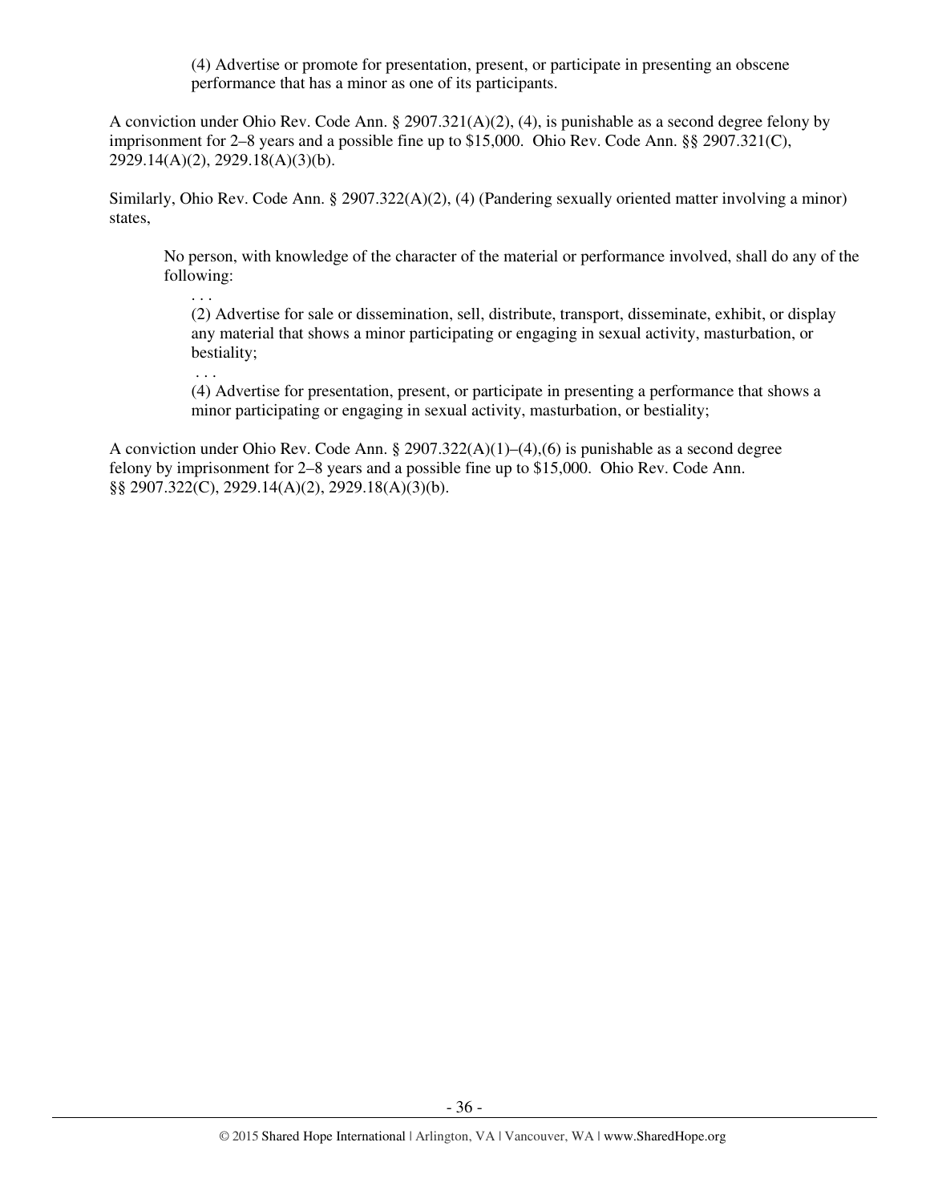> (4) Advertise or promote for presentation, present, or participate in presenting an obscene performance that has a minor as one of its participants.

A conviction under Ohio Rev. Code Ann. § 2907.321(A)(2), (4), is punishable as a second degree felony by imprisonment for 2–8 years and a possible fine up to $15,000. Ohio Rev. Code Ann. §§ 2907.321(C), 2929.14(A)(2), 2929.18(A)(3)(b).

Similarly, Ohio Rev. Code Ann. § 2907.322(A)(2), (4) (Pandering sexually oriented matter involving a minor) states,

> No person, with knowledge of the character of the material or performance involved, shall do any of the following:
>
> . . .
>
> (2) Advertise for sale or dissemination, sell, distribute, transport, disseminate, exhibit, or display any material that shows a minor participating or engaging in sexual activity, masturbation, or bestiality;
>
> . . .
>
> (4) Advertise for presentation, present, or participate in presenting a performance that shows a minor participating or engaging in sexual activity, masturbation, or bestiality;

A conviction under Ohio Rev. Code Ann. § 2907.322(A)(1)–(4),(6) is punishable as a second degree felony by imprisonment for 2–8 years and a possible fine up to $15,000. Ohio Rev. Code Ann. §§ 2907.322(C), 2929.14(A)(2), 2929.18(A)(3)(b).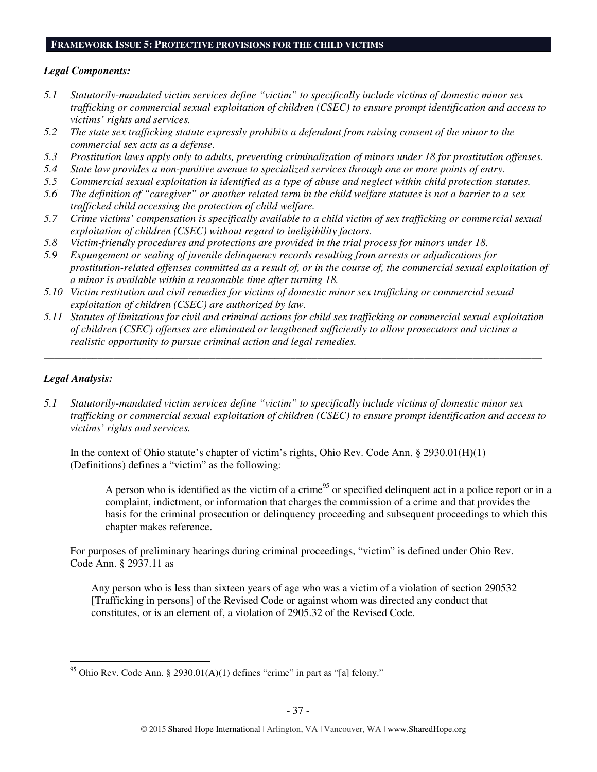## FRAMEWORK ISSUE 5: PROTECTIVE PROVISIONS FOR THE CHILD VICTIMS

***Legal Components:***

*5.1 Statutorily-mandated victim services define "victim" to specifically include victims of domestic minor sex trafficking or commercial sexual exploitation of children (CSEC) to ensure prompt identification and access to victims' rights and services.*

*5.2 The state sex trafficking statute expressly prohibits a defendant from raising consent of the minor to the commercial sex acts as a defense.*

*5.3 Prostitution laws apply only to adults, preventing criminalization of minors under 18 for prostitution offenses.*

*5.4 State law provides a non-punitive avenue to specialized services through one or more points of entry.*

*5.5 Commercial sexual exploitation is identified as a type of abuse and neglect within child protection statutes.*

*5.6 The definition of "caregiver" or another related term in the child welfare statutes is not a barrier to a sex trafficked child accessing the protection of child welfare.*

*5.7 Crime victims' compensation is specifically available to a child victim of sex trafficking or commercial sexual exploitation of children (CSEC) without regard to ineligibility factors.*

*5.8 Victim-friendly procedures and protections are provided in the trial process for minors under 18.*

*5.9 Expungement or sealing of juvenile delinquency records resulting from arrests or adjudications for prostitution-related offenses committed as a result of, or in the course of, the commercial sexual exploitation of a minor is available within a reasonable time after turning 18.*

*5.10 Victim restitution and civil remedies for victims of domestic minor sex trafficking or commercial sexual exploitation of children (CSEC) are authorized by law.*

*5.11 Statutes of limitations for civil and criminal actions for child sex trafficking or commercial sexual exploitation of children (CSEC) offenses are eliminated or lengthened sufficiently to allow prosecutors and victims a realistic opportunity to pursue criminal action and legal remedies.*

---

***Legal Analysis:***

*5.1 Statutorily-mandated victim services define "victim" to specifically include victims of domestic minor sex trafficking or commercial sexual exploitation of children (CSEC) to ensure prompt identification and access to victims' rights and services.*

In the context of Ohio statute's chapter of victim's rights, Ohio Rev. Code Ann. § 2930.01(H)(1) (Definitions) defines a "victim" as the following:

> A person who is identified as the victim of a crime[95] or specified delinquent act in a police report or in a complaint, indictment, or information that charges the commission of a crime and that provides the basis for the criminal prosecution or delinquency proceeding and subsequent proceedings to which this chapter makes reference.

For purposes of preliminary hearings during criminal proceedings, "victim" is defined under Ohio Rev. Code Ann. § 2937.11 as

> Any person who is less than sixteen years of age who was a victim of a violation of section 290532 [Trafficking in persons] of the Revised Code or against whom was directed any conduct that constitutes, or is an element of, a violation of 2905.32 of the Revised Code.

---

[95] Ohio Rev. Code Ann. § 2930.01(A)(1) defines "crime" in part as "[a] felony."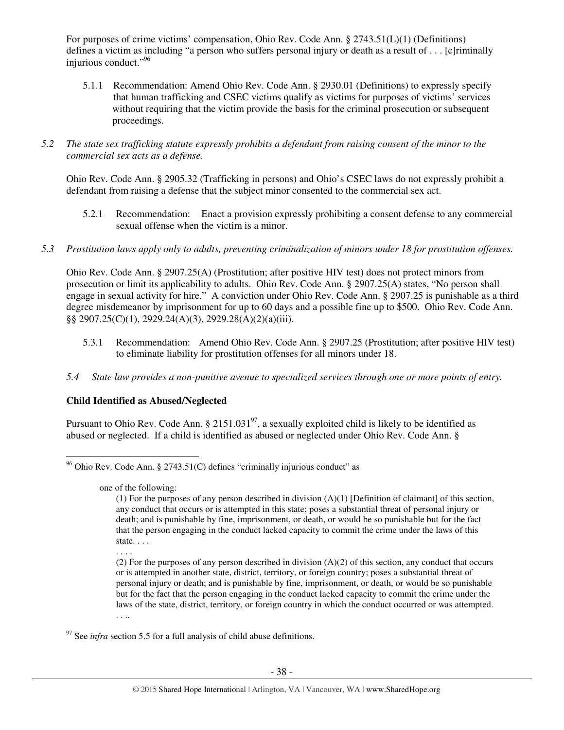For purposes of crime victims' compensation, Ohio Rev. Code Ann. § 2743.51(L)(1) (Definitions) defines a victim as including "a person who suffers personal injury or death as a result of . . . [c]riminally injurious conduct."[96]

5.1.1 Recommendation: Amend Ohio Rev. Code Ann. § 2930.01 (Definitions) to expressly specify that human trafficking and CSEC victims qualify as victims for purposes of victims' services without requiring that the victim provide the basis for the criminal prosecution or subsequent proceedings.

*5.2 The state sex trafficking statute expressly prohibits a defendant from raising consent of the minor to the commercial sex acts as a defense.*

Ohio Rev. Code Ann. § 2905.32 (Trafficking in persons) and Ohio's CSEC laws do not expressly prohibit a defendant from raising a defense that the subject minor consented to the commercial sex act.

5.2.1 Recommendation: Enact a provision expressly prohibiting a consent defense to any commercial sexual offense when the victim is a minor.

*5.3 Prostitution laws apply only to adults, preventing criminalization of minors under 18 for prostitution offenses.*

Ohio Rev. Code Ann. § 2907.25(A) (Prostitution; after positive HIV test) does not protect minors from prosecution or limit its applicability to adults. Ohio Rev. Code Ann. § 2907.25(A) states, "No person shall engage in sexual activity for hire." A conviction under Ohio Rev. Code Ann. § 2907.25 is punishable as a third degree misdemeanor by imprisonment for up to 60 days and a possible fine up to $500. Ohio Rev. Code Ann. §§ 2907.25(C)(1), 2929.24(A)(3), 2929.28(A)(2)(a)(iii).

5.3.1 Recommendation: Amend Ohio Rev. Code Ann. § 2907.25 (Prostitution; after positive HIV test) to eliminate liability for prostitution offenses for all minors under 18.

*5.4 State law provides a non-punitive avenue to specialized services through one or more points of entry.*

**Child Identified as Abused/Neglected**

Pursuant to Ohio Rev. Code Ann. § 2151.031[97], a sexually exploited child is likely to be identified as abused or neglected. If a child is identified as abused or neglected under Ohio Rev. Code Ann. §

---

[96] Ohio Rev. Code Ann. § 2743.51(C) defines "criminally injurious conduct" as

> one of the following:
>
> (1) For the purposes of any person described in division (A)(1) [Definition of claimant] of this section, any conduct that occurs or is attempted in this state; poses a substantial threat of personal injury or death; and is punishable by fine, imprisonment, or death, or would be so punishable but for the fact that the person engaging in the conduct lacked capacity to commit the crime under the laws of this state. . . .
>
> . . . .
>
> (2) For the purposes of any person described in division (A)(2) of this section, any conduct that occurs or is attempted in another state, district, territory, or foreign country; poses a substantial threat of personal injury or death; and is punishable by fine, imprisonment, or death, or would be so punishable but for the fact that the person engaging in the conduct lacked capacity to commit the crime under the laws of the state, district, territory, or foreign country in which the conduct occurred or was attempted. . . ..

[97] See *infra* section 5.5 for a full analysis of child abuse definitions.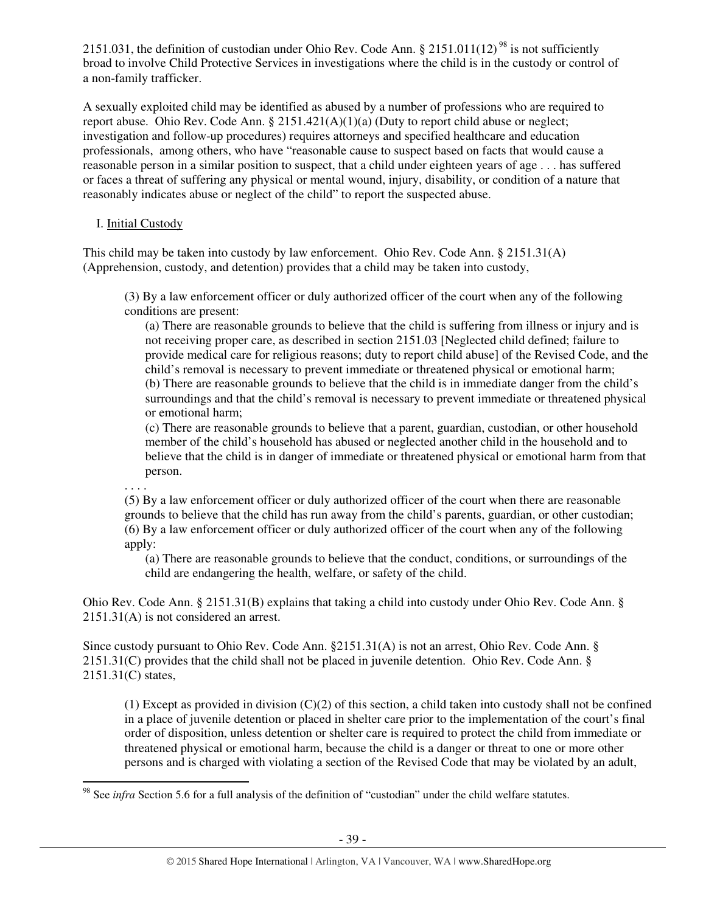2151.031, the definition of custodian under Ohio Rev. Code Ann. § 2151.011(12) [98] is not sufficiently broad to involve Child Protective Services in investigations where the child is in the custody or control of a non-family trafficker.

A sexually exploited child may be identified as abused by a number of professions who are required to report abuse. Ohio Rev. Code Ann. § 2151.421(A)(1)(a) (Duty to report child abuse or neglect; investigation and follow-up procedures) requires attorneys and specified healthcare and education professionals, among others, who have "reasonable cause to suspect based on facts that would cause a reasonable person in a similar position to suspect, that a child under eighteen years of age . . . has suffered or faces a threat of suffering any physical or mental wound, injury, disability, or condition of a nature that reasonably indicates abuse or neglect of the child" to report the suspected abuse.

I. Initial Custody

This child may be taken into custody by law enforcement. Ohio Rev. Code Ann. § 2151.31(A) (Apprehension, custody, and detention) provides that a child may be taken into custody,

> (3) By a law enforcement officer or duly authorized officer of the court when any of the following conditions are present:
>
> > (a) There are reasonable grounds to believe that the child is suffering from illness or injury and is not receiving proper care, as described in section 2151.03 [Neglected child defined; failure to provide medical care for religious reasons; duty to report child abuse] of the Revised Code, and the child's removal is necessary to prevent immediate or threatened physical or emotional harm;
> > (b) There are reasonable grounds to believe that the child is in immediate danger from the child's surroundings and that the child's removal is necessary to prevent immediate or threatened physical or emotional harm;
> > (c) There are reasonable grounds to believe that a parent, guardian, custodian, or other household member of the child's household has abused or neglected another child in the household and to believe that the child is in danger of immediate or threatened physical or emotional harm from that person.
>
> . . . .
>
> (5) By a law enforcement officer or duly authorized officer of the court when there are reasonable grounds to believe that the child has run away from the child's parents, guardian, or other custodian;
> (6) By a law enforcement officer or duly authorized officer of the court when any of the following apply:
>
> > (a) There are reasonable grounds to believe that the conduct, conditions, or surroundings of the child are endangering the health, welfare, or safety of the child.

Ohio Rev. Code Ann. § 2151.31(B) explains that taking a child into custody under Ohio Rev. Code Ann. § 2151.31(A) is not considered an arrest.

Since custody pursuant to Ohio Rev. Code Ann. §2151.31(A) is not an arrest, Ohio Rev. Code Ann. § 2151.31(C) provides that the child shall not be placed in juvenile detention. Ohio Rev. Code Ann. § 2151.31(C) states,

> (1) Except as provided in division (C)(2) of this section, a child taken into custody shall not be confined in a place of juvenile detention or placed in shelter care prior to the implementation of the court's final order of disposition, unless detention or shelter care is required to protect the child from immediate or threatened physical or emotional harm, because the child is a danger or threat to one or more other persons and is charged with violating a section of the Revised Code that may be violated by an adult,

---

[98] See *infra* Section 5.6 for a full analysis of the definition of "custodian" under the child welfare statutes.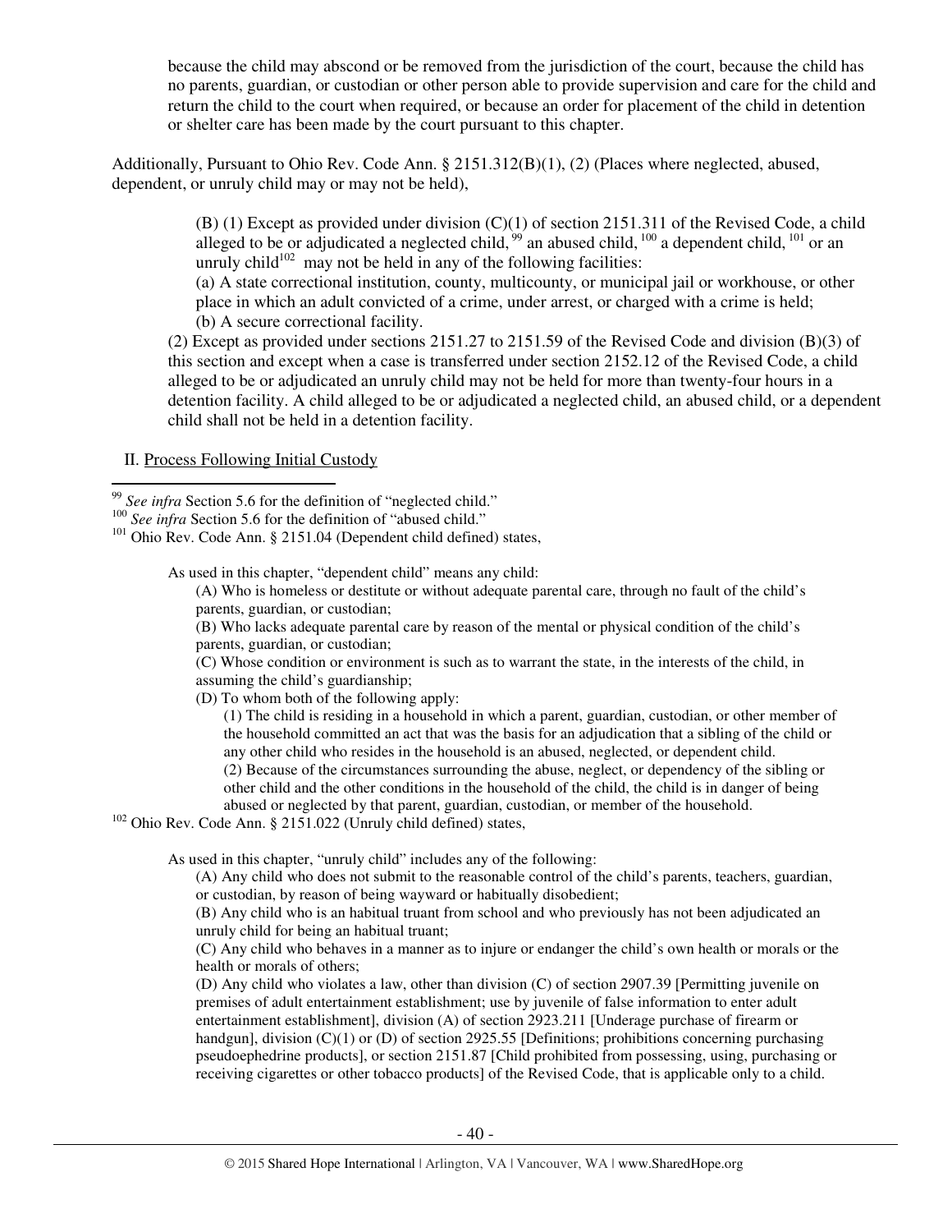because the child may abscond or be removed from the jurisdiction of the court, because the child has no parents, guardian, or custodian or other person able to provide supervision and care for the child and return the child to the court when required, or because an order for placement of the child in detention or shelter care has been made by the court pursuant to this chapter.

Additionally, Pursuant to Ohio Rev. Code Ann. § 2151.312(B)(1), (2) (Places where neglected, abused, dependent, or unruly child may or may not be held),

> (B) (1) Except as provided under division (C)(1) of section 2151.311 of the Revised Code, a child alleged to be or adjudicated a neglected child,[99] an abused child,[100] a dependent child,[101] or an unruly child[102] may not be held in any of the following facilities:
> (a) A state correctional institution, county, multicounty, or municipal jail or workhouse, or other place in which an adult convicted of a crime, under arrest, or charged with a crime is held;
> (b) A secure correctional facility.
> (2) Except as provided under sections 2151.27 to 2151.59 of the Revised Code and division (B)(3) of this section and except when a case is transferred under section 2152.12 of the Revised Code, a child alleged to be or adjudicated an unruly child may not be held for more than twenty-four hours in a detention facility. A child alleged to be or adjudicated a neglected child, an abused child, or a dependent child shall not be held in a detention facility.

II. Process Following Initial Custody

---

[99] *See infra* Section 5.6 for the definition of "neglected child."

[100] *See infra* Section 5.6 for the definition of "abused child."

[101] Ohio Rev. Code Ann. § 2151.04 (Dependent child defined) states,

> As used in this chapter, "dependent child" means any child:
> (A) Who is homeless or destitute or without adequate parental care, through no fault of the child's parents, guardian, or custodian;
> (B) Who lacks adequate parental care by reason of the mental or physical condition of the child's parents, guardian, or custodian;
> (C) Whose condition or environment is such as to warrant the state, in the interests of the child, in assuming the child's guardianship;
> (D) To whom both of the following apply:
> (1) The child is residing in a household in which a parent, guardian, custodian, or other member of the household committed an act that was the basis for an adjudication that a sibling of the child or any other child who resides in the household is an abused, neglected, or dependent child.
> (2) Because of the circumstances surrounding the abuse, neglect, or dependency of the sibling or other child and the other conditions in the household of the child, the child is in danger of being abused or neglected by that parent, guardian, custodian, or member of the household.

[102] Ohio Rev. Code Ann. § 2151.022 (Unruly child defined) states,

> As used in this chapter, "unruly child" includes any of the following:
> (A) Any child who does not submit to the reasonable control of the child's parents, teachers, guardian, or custodian, by reason of being wayward or habitually disobedient;
> (B) Any child who is an habitual truant from school and who previously has not been adjudicated an unruly child for being an habitual truant;
> (C) Any child who behaves in a manner as to injure or endanger the child's own health or morals or the health or morals of others;
> (D) Any child who violates a law, other than division (C) of section 2907.39 [Permitting juvenile on premises of adult entertainment establishment; use by juvenile of false information to enter adult entertainment establishment], division (A) of section 2923.211 [Underage purchase of firearm or handgun], division (C)(1) or (D) of section 2925.55 [Definitions; prohibitions concerning purchasing pseudoephedrine products], or section 2151.87 [Child prohibited from possessing, using, purchasing or receiving cigarettes or other tobacco products] of the Revised Code, that is applicable only to a child.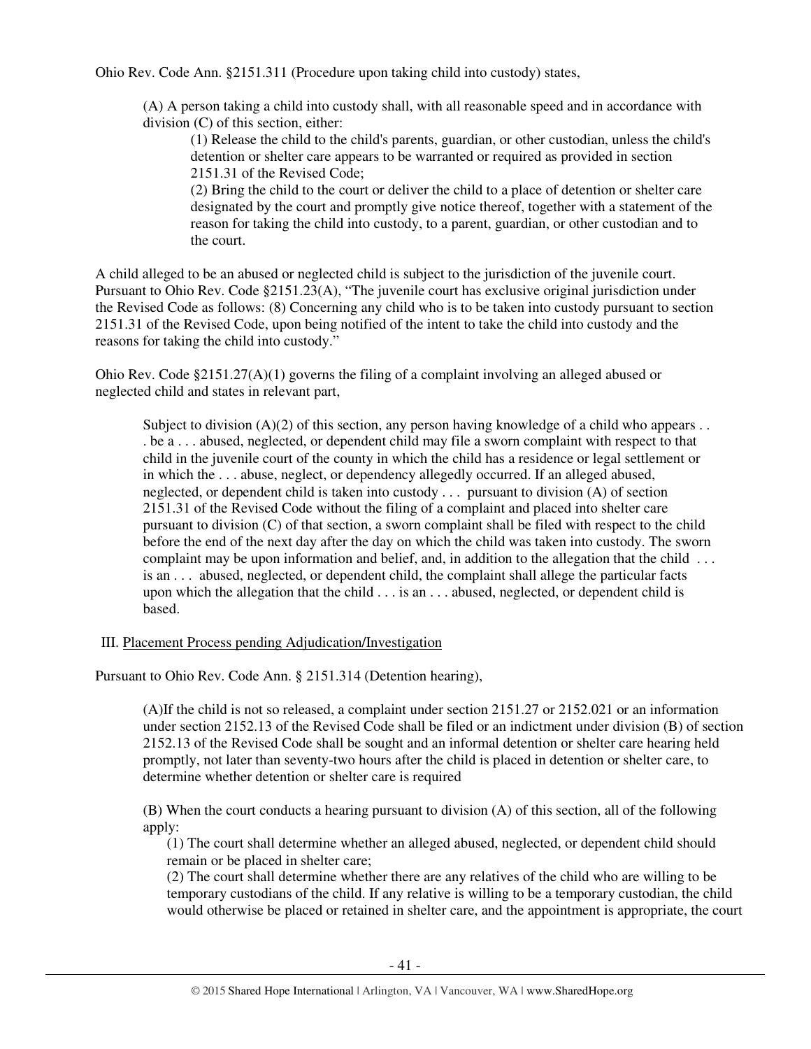Ohio Rev. Code Ann. §2151.311 (Procedure upon taking child into custody) states,

> (A) A person taking a child into custody shall, with all reasonable speed and in accordance with division (C) of this section, either:
>
> > (1) Release the child to the child's parents, guardian, or other custodian, unless the child's detention or shelter care appears to be warranted or required as provided in section 2151.31 of the Revised Code;
> >
> > (2) Bring the child to the court or deliver the child to a place of detention or shelter care designated by the court and promptly give notice thereof, together with a statement of the reason for taking the child into custody, to a parent, guardian, or other custodian and to the court.

A child alleged to be an abused or neglected child is subject to the jurisdiction of the juvenile court. Pursuant to Ohio Rev. Code §2151.23(A), "The juvenile court has exclusive original jurisdiction under the Revised Code as follows: (8) Concerning any child who is to be taken into custody pursuant to section 2151.31 of the Revised Code, upon being notified of the intent to take the child into custody and the reasons for taking the child into custody."

Ohio Rev. Code §2151.27(A)(1) governs the filing of a complaint involving an alleged abused or neglected child and states in relevant part,

> Subject to division (A)(2) of this section, any person having knowledge of a child who appears . . . be a . . . abused, neglected, or dependent child may file a sworn complaint with respect to that child in the juvenile court of the county in which the child has a residence or legal settlement or in which the . . . abuse, neglect, or dependency allegedly occurred. If an alleged abused, neglected, or dependent child is taken into custody . . . pursuant to division (A) of section 2151.31 of the Revised Code without the filing of a complaint and placed into shelter care pursuant to division (C) of that section, a sworn complaint shall be filed with respect to the child before the end of the next day after the day on which the child was taken into custody. The sworn complaint may be upon information and belief, and, in addition to the allegation that the child . . . is an . . . abused, neglected, or dependent child, the complaint shall allege the particular facts upon which the allegation that the child . . . is an . . . abused, neglected, or dependent child is based.

III. Placement Process pending Adjudication/Investigation

Pursuant to Ohio Rev. Code Ann. § 2151.314 (Detention hearing),

> (A)If the child is not so released, a complaint under section 2151.27 or 2152.021 or an information under section 2152.13 of the Revised Code shall be filed or an indictment under division (B) of section 2152.13 of the Revised Code shall be sought and an informal detention or shelter care hearing held promptly, not later than seventy-two hours after the child is placed in detention or shelter care, to determine whether detention or shelter care is required
>
> (B) When the court conducts a hearing pursuant to division (A) of this section, all of the following apply:
>
> > (1) The court shall determine whether an alleged abused, neglected, or dependent child should remain or be placed in shelter care;
> >
> > (2) The court shall determine whether there are any relatives of the child who are willing to be temporary custodians of the child. If any relative is willing to be a temporary custodian, the child would otherwise be placed or retained in shelter care, and the appointment is appropriate, the court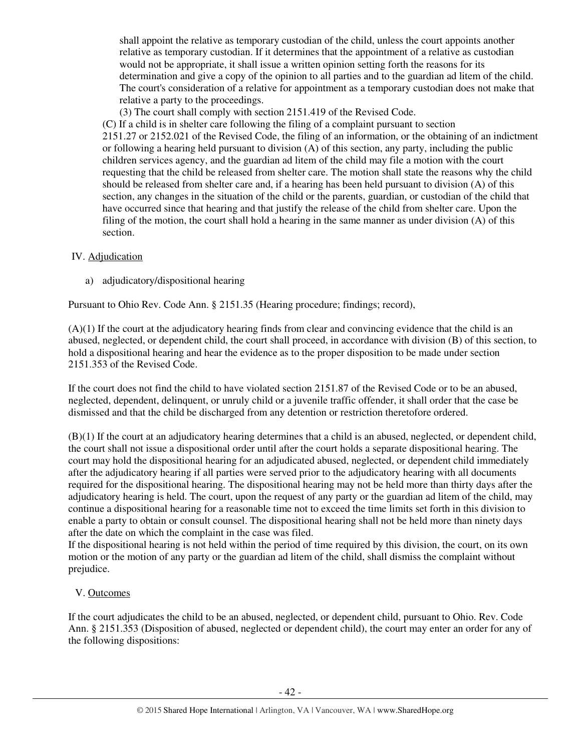shall appoint the relative as temporary custodian of the child, unless the court appoints another relative as temporary custodian. If it determines that the appointment of a relative as custodian would not be appropriate, it shall issue a written opinion setting forth the reasons for its determination and give a copy of the opinion to all parties and to the guardian ad litem of the child. The court's consideration of a relative for appointment as a temporary custodian does not make that relative a party to the proceedings.

(3) The court shall comply with section 2151.419 of the Revised Code.

(C) If a child is in shelter care following the filing of a complaint pursuant to section 2151.27 or 2152.021 of the Revised Code, the filing of an information, or the obtaining of an indictment or following a hearing held pursuant to division (A) of this section, any party, including the public children services agency, and the guardian ad litem of the child may file a motion with the court requesting that the child be released from shelter care. The motion shall state the reasons why the child should be released from shelter care and, if a hearing has been held pursuant to division (A) of this section, any changes in the situation of the child or the parents, guardian, or custodian of the child that have occurred since that hearing and that justify the release of the child from shelter care. Upon the filing of the motion, the court shall hold a hearing in the same manner as under division (A) of this section.

IV. Adjudication

a) adjudicatory/dispositional hearing

Pursuant to Ohio Rev. Code Ann. § 2151.35 (Hearing procedure; findings; record),

(A)(1) If the court at the adjudicatory hearing finds from clear and convincing evidence that the child is an abused, neglected, or dependent child, the court shall proceed, in accordance with division (B) of this section, to hold a dispositional hearing and hear the evidence as to the proper disposition to be made under section 2151.353 of the Revised Code.

If the court does not find the child to have violated section 2151.87 of the Revised Code or to be an abused, neglected, dependent, delinquent, or unruly child or a juvenile traffic offender, it shall order that the case be dismissed and that the child be discharged from any detention or restriction theretofore ordered.

(B)(1) If the court at an adjudicatory hearing determines that a child is an abused, neglected, or dependent child, the court shall not issue a dispositional order until after the court holds a separate dispositional hearing. The court may hold the dispositional hearing for an adjudicated abused, neglected, or dependent child immediately after the adjudicatory hearing if all parties were served prior to the adjudicatory hearing with all documents required for the dispositional hearing. The dispositional hearing may not be held more than thirty days after the adjudicatory hearing is held. The court, upon the request of any party or the guardian ad litem of the child, may continue a dispositional hearing for a reasonable time not to exceed the time limits set forth in this division to enable a party to obtain or consult counsel. The dispositional hearing shall not be held more than ninety days after the date on which the complaint in the case was filed.

If the dispositional hearing is not held within the period of time required by this division, the court, on its own motion or the motion of any party or the guardian ad litem of the child, shall dismiss the complaint without prejudice.

V. Outcomes

If the court adjudicates the child to be an abused, neglected, or dependent child, pursuant to Ohio. Rev. Code Ann. § 2151.353 (Disposition of abused, neglected or dependent child), the court may enter an order for any of the following dispositions: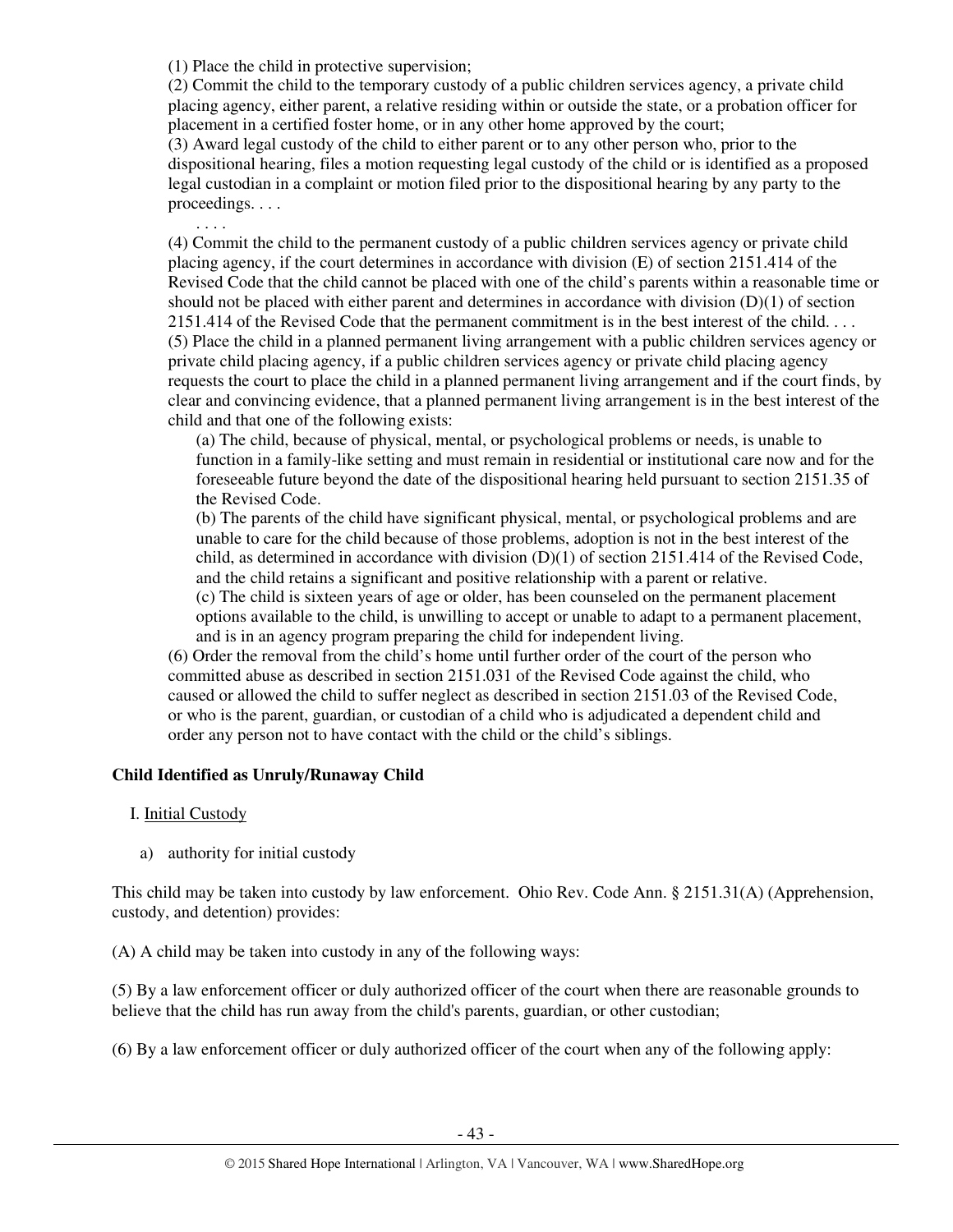(1) Place the child in protective supervision;
(2) Commit the child to the temporary custody of a public children services agency, a private child placing agency, either parent, a relative residing within or outside the state, or a probation officer for placement in a certified foster home, or in any other home approved by the court;
(3) Award legal custody of the child to either parent or to any other person who, prior to the dispositional hearing, files a motion requesting legal custody of the child or is identified as a proposed legal custodian in a complaint or motion filed prior to the dispositional hearing by any party to the proceedings. . . .

. . . .

(4) Commit the child to the permanent custody of a public children services agency or private child placing agency, if the court determines in accordance with division (E) of section 2151.414 of the Revised Code that the child cannot be placed with one of the child's parents within a reasonable time or should not be placed with either parent and determines in accordance with division (D)(1) of section 2151.414 of the Revised Code that the permanent commitment is in the best interest of the child. . . .
(5) Place the child in a planned permanent living arrangement with a public children services agency or private child placing agency, if a public children services agency or private child placing agency requests the court to place the child in a planned permanent living arrangement and if the court finds, by clear and convincing evidence, that a planned permanent living arrangement is in the best interest of the child and that one of the following exists:

(a) The child, because of physical, mental, or psychological problems or needs, is unable to function in a family-like setting and must remain in residential or institutional care now and for the foreseeable future beyond the date of the dispositional hearing held pursuant to section 2151.35 of the Revised Code.
(b) The parents of the child have significant physical, mental, or psychological problems and are unable to care for the child because of those problems, adoption is not in the best interest of the child, as determined in accordance with division (D)(1) of section 2151.414 of the Revised Code, and the child retains a significant and positive relationship with a parent or relative.
(c) The child is sixteen years of age or older, has been counseled on the permanent placement options available to the child, is unwilling to accept or unable to adapt to a permanent placement, and is in an agency program preparing the child for independent living.

(6) Order the removal from the child's home until further order of the court of the person who committed abuse as described in section 2151.031 of the Revised Code against the child, who caused or allowed the child to suffer neglect as described in section 2151.03 of the Revised Code, or who is the parent, guardian, or custodian of a child who is adjudicated a dependent child and order any person not to have contact with the child or the child's siblings.

**Child Identified as Unruly/Runaway Child**

I. Initial Custody

a) authority for initial custody

This child may be taken into custody by law enforcement. Ohio Rev. Code Ann. § 2151.31(A) (Apprehension, custody, and detention) provides:

(A) A child may be taken into custody in any of the following ways:

(5) By a law enforcement officer or duly authorized officer of the court when there are reasonable grounds to believe that the child has run away from the child's parents, guardian, or other custodian;

(6) By a law enforcement officer or duly authorized officer of the court when any of the following apply: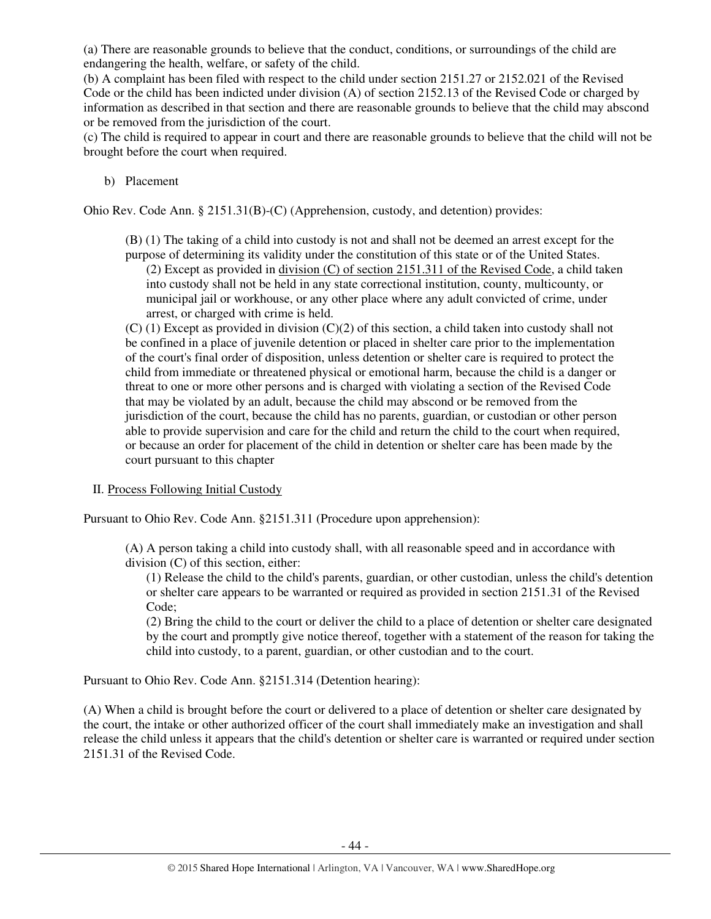(a) There are reasonable grounds to believe that the conduct, conditions, or surroundings of the child are endangering the health, welfare, or safety of the child.
(b) A complaint has been filed with respect to the child under section 2151.27 or 2152.021 of the Revised Code or the child has been indicted under division (A) of section 2152.13 of the Revised Code or charged by information as described in that section and there are reasonable grounds to believe that the child may abscond or be removed from the jurisdiction of the court.
(c) The child is required to appear in court and there are reasonable grounds to believe that the child will not be brought before the court when required.

b) Placement

Ohio Rev. Code Ann. § 2151.31(B)-(C) (Apprehension, custody, and detention) provides:

> (B) (1) The taking of a child into custody is not and shall not be deemed an arrest except for the purpose of determining its validity under the constitution of this state or of the United States.
>
> (2) Except as provided in division (C) of section 2151.311 of the Revised Code, a child taken into custody shall not be held in any state correctional institution, county, multicounty, or municipal jail or workhouse, or any other place where any adult convicted of crime, under arrest, or charged with crime is held.
>
> (C) (1) Except as provided in division (C)(2) of this section, a child taken into custody shall not be confined in a place of juvenile detention or placed in shelter care prior to the implementation of the court's final order of disposition, unless detention or shelter care is required to protect the child from immediate or threatened physical or emotional harm, because the child is a danger or threat to one or more other persons and is charged with violating a section of the Revised Code that may be violated by an adult, because the child may abscond or be removed from the jurisdiction of the court, because the child has no parents, guardian, or custodian or other person able to provide supervision and care for the child and return the child to the court when required, or because an order for placement of the child in detention or shelter care has been made by the court pursuant to this chapter

II. Process Following Initial Custody

Pursuant to Ohio Rev. Code Ann. §2151.311 (Procedure upon apprehension):

> (A) A person taking a child into custody shall, with all reasonable speed and in accordance with division (C) of this section, either:
>
> (1) Release the child to the child's parents, guardian, or other custodian, unless the child's detention or shelter care appears to be warranted or required as provided in section 2151.31 of the Revised Code;
>
> (2) Bring the child to the court or deliver the child to a place of detention or shelter care designated by the court and promptly give notice thereof, together with a statement of the reason for taking the child into custody, to a parent, guardian, or other custodian and to the court.

Pursuant to Ohio Rev. Code Ann. §2151.314 (Detention hearing):

(A) When a child is brought before the court or delivered to a place of detention or shelter care designated by the court, the intake or other authorized officer of the court shall immediately make an investigation and shall release the child unless it appears that the child's detention or shelter care is warranted or required under section 2151.31 of the Revised Code.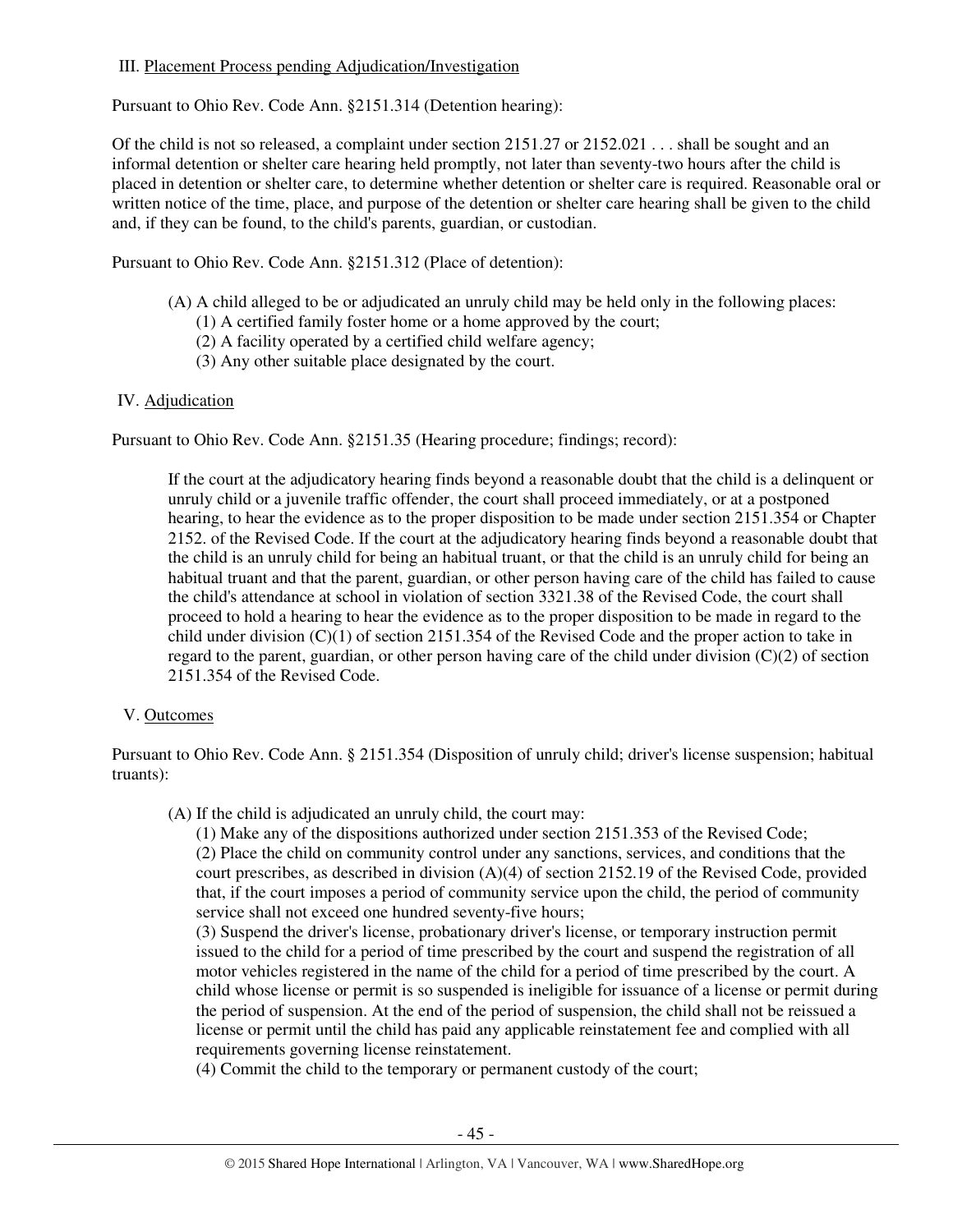III. Placement Process pending Adjudication/Investigation

Pursuant to Ohio Rev. Code Ann. §2151.314 (Detention hearing):

Of the child is not so released, a complaint under section 2151.27 or 2152.021 . . . shall be sought and an informal detention or shelter care hearing held promptly, not later than seventy-two hours after the child is placed in detention or shelter care, to determine whether detention or shelter care is required. Reasonable oral or written notice of the time, place, and purpose of the detention or shelter care hearing shall be given to the child and, if they can be found, to the child's parents, guardian, or custodian.

Pursuant to Ohio Rev. Code Ann. §2151.312 (Place of detention):

> (A) A child alleged to be or adjudicated an unruly child may be held only in the following places:
> (1) A certified family foster home or a home approved by the court;
> (2) A facility operated by a certified child welfare agency;
> (3) Any other suitable place designated by the court.

IV. Adjudication

Pursuant to Ohio Rev. Code Ann. §2151.35 (Hearing procedure; findings; record):

> If the court at the adjudicatory hearing finds beyond a reasonable doubt that the child is a delinquent or unruly child or a juvenile traffic offender, the court shall proceed immediately, or at a postponed hearing, to hear the evidence as to the proper disposition to be made under section 2151.354 or Chapter 2152. of the Revised Code. If the court at the adjudicatory hearing finds beyond a reasonable doubt that the child is an unruly child for being an habitual truant, or that the child is an unruly child for being an habitual truant and that the parent, guardian, or other person having care of the child has failed to cause the child's attendance at school in violation of section 3321.38 of the Revised Code, the court shall proceed to hold a hearing to hear the evidence as to the proper disposition to be made in regard to the child under division (C)(1) of section 2151.354 of the Revised Code and the proper action to take in regard to the parent, guardian, or other person having care of the child under division (C)(2) of section 2151.354 of the Revised Code.

V. Outcomes

Pursuant to Ohio Rev. Code Ann. § 2151.354 (Disposition of unruly child; driver's license suspension; habitual truants):

> (A) If the child is adjudicated an unruly child, the court may:
> (1) Make any of the dispositions authorized under section 2151.353 of the Revised Code;
> (2) Place the child on community control under any sanctions, services, and conditions that the court prescribes, as described in division (A)(4) of section 2152.19 of the Revised Code, provided that, if the court imposes a period of community service upon the child, the period of community service shall not exceed one hundred seventy-five hours;
> (3) Suspend the driver's license, probationary driver's license, or temporary instruction permit issued to the child for a period of time prescribed by the court and suspend the registration of all motor vehicles registered in the name of the child for a period of time prescribed by the court. A child whose license or permit is so suspended is ineligible for issuance of a license or permit during the period of suspension. At the end of the period of suspension, the child shall not be reissued a license or permit until the child has paid any applicable reinstatement fee and complied with all requirements governing license reinstatement.
> (4) Commit the child to the temporary or permanent custody of the court;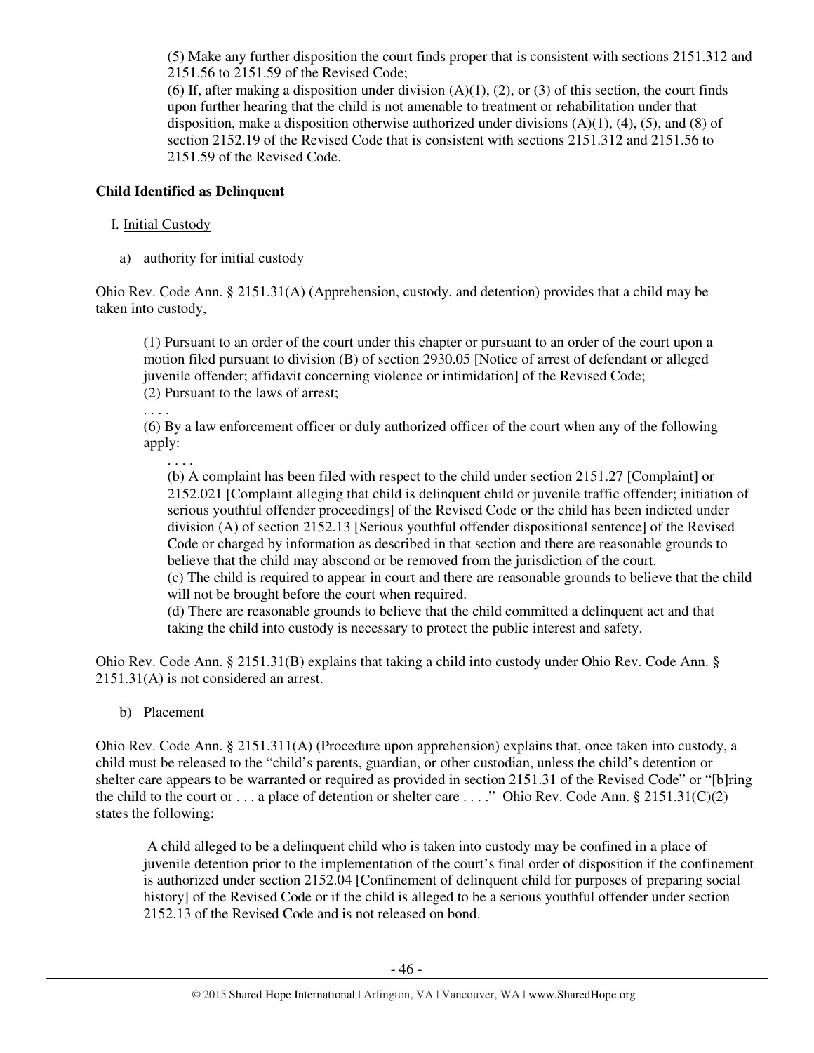(5) Make any further disposition the court finds proper that is consistent with sections 2151.312 and 2151.56 to 2151.59 of the Revised Code;
(6) If, after making a disposition under division (A)(1), (2), or (3) of this section, the court finds upon further hearing that the child is not amenable to treatment or rehabilitation under that disposition, make a disposition otherwise authorized under divisions (A)(1), (4), (5), and (8) of section 2152.19 of the Revised Code that is consistent with sections 2151.312 and 2151.56 to 2151.59 of the Revised Code.

**Child Identified as Delinquent**

I. Initial Custody

a) authority for initial custody

Ohio Rev. Code Ann. § 2151.31(A) (Apprehension, custody, and detention) provides that a child may be taken into custody,

> (1) Pursuant to an order of the court under this chapter or pursuant to an order of the court upon a motion filed pursuant to division (B) of section 2930.05 [Notice of arrest of defendant or alleged juvenile offender; affidavit concerning violence or intimidation] of the Revised Code;
> (2) Pursuant to the laws of arrest;
> . . . .
> (6) By a law enforcement officer or duly authorized officer of the court when any of the following apply:
> . . . .
> (b) A complaint has been filed with respect to the child under section 2151.27 [Complaint] or 2152.021 [Complaint alleging that child is delinquent child or juvenile traffic offender; initiation of serious youthful offender proceedings] of the Revised Code or the child has been indicted under division (A) of section 2152.13 [Serious youthful offender dispositional sentence] of the Revised Code or charged by information as described in that section and there are reasonable grounds to believe that the child may abscond or be removed from the jurisdiction of the court.
> (c) The child is required to appear in court and there are reasonable grounds to believe that the child will not be brought before the court when required.
> (d) There are reasonable grounds to believe that the child committed a delinquent act and that taking the child into custody is necessary to protect the public interest and safety.

Ohio Rev. Code Ann. § 2151.31(B) explains that taking a child into custody under Ohio Rev. Code Ann. § 2151.31(A) is not considered an arrest.

b) Placement

Ohio Rev. Code Ann. § 2151.311(A) (Procedure upon apprehension) explains that, once taken into custody, a child must be released to the "child's parents, guardian, or other custodian, unless the child's detention or shelter care appears to be warranted or required as provided in section 2151.31 of the Revised Code" or "[b]ring the child to the court or . . . a place of detention or shelter care . . . ." Ohio Rev. Code Ann. § 2151.31(C)(2) states the following:

> A child alleged to be a delinquent child who is taken into custody may be confined in a place of juvenile detention prior to the implementation of the court's final order of disposition if the confinement is authorized under section 2152.04 [Confinement of delinquent child for purposes of preparing social history] of the Revised Code or if the child is alleged to be a serious youthful offender under section 2152.13 of the Revised Code and is not released on bond.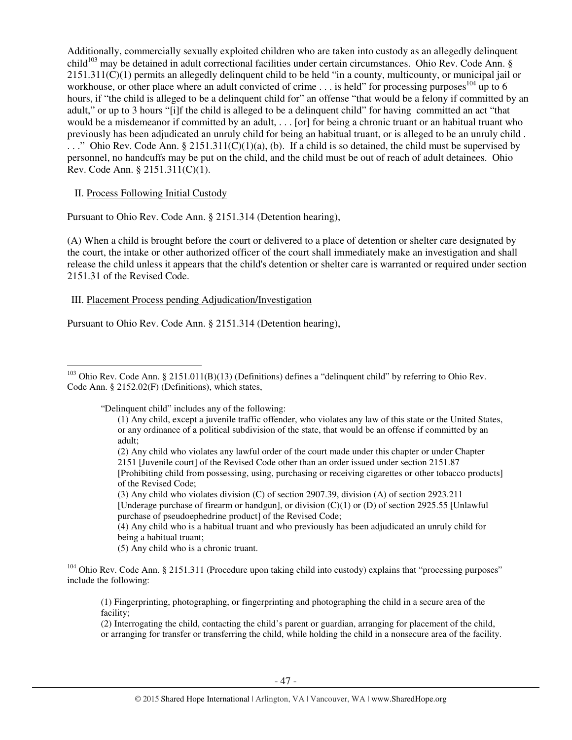Additionally, commercially sexually exploited children who are taken into custody as an allegedly delinquent child[103] may be detained in adult correctional facilities under certain circumstances. Ohio Rev. Code Ann. § 2151.311(C)(1) permits an allegedly delinquent child to be held "in a county, multicounty, or municipal jail or workhouse, or other place where an adult convicted of crime . . . is held" for processing purposes[104] up to 6 hours, if "the child is alleged to be a delinquent child for" an offense "that would be a felony if committed by an adult," or up to 3 hours "[i]f the child is alleged to be a delinquent child" for having committed an act "that would be a misdemeanor if committed by an adult, . . . [or] for being a chronic truant or an habitual truant who previously has been adjudicated an unruly child for being an habitual truant, or is alleged to be an unruly child . . . ." Ohio Rev. Code Ann. § 2151.311(C)(1)(a), (b). If a child is so detained, the child must be supervised by personnel, no handcuffs may be put on the child, and the child must be out of reach of adult detainees. Ohio Rev. Code Ann. § 2151.311(C)(1).

II. Process Following Initial Custody

Pursuant to Ohio Rev. Code Ann. § 2151.314 (Detention hearing),

(A) When a child is brought before the court or delivered to a place of detention or shelter care designated by the court, the intake or other authorized officer of the court shall immediately make an investigation and shall release the child unless it appears that the child's detention or shelter care is warranted or required under section 2151.31 of the Revised Code.

III. Placement Process pending Adjudication/Investigation

Pursuant to Ohio Rev. Code Ann. § 2151.314 (Detention hearing),

---

[103] Ohio Rev. Code Ann. § 2151.011(B)(13) (Definitions) defines a "delinquent child" by referring to Ohio Rev. Code Ann. § 2152.02(F) (Definitions), which states,

> "Delinquent child" includes any of the following:
> (1) Any child, except a juvenile traffic offender, who violates any law of this state or the United States, or any ordinance of a political subdivision of the state, that would be an offense if committed by an adult;
> (2) Any child who violates any lawful order of the court made under this chapter or under Chapter 2151 [Juvenile court] of the Revised Code other than an order issued under section 2151.87 [Prohibiting child from possessing, using, purchasing or receiving cigarettes or other tobacco products] of the Revised Code;
> (3) Any child who violates division (C) of section 2907.39, division (A) of section 2923.211 [Underage purchase of firearm or handgun], or division (C)(1) or (D) of section 2925.55 [Unlawful purchase of pseudoephedrine product] of the Revised Code;
> (4) Any child who is a habitual truant and who previously has been adjudicated an unruly child for being a habitual truant;
> (5) Any child who is a chronic truant.

[104] Ohio Rev. Code Ann. § 2151.311 (Procedure upon taking child into custody) explains that "processing purposes" include the following:

> (1) Fingerprinting, photographing, or fingerprinting and photographing the child in a secure area of the facility;
> (2) Interrogating the child, contacting the child's parent or guardian, arranging for placement of the child, or arranging for transfer or transferring the child, while holding the child in a nonsecure area of the facility.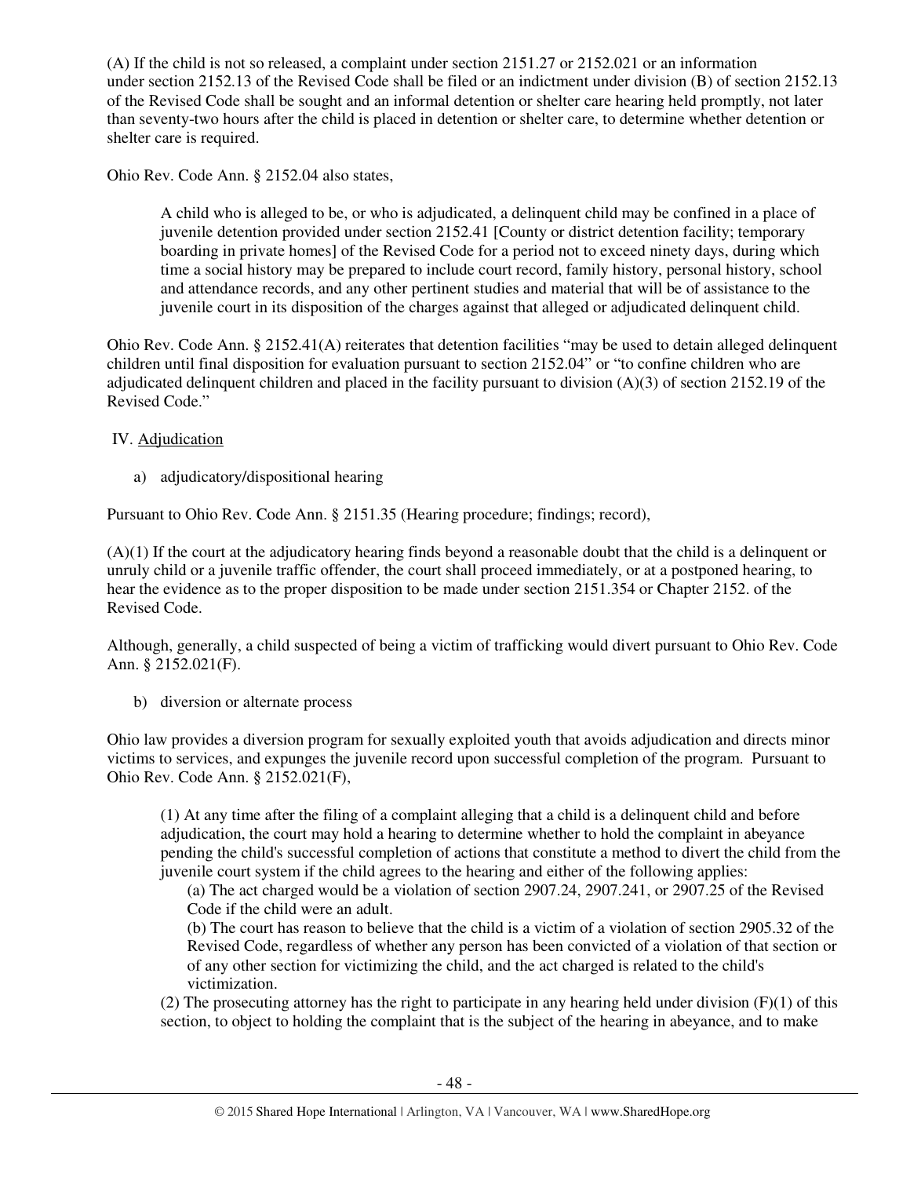(A) If the child is not so released, a complaint under section 2151.27 or 2152.021 or an information under section 2152.13 of the Revised Code shall be filed or an indictment under division (B) of section 2152.13 of the Revised Code shall be sought and an informal detention or shelter care hearing held promptly, not later than seventy-two hours after the child is placed in detention or shelter care, to determine whether detention or shelter care is required.

Ohio Rev. Code Ann. § 2152.04 also states,

> A child who is alleged to be, or who is adjudicated, a delinquent child may be confined in a place of juvenile detention provided under section 2152.41 [County or district detention facility; temporary boarding in private homes] of the Revised Code for a period not to exceed ninety days, during which time a social history may be prepared to include court record, family history, personal history, school and attendance records, and any other pertinent studies and material that will be of assistance to the juvenile court in its disposition of the charges against that alleged or adjudicated delinquent child.

Ohio Rev. Code Ann. § 2152.41(A) reiterates that detention facilities "may be used to detain alleged delinquent children until final disposition for evaluation pursuant to section 2152.04" or "to confine children who are adjudicated delinquent children and placed in the facility pursuant to division (A)(3) of section 2152.19 of the Revised Code."

IV. Adjudication

a) adjudicatory/dispositional hearing

Pursuant to Ohio Rev. Code Ann. § 2151.35 (Hearing procedure; findings; record),

(A)(1) If the court at the adjudicatory hearing finds beyond a reasonable doubt that the child is a delinquent or unruly child or a juvenile traffic offender, the court shall proceed immediately, or at a postponed hearing, to hear the evidence as to the proper disposition to be made under section 2151.354 or Chapter 2152. of the Revised Code.

Although, generally, a child suspected of being a victim of trafficking would divert pursuant to Ohio Rev. Code Ann. § 2152.021(F).

b) diversion or alternate process

Ohio law provides a diversion program for sexually exploited youth that avoids adjudication and directs minor victims to services, and expunges the juvenile record upon successful completion of the program. Pursuant to Ohio Rev. Code Ann. § 2152.021(F),

> (1) At any time after the filing of a complaint alleging that a child is a delinquent child and before adjudication, the court may hold a hearing to determine whether to hold the complaint in abeyance pending the child's successful completion of actions that constitute a method to divert the child from the juvenile court system if the child agrees to the hearing and either of the following applies:
>
> (a) The act charged would be a violation of section 2907.24, 2907.241, or 2907.25 of the Revised Code if the child were an adult.
>
> (b) The court has reason to believe that the child is a victim of a violation of section 2905.32 of the Revised Code, regardless of whether any person has been convicted of a violation of that section or of any other section for victimizing the child, and the act charged is related to the child's victimization.
>
> (2) The prosecuting attorney has the right to participate in any hearing held under division (F)(1) of this section, to object to holding the complaint that is the subject of the hearing in abeyance, and to make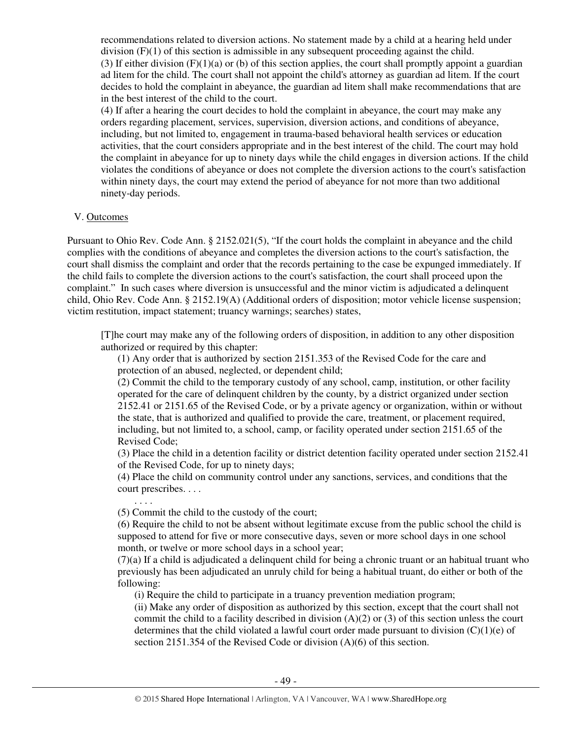recommendations related to diversion actions. No statement made by a child at a hearing held under division (F)(1) of this section is admissible in any subsequent proceeding against the child.
(3) If either division (F)(1)(a) or (b) of this section applies, the court shall promptly appoint a guardian ad litem for the child. The court shall not appoint the child's attorney as guardian ad litem. If the court decides to hold the complaint in abeyance, the guardian ad litem shall make recommendations that are in the best interest of the child to the court.
(4) If after a hearing the court decides to hold the complaint in abeyance, the court may make any orders regarding placement, services, supervision, diversion actions, and conditions of abeyance, including, but not limited to, engagement in trauma-based behavioral health services or education activities, that the court considers appropriate and in the best interest of the child. The court may hold the complaint in abeyance for up to ninety days while the child engages in diversion actions. If the child violates the conditions of abeyance or does not complete the diversion actions to the court's satisfaction within ninety days, the court may extend the period of abeyance for not more than two additional ninety-day periods.

V. Outcomes

Pursuant to Ohio Rev. Code Ann. § 2152.021(5), "If the court holds the complaint in abeyance and the child complies with the conditions of abeyance and completes the diversion actions to the court's satisfaction, the court shall dismiss the complaint and order that the records pertaining to the case be expunged immediately. If the child fails to complete the diversion actions to the court's satisfaction, the court shall proceed upon the complaint." In such cases where diversion is unsuccessful and the minor victim is adjudicated a delinquent child, Ohio Rev. Code Ann. § 2152.19(A) (Additional orders of disposition; motor vehicle license suspension; victim restitution, impact statement; truancy warnings; searches) states,

> [T]he court may make any of the following orders of disposition, in addition to any other disposition authorized or required by this chapter:
>
> (1) Any order that is authorized by section 2151.353 of the Revised Code for the care and protection of an abused, neglected, or dependent child;
> (2) Commit the child to the temporary custody of any school, camp, institution, or other facility operated for the care of delinquent children by the county, by a district organized under section 2152.41 or 2151.65 of the Revised Code, or by a private agency or organization, within or without the state, that is authorized and qualified to provide the care, treatment, or placement required, including, but not limited to, a school, camp, or facility operated under section 2151.65 of the Revised Code;
> (3) Place the child in a detention facility or district detention facility operated under section 2152.41 of the Revised Code, for up to ninety days;
> (4) Place the child on community control under any sanctions, services, and conditions that the court prescribes. . . .
>
> . . . .
>
> (5) Commit the child to the custody of the court;
> (6) Require the child to not be absent without legitimate excuse from the public school the child is supposed to attend for five or more consecutive days, seven or more school days in one school month, or twelve or more school days in a school year;
> (7)(a) If a child is adjudicated a delinquent child for being a chronic truant or an habitual truant who previously has been adjudicated an unruly child for being a habitual truant, do either or both of the following:
>
> (i) Require the child to participate in a truancy prevention mediation program;
> (ii) Make any order of disposition as authorized by this section, except that the court shall not commit the child to a facility described in division (A)(2) or (3) of this section unless the court determines that the child violated a lawful court order made pursuant to division (C)(1)(e) of section 2151.354 of the Revised Code or division (A)(6) of this section.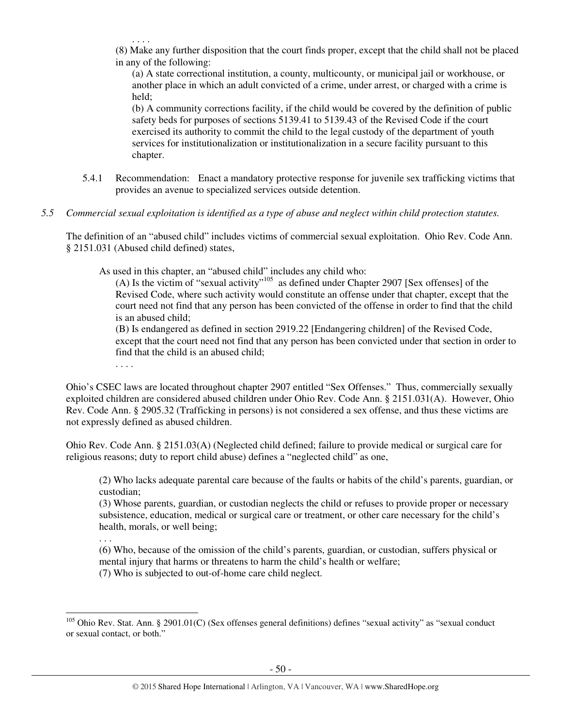. . . .

> (8) Make any further disposition that the court finds proper, except that the child shall not be placed in any of the following:
>
> > (a) A state correctional institution, a county, multicounty, or municipal jail or workhouse, or another place in which an adult convicted of a crime, under arrest, or charged with a crime is held;
> >
> > (b) A community corrections facility, if the child would be covered by the definition of public safety beds for purposes of sections 5139.41 to 5139.43 of the Revised Code if the court exercised its authority to commit the child to the legal custody of the department of youth services for institutionalization or institutionalization in a secure facility pursuant to this chapter.

5.4.1 Recommendation: Enact a mandatory protective response for juvenile sex trafficking victims that provides an avenue to specialized services outside detention.

*5.5 Commercial sexual exploitation is identified as a type of abuse and neglect within child protection statutes.*

The definition of an "abused child" includes victims of commercial sexual exploitation. Ohio Rev. Code Ann. § 2151.031 (Abused child defined) states,

> As used in this chapter, an "abused child" includes any child who:
>
> > (A) Is the victim of "sexual activity"[105] as defined under Chapter 2907 [Sex offenses] of the Revised Code, where such activity would constitute an offense under that chapter, except that the court need not find that any person has been convicted of the offense in order to find that the child is an abused child;
> >
> > (B) Is endangered as defined in section 2919.22 [Endangering children] of the Revised Code, except that the court need not find that any person has been convicted under that section in order to find that the child is an abused child;
> >
> > . . . .

Ohio's CSEC laws are located throughout chapter 2907 entitled "Sex Offenses." Thus, commercially sexually exploited children are considered abused children under Ohio Rev. Code Ann. § 2151.031(A). However, Ohio Rev. Code Ann. § 2905.32 (Trafficking in persons) is not considered a sex offense, and thus these victims are not expressly defined as abused children.

Ohio Rev. Code Ann. § 2151.03(A) (Neglected child defined; failure to provide medical or surgical care for religious reasons; duty to report child abuse) defines a "neglected child" as one,

> (2) Who lacks adequate parental care because of the faults or habits of the child's parents, guardian, or custodian;
>
> (3) Whose parents, guardian, or custodian neglects the child or refuses to provide proper or necessary subsistence, education, medical or surgical care or treatment, or other care necessary for the child's health, morals, or well being;
>
> . . .
>
> (6) Who, because of the omission of the child's parents, guardian, or custodian, suffers physical or mental injury that harms or threatens to harm the child's health or welfare;
>
> (7) Who is subjected to out-of-home care child neglect.

---

[105] Ohio Rev. Stat. Ann. § 2901.01(C) (Sex offenses general definitions) defines "sexual activity" as "sexual conduct or sexual contact, or both."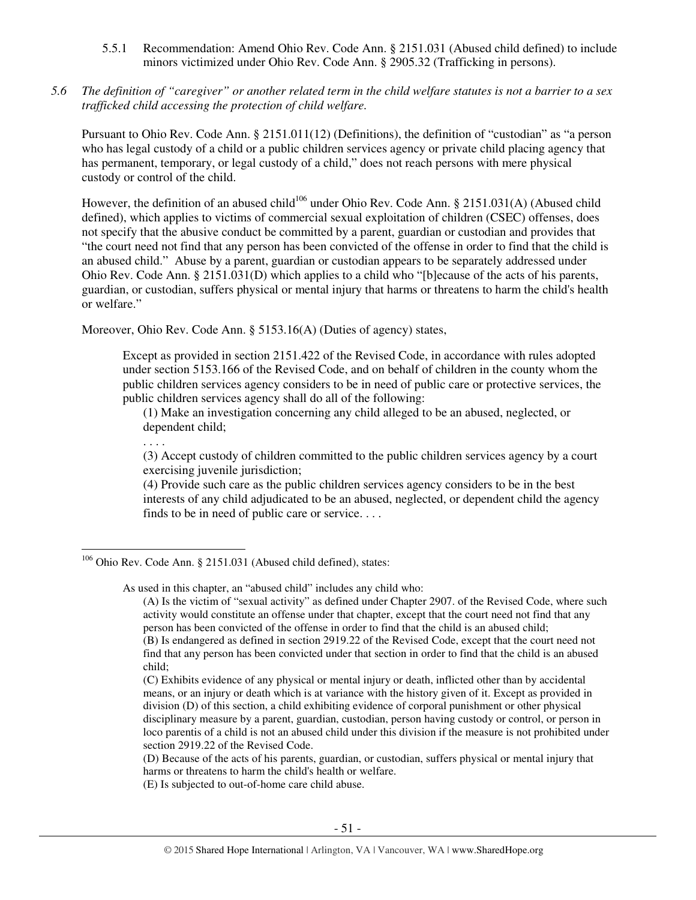5.5.1 Recommendation: Amend Ohio Rev. Code Ann. § 2151.031 (Abused child defined) to include minors victimized under Ohio Rev. Code Ann. § 2905.32 (Trafficking in persons).

*5.6 The definition of "caregiver" or another related term in the child welfare statutes is not a barrier to a sex trafficked child accessing the protection of child welfare.*

Pursuant to Ohio Rev. Code Ann. § 2151.011(12) (Definitions), the definition of "custodian" as "a person who has legal custody of a child or a public children services agency or private child placing agency that has permanent, temporary, or legal custody of a child," does not reach persons with mere physical custody or control of the child.

However, the definition of an abused child[106] under Ohio Rev. Code Ann. § 2151.031(A) (Abused child defined), which applies to victims of commercial sexual exploitation of children (CSEC) offenses, does not specify that the abusive conduct be committed by a parent, guardian or custodian and provides that "the court need not find that any person has been convicted of the offense in order to find that the child is an abused child." Abuse by a parent, guardian or custodian appears to be separately addressed under Ohio Rev. Code Ann. § 2151.031(D) which applies to a child who "[b]ecause of the acts of his parents, guardian, or custodian, suffers physical or mental injury that harms or threatens to harm the child's health or welfare."

Moreover, Ohio Rev. Code Ann. § 5153.16(A) (Duties of agency) states,

> Except as provided in section 2151.422 of the Revised Code, in accordance with rules adopted under section 5153.166 of the Revised Code, and on behalf of children in the county whom the public children services agency considers to be in need of public care or protective services, the public children services agency shall do all of the following:
>
> (1) Make an investigation concerning any child alleged to be an abused, neglected, or dependent child;
>
> . . . .
>
> (3) Accept custody of children committed to the public children services agency by a court exercising juvenile jurisdiction;
>
> (4) Provide such care as the public children services agency considers to be in the best interests of any child adjudicated to be an abused, neglected, or dependent child the agency finds to be in need of public care or service. . . .

---

[106] Ohio Rev. Code Ann. § 2151.031 (Abused child defined), states:

> As used in this chapter, an "abused child" includes any child who:
>
> (A) Is the victim of "sexual activity" as defined under Chapter 2907. of the Revised Code, where such activity would constitute an offense under that chapter, except that the court need not find that any person has been convicted of the offense in order to find that the child is an abused child;
>
> (B) Is endangered as defined in section 2919.22 of the Revised Code, except that the court need not find that any person has been convicted under that section in order to find that the child is an abused child;
>
> (C) Exhibits evidence of any physical or mental injury or death, inflicted other than by accidental means, or an injury or death which is at variance with the history given of it. Except as provided in division (D) of this section, a child exhibiting evidence of corporal punishment or other physical disciplinary measure by a parent, guardian, custodian, person having custody or control, or person in loco parentis of a child is not an abused child under this division if the measure is not prohibited under section 2919.22 of the Revised Code.
>
> (D) Because of the acts of his parents, guardian, or custodian, suffers physical or mental injury that harms or threatens to harm the child's health or welfare.
>
> (E) Is subjected to out-of-home care child abuse.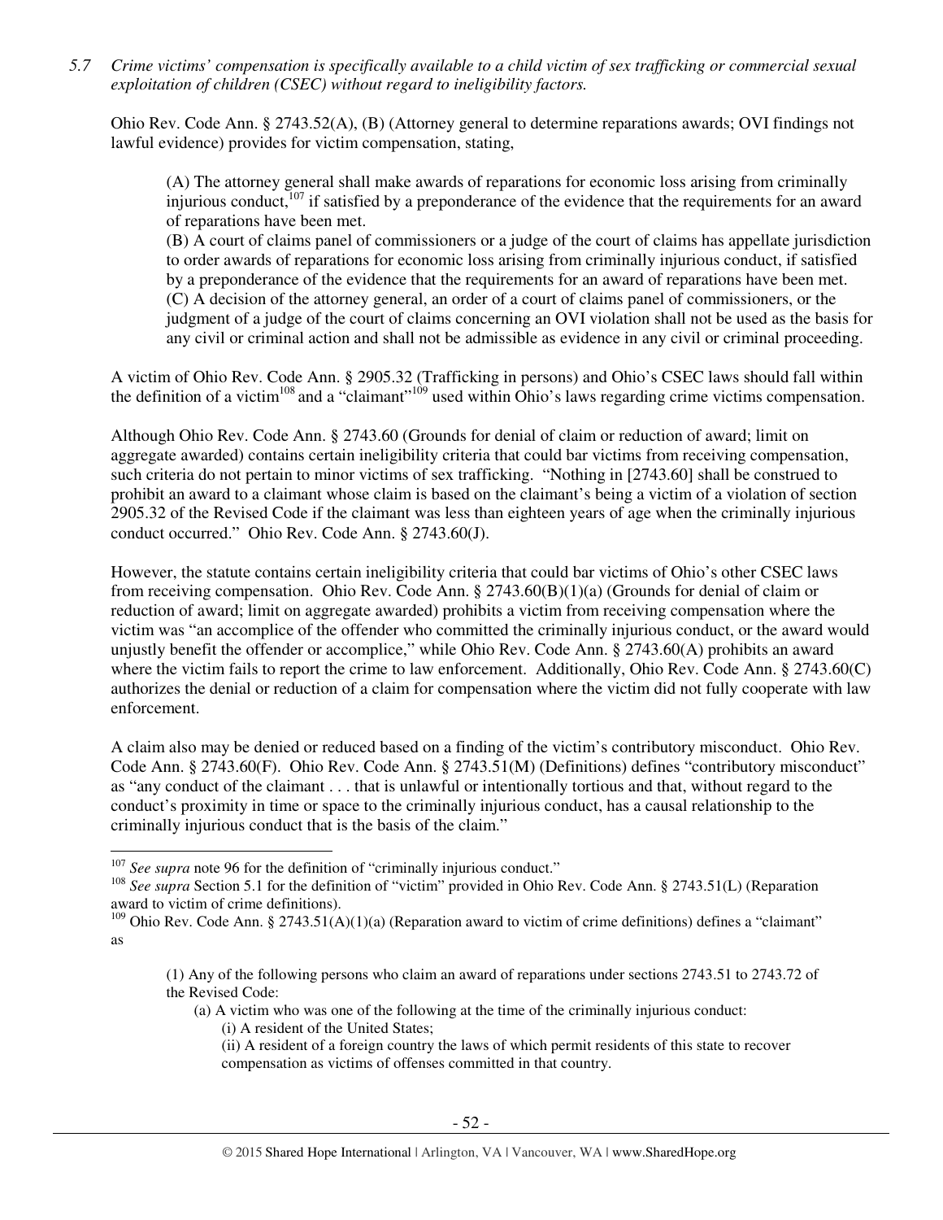*5.7 Crime victims' compensation is specifically available to a child victim of sex trafficking or commercial sexual exploitation of children (CSEC) without regard to ineligibility factors.*

Ohio Rev. Code Ann. § 2743.52(A), (B) (Attorney general to determine reparations awards; OVI findings not lawful evidence) provides for victim compensation, stating,

> (A) The attorney general shall make awards of reparations for economic loss arising from criminally injurious conduct,[107] if satisfied by a preponderance of the evidence that the requirements for an award of reparations have been met.
>
> (B) A court of claims panel of commissioners or a judge of the court of claims has appellate jurisdiction to order awards of reparations for economic loss arising from criminally injurious conduct, if satisfied by a preponderance of the evidence that the requirements for an award of reparations have been met.
>
> (C) A decision of the attorney general, an order of a court of claims panel of commissioners, or the judgment of a judge of the court of claims concerning an OVI violation shall not be used as the basis for any civil or criminal action and shall not be admissible as evidence in any civil or criminal proceeding.

A victim of Ohio Rev. Code Ann. § 2905.32 (Trafficking in persons) and Ohio's CSEC laws should fall within the definition of a victim[108] and a "claimant"[109] used within Ohio's laws regarding crime victims compensation.

Although Ohio Rev. Code Ann. § 2743.60 (Grounds for denial of claim or reduction of award; limit on aggregate awarded) contains certain ineligibility criteria that could bar victims from receiving compensation, such criteria do not pertain to minor victims of sex trafficking. "Nothing in [2743.60] shall be construed to prohibit an award to a claimant whose claim is based on the claimant's being a victim of a violation of section 2905.32 of the Revised Code if the claimant was less than eighteen years of age when the criminally injurious conduct occurred." Ohio Rev. Code Ann. § 2743.60(J).

However, the statute contains certain ineligibility criteria that could bar victims of Ohio's other CSEC laws from receiving compensation. Ohio Rev. Code Ann. § 2743.60(B)(1)(a) (Grounds for denial of claim or reduction of award; limit on aggregate awarded) prohibits a victim from receiving compensation where the victim was "an accomplice of the offender who committed the criminally injurious conduct, or the award would unjustly benefit the offender or accomplice," while Ohio Rev. Code Ann. § 2743.60(A) prohibits an award where the victim fails to report the crime to law enforcement. Additionally, Ohio Rev. Code Ann. § 2743.60(C) authorizes the denial or reduction of a claim for compensation where the victim did not fully cooperate with law enforcement.

A claim also may be denied or reduced based on a finding of the victim's contributory misconduct. Ohio Rev. Code Ann. § 2743.60(F). Ohio Rev. Code Ann. § 2743.51(M) (Definitions) defines "contributory misconduct" as "any conduct of the claimant . . . that is unlawful or intentionally tortious and that, without regard to the conduct's proximity in time or space to the criminally injurious conduct, has a causal relationship to the criminally injurious conduct that is the basis of the claim."

---

[107] *See supra* note 96 for the definition of "criminally injurious conduct."

[108] *See supra* Section 5.1 for the definition of "victim" provided in Ohio Rev. Code Ann. § 2743.51(L) (Reparation award to victim of crime definitions).

[109] Ohio Rev. Code Ann. § 2743.51(A)(1)(a) (Reparation award to victim of crime definitions) defines a "claimant" as

> (1) Any of the following persons who claim an award of reparations under sections 2743.51 to 2743.72 of the Revised Code:
>
> (a) A victim who was one of the following at the time of the criminally injurious conduct:
>
> (i) A resident of the United States;
>
> (ii) A resident of a foreign country the laws of which permit residents of this state to recover compensation as victims of offenses committed in that country.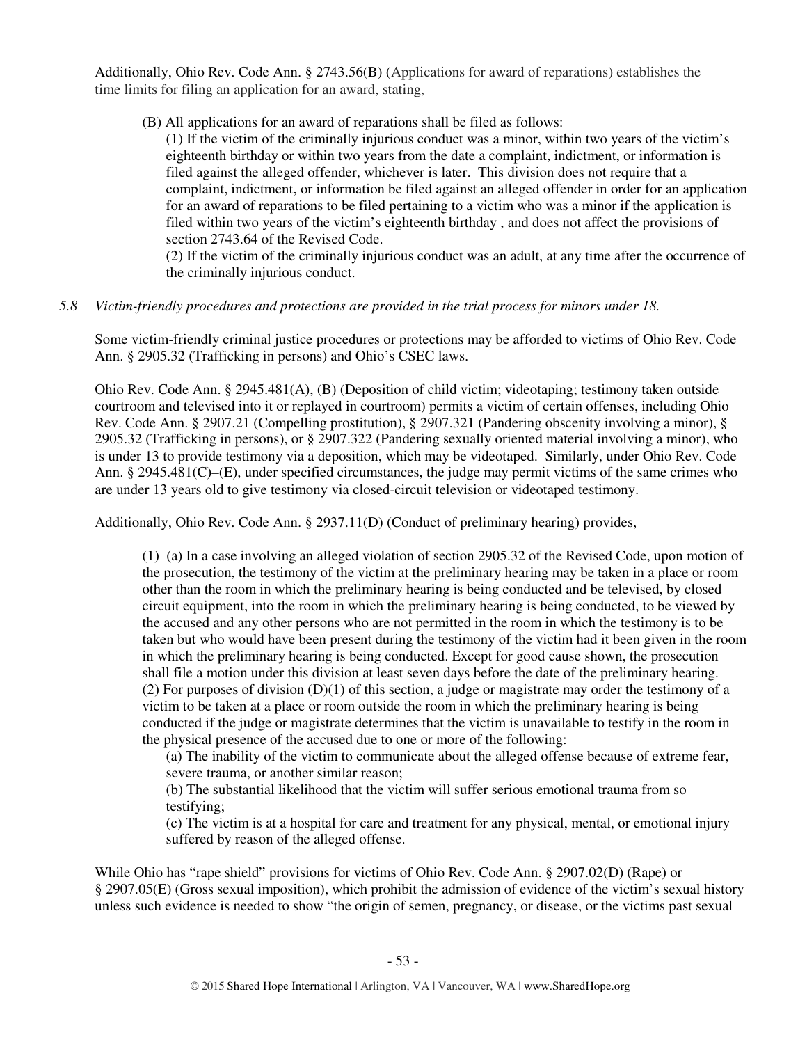Additionally, Ohio Rev. Code Ann. § 2743.56(B) (Applications for award of reparations) establishes the time limits for filing an application for an award, stating,

> (B) All applications for an award of reparations shall be filed as follows:
>
> (1) If the victim of the criminally injurious conduct was a minor, within two years of the victim's eighteenth birthday or within two years from the date a complaint, indictment, or information is filed against the alleged offender, whichever is later. This division does not require that a complaint, indictment, or information be filed against an alleged offender in order for an application for an award of reparations to be filed pertaining to a victim who was a minor if the application is filed within two years of the victim's eighteenth birthday , and does not affect the provisions of section 2743.64 of the Revised Code.
>
> (2) If the victim of the criminally injurious conduct was an adult, at any time after the occurrence of the criminally injurious conduct.

*5.8 Victim-friendly procedures and protections are provided in the trial process for minors under 18.*

Some victim-friendly criminal justice procedures or protections may be afforded to victims of Ohio Rev. Code Ann. § 2905.32 (Trafficking in persons) and Ohio's CSEC laws.

Ohio Rev. Code Ann. § 2945.481(A), (B) (Deposition of child victim; videotaping; testimony taken outside courtroom and televised into it or replayed in courtroom) permits a victim of certain offenses, including Ohio Rev. Code Ann. § 2907.21 (Compelling prostitution), § 2907.321 (Pandering obscenity involving a minor), § 2905.32 (Trafficking in persons), or § 2907.322 (Pandering sexually oriented material involving a minor), who is under 13 to provide testimony via a deposition, which may be videotaped. Similarly, under Ohio Rev. Code Ann. § 2945.481(C)–(E), under specified circumstances, the judge may permit victims of the same crimes who are under 13 years old to give testimony via closed-circuit television or videotaped testimony.

Additionally, Ohio Rev. Code Ann. § 2937.11(D) (Conduct of preliminary hearing) provides,

> (1) (a) In a case involving an alleged violation of section 2905.32 of the Revised Code, upon motion of the prosecution, the testimony of the victim at the preliminary hearing may be taken in a place or room other than the room in which the preliminary hearing is being conducted and be televised, by closed circuit equipment, into the room in which the preliminary hearing is being conducted, to be viewed by the accused and any other persons who are not permitted in the room in which the testimony is to be taken but who would have been present during the testimony of the victim had it been given in the room in which the preliminary hearing is being conducted. Except for good cause shown, the prosecution shall file a motion under this division at least seven days before the date of the preliminary hearing.
>
> (2) For purposes of division (D)(1) of this section, a judge or magistrate may order the testimony of a victim to be taken at a place or room outside the room in which the preliminary hearing is being conducted if the judge or magistrate determines that the victim is unavailable to testify in the room in the physical presence of the accused due to one or more of the following:
>
> (a) The inability of the victim to communicate about the alleged offense because of extreme fear, severe trauma, or another similar reason;
>
> (b) The substantial likelihood that the victim will suffer serious emotional trauma from so testifying;
>
> (c) The victim is at a hospital for care and treatment for any physical, mental, or emotional injury suffered by reason of the alleged offense.

While Ohio has "rape shield" provisions for victims of Ohio Rev. Code Ann. § 2907.02(D) (Rape) or § 2907.05(E) (Gross sexual imposition), which prohibit the admission of evidence of the victim's sexual history unless such evidence is needed to show "the origin of semen, pregnancy, or disease, or the victims past sexual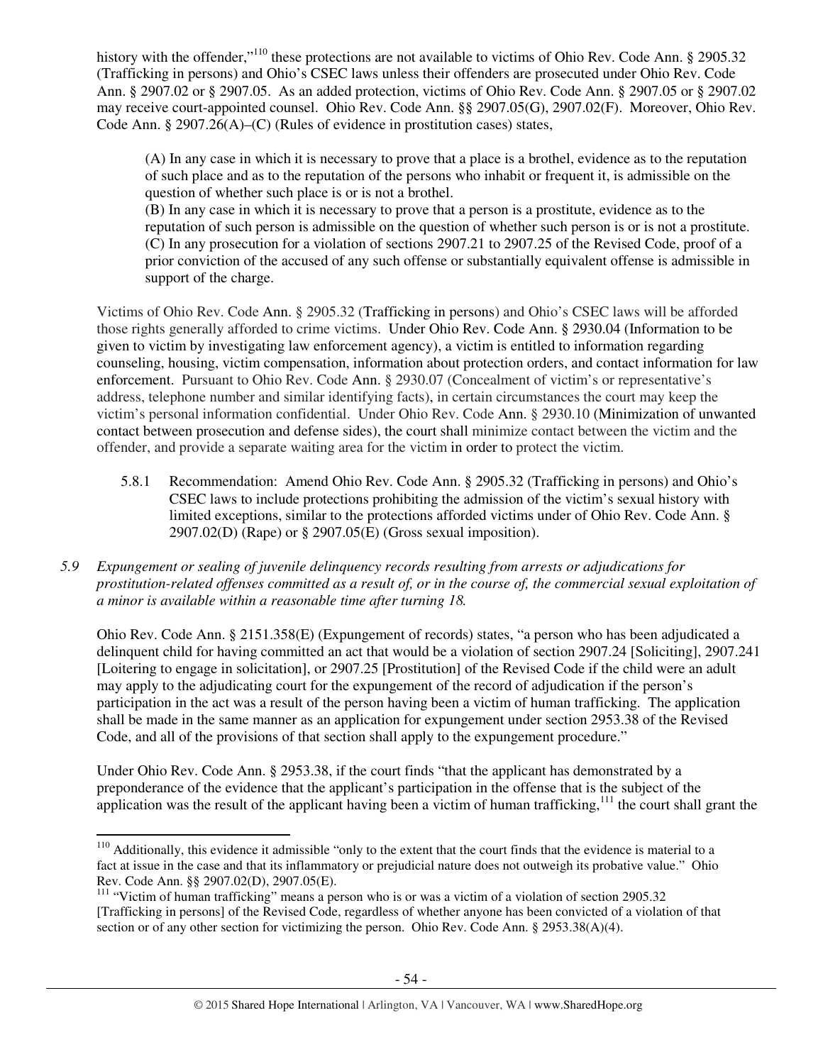history with the offender,"[110] these protections are not available to victims of Ohio Rev. Code Ann. § 2905.32 (Trafficking in persons) and Ohio's CSEC laws unless their offenders are prosecuted under Ohio Rev. Code Ann. § 2907.02 or § 2907.05. As an added protection, victims of Ohio Rev. Code Ann. § 2907.05 or § 2907.02 may receive court-appointed counsel. Ohio Rev. Code Ann. §§ 2907.05(G), 2907.02(F). Moreover, Ohio Rev. Code Ann. § 2907.26(A)–(C) (Rules of evidence in prostitution cases) states,

> (A) In any case in which it is necessary to prove that a place is a brothel, evidence as to the reputation of such place and as to the reputation of the persons who inhabit or frequent it, is admissible on the question of whether such place is or is not a brothel.
> (B) In any case in which it is necessary to prove that a person is a prostitute, evidence as to the reputation of such person is admissible on the question of whether such person is or is not a prostitute.
> (C) In any prosecution for a violation of sections 2907.21 to 2907.25 of the Revised Code, proof of a prior conviction of the accused of any such offense or substantially equivalent offense is admissible in support of the charge.

Victims of Ohio Rev. Code Ann. § 2905.32 (Trafficking in persons) and Ohio's CSEC laws will be afforded those rights generally afforded to crime victims. Under Ohio Rev. Code Ann. § 2930.04 (Information to be given to victim by investigating law enforcement agency), a victim is entitled to information regarding counseling, housing, victim compensation, information about protection orders, and contact information for law enforcement. Pursuant to Ohio Rev. Code Ann. § 2930.07 (Concealment of victim's or representative's address, telephone number and similar identifying facts), in certain circumstances the court may keep the victim's personal information confidential. Under Ohio Rev. Code Ann. § 2930.10 (Minimization of unwanted contact between prosecution and defense sides), the court shall minimize contact between the victim and the offender, and provide a separate waiting area for the victim in order to protect the victim.

5.8.1 Recommendation: Amend Ohio Rev. Code Ann. § 2905.32 (Trafficking in persons) and Ohio's CSEC laws to include protections prohibiting the admission of the victim's sexual history with limited exceptions, similar to the protections afforded victims under of Ohio Rev. Code Ann. § 2907.02(D) (Rape) or § 2907.05(E) (Gross sexual imposition).

*5.9 Expungement or sealing of juvenile delinquency records resulting from arrests or adjudications for prostitution-related offenses committed as a result of, or in the course of, the commercial sexual exploitation of a minor is available within a reasonable time after turning 18.*

Ohio Rev. Code Ann. § 2151.358(E) (Expungement of records) states, "a person who has been adjudicated a delinquent child for having committed an act that would be a violation of section 2907.24 [Soliciting], 2907.241 [Loitering to engage in solicitation], or 2907.25 [Prostitution] of the Revised Code if the child were an adult may apply to the adjudicating court for the expungement of the record of adjudication if the person's participation in the act was a result of the person having been a victim of human trafficking. The application shall be made in the same manner as an application for expungement under section 2953.38 of the Revised Code, and all of the provisions of that section shall apply to the expungement procedure."

Under Ohio Rev. Code Ann. § 2953.38, if the court finds "that the applicant has demonstrated by a preponderance of the evidence that the applicant's participation in the offense that is the subject of the application was the result of the applicant having been a victim of human trafficking,[111] the court shall grant the

---

[110] Additionally, this evidence it admissible "only to the extent that the court finds that the evidence is material to a fact at issue in the case and that its inflammatory or prejudicial nature does not outweigh its probative value." Ohio Rev. Code Ann. §§ 2907.02(D), 2907.05(E).

[111] "Victim of human trafficking" means a person who is or was a victim of a violation of section 2905.32 [Trafficking in persons] of the Revised Code, regardless of whether anyone has been convicted of a violation of that section or of any other section for victimizing the person. Ohio Rev. Code Ann. § 2953.38(A)(4).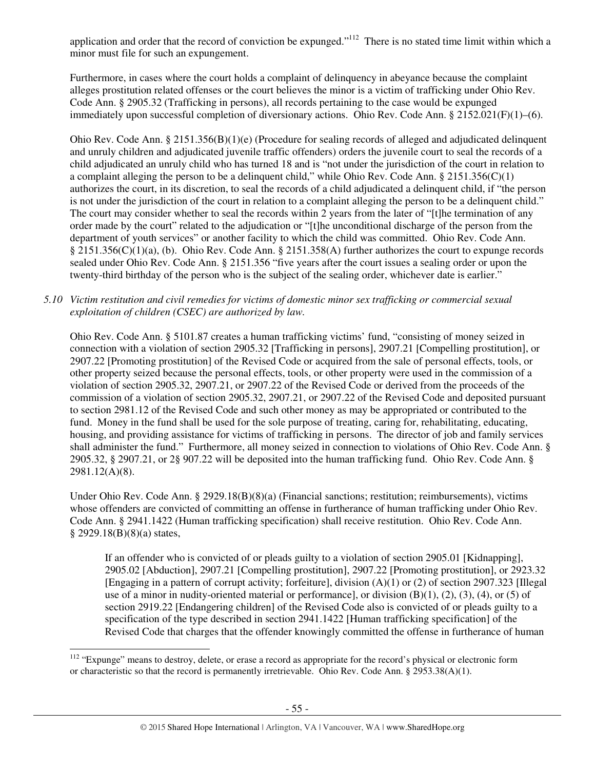application and order that the record of conviction be expunged."[112] There is no stated time limit within which a minor must file for such an expungement.

Furthermore, in cases where the court holds a complaint of delinquency in abeyance because the complaint alleges prostitution related offenses or the court believes the minor is a victim of trafficking under Ohio Rev. Code Ann. § 2905.32 (Trafficking in persons), all records pertaining to the case would be expunged immediately upon successful completion of diversionary actions. Ohio Rev. Code Ann. § 2152.021(F)(1)–(6).

Ohio Rev. Code Ann. § 2151.356(B)(1)(e) (Procedure for sealing records of alleged and adjudicated delinquent and unruly children and adjudicated juvenile traffic offenders) orders the juvenile court to seal the records of a child adjudicated an unruly child who has turned 18 and is "not under the jurisdiction of the court in relation to a complaint alleging the person to be a delinquent child," while Ohio Rev. Code Ann. § 2151.356(C)(1) authorizes the court, in its discretion, to seal the records of a child adjudicated a delinquent child, if "the person is not under the jurisdiction of the court in relation to a complaint alleging the person to be a delinquent child." The court may consider whether to seal the records within 2 years from the later of "[t]he termination of any order made by the court" related to the adjudication or "[t]he unconditional discharge of the person from the department of youth services" or another facility to which the child was committed. Ohio Rev. Code Ann. § 2151.356(C)(1)(a), (b). Ohio Rev. Code Ann. § 2151.358(A) further authorizes the court to expunge records sealed under Ohio Rev. Code Ann. § 2151.356 "five years after the court issues a sealing order or upon the twenty-third birthday of the person who is the subject of the sealing order, whichever date is earlier."

*5.10 Victim restitution and civil remedies for victims of domestic minor sex trafficking or commercial sexual exploitation of children (CSEC) are authorized by law.*

Ohio Rev. Code Ann. § 5101.87 creates a human trafficking victims' fund, "consisting of money seized in connection with a violation of section 2905.32 [Trafficking in persons], 2907.21 [Compelling prostitution], or 2907.22 [Promoting prostitution] of the Revised Code or acquired from the sale of personal effects, tools, or other property seized because the personal effects, tools, or other property were used in the commission of a violation of section 2905.32, 2907.21, or 2907.22 of the Revised Code or derived from the proceeds of the commission of a violation of section 2905.32, 2907.21, or 2907.22 of the Revised Code and deposited pursuant to section 2981.12 of the Revised Code and such other money as may be appropriated or contributed to the fund. Money in the fund shall be used for the sole purpose of treating, caring for, rehabilitating, educating, housing, and providing assistance for victims of trafficking in persons. The director of job and family services shall administer the fund." Furthermore, all money seized in connection to violations of Ohio Rev. Code Ann. § 2905.32, § 2907.21, or 2§ 907.22 will be deposited into the human trafficking fund. Ohio Rev. Code Ann. § 2981.12(A)(8).

Under Ohio Rev. Code Ann. § 2929.18(B)(8)(a) (Financial sanctions; restitution; reimbursements), victims whose offenders are convicted of committing an offense in furtherance of human trafficking under Ohio Rev. Code Ann. § 2941.1422 (Human trafficking specification) shall receive restitution. Ohio Rev. Code Ann. § 2929.18(B)(8)(a) states,

> If an offender who is convicted of or pleads guilty to a violation of section 2905.01 [Kidnapping], 2905.02 [Abduction], 2907.21 [Compelling prostitution], 2907.22 [Promoting prostitution], or 2923.32 [Engaging in a pattern of corrupt activity; forfeiture], division (A)(1) or (2) of section 2907.323 [Illegal use of a minor in nudity-oriented material or performance], or division (B)(1), (2), (3), (4), or (5) of section 2919.22 [Endangering children] of the Revised Code also is convicted of or pleads guilty to a specification of the type described in section 2941.1422 [Human trafficking specification] of the Revised Code that charges that the offender knowingly committed the offense in furtherance of human

---

[112] "Expunge" means to destroy, delete, or erase a record as appropriate for the record's physical or electronic form or characteristic so that the record is permanently irretrievable. Ohio Rev. Code Ann. § 2953.38(A)(1).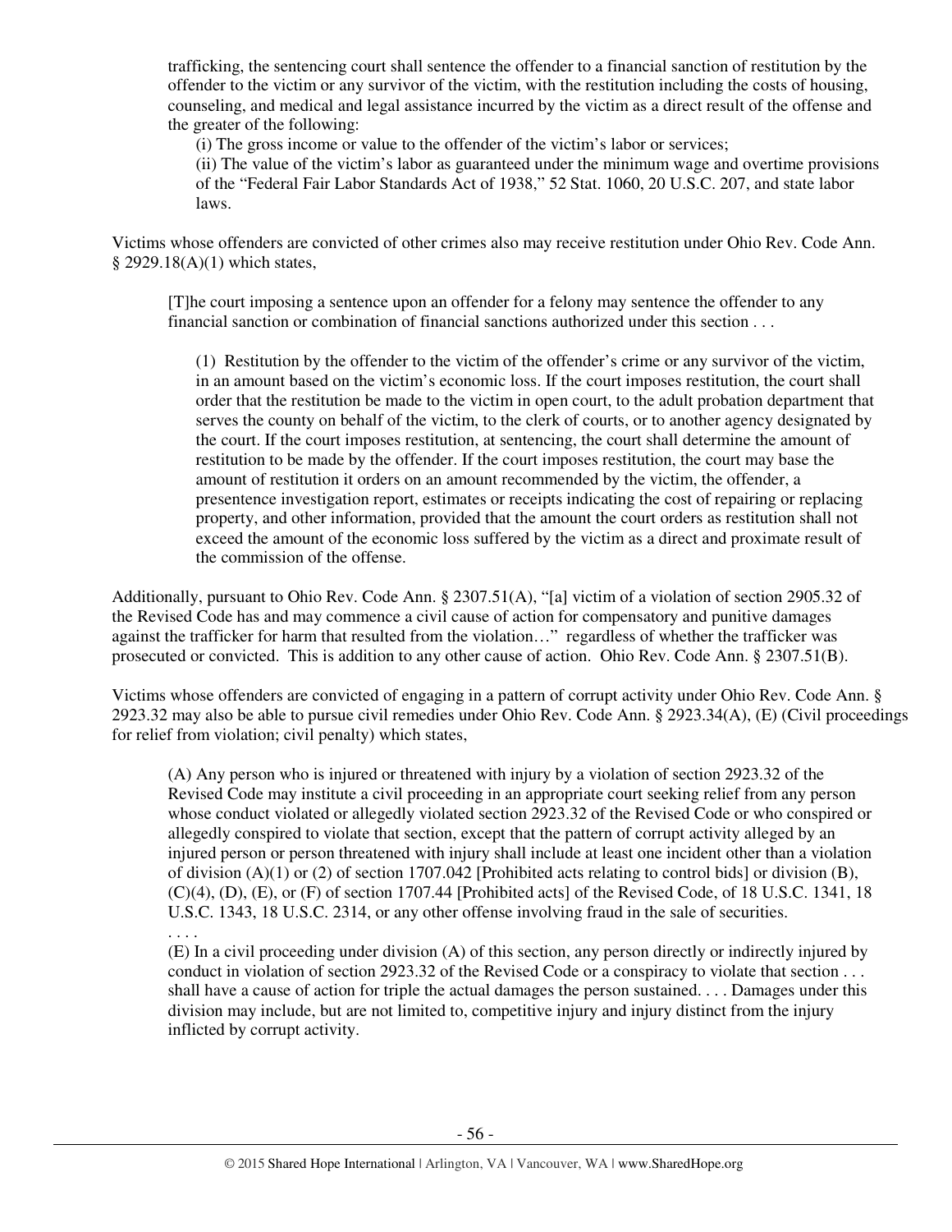> trafficking, the sentencing court shall sentence the offender to a financial sanction of restitution by the offender to the victim or any survivor of the victim, with the restitution including the costs of housing, counseling, and medical and legal assistance incurred by the victim as a direct result of the offense and the greater of the following:
>
> (i) The gross income or value to the offender of the victim's labor or services;
>
> (ii) The value of the victim's labor as guaranteed under the minimum wage and overtime provisions of the "Federal Fair Labor Standards Act of 1938," 52 Stat. 1060, 20 U.S.C. 207, and state labor laws.

Victims whose offenders are convicted of other crimes also may receive restitution under Ohio Rev. Code Ann. § 2929.18(A)(1) which states,

> [T]he court imposing a sentence upon an offender for a felony may sentence the offender to any financial sanction or combination of financial sanctions authorized under this section . . .
>
> (1) Restitution by the offender to the victim of the offender's crime or any survivor of the victim, in an amount based on the victim's economic loss. If the court imposes restitution, the court shall order that the restitution be made to the victim in open court, to the adult probation department that serves the county on behalf of the victim, to the clerk of courts, or to another agency designated by the court. If the court imposes restitution, at sentencing, the court shall determine the amount of restitution to be made by the offender. If the court imposes restitution, the court may base the amount of restitution it orders on an amount recommended by the victim, the offender, a presentence investigation report, estimates or receipts indicating the cost of repairing or replacing property, and other information, provided that the amount the court orders as restitution shall not exceed the amount of the economic loss suffered by the victim as a direct and proximate result of the commission of the offense.

Additionally, pursuant to Ohio Rev. Code Ann. § 2307.51(A), "[a] victim of a violation of section 2905.32 of the Revised Code has and may commence a civil cause of action for compensatory and punitive damages against the trafficker for harm that resulted from the violation…" regardless of whether the trafficker was prosecuted or convicted. This is addition to any other cause of action. Ohio Rev. Code Ann. § 2307.51(B).

Victims whose offenders are convicted of engaging in a pattern of corrupt activity under Ohio Rev. Code Ann. § 2923.32 may also be able to pursue civil remedies under Ohio Rev. Code Ann. § 2923.34(A), (E) (Civil proceedings for relief from violation; civil penalty) which states,

> (A) Any person who is injured or threatened with injury by a violation of section 2923.32 of the Revised Code may institute a civil proceeding in an appropriate court seeking relief from any person whose conduct violated or allegedly violated section 2923.32 of the Revised Code or who conspired or allegedly conspired to violate that section, except that the pattern of corrupt activity alleged by an injured person or person threatened with injury shall include at least one incident other than a violation of division (A)(1) or (2) of section 1707.042 [Prohibited acts relating to control bids] or division (B), (C)(4), (D), (E), or (F) of section 1707.44 [Prohibited acts] of the Revised Code, of 18 U.S.C. 1341, 18 U.S.C. 1343, 18 U.S.C. 2314, or any other offense involving fraud in the sale of securities.
>
> . . . .
>
> (E) In a civil proceeding under division (A) of this section, any person directly or indirectly injured by conduct in violation of section 2923.32 of the Revised Code or a conspiracy to violate that section . . . shall have a cause of action for triple the actual damages the person sustained. . . . Damages under this division may include, but are not limited to, competitive injury and injury distinct from the injury inflicted by corrupt activity.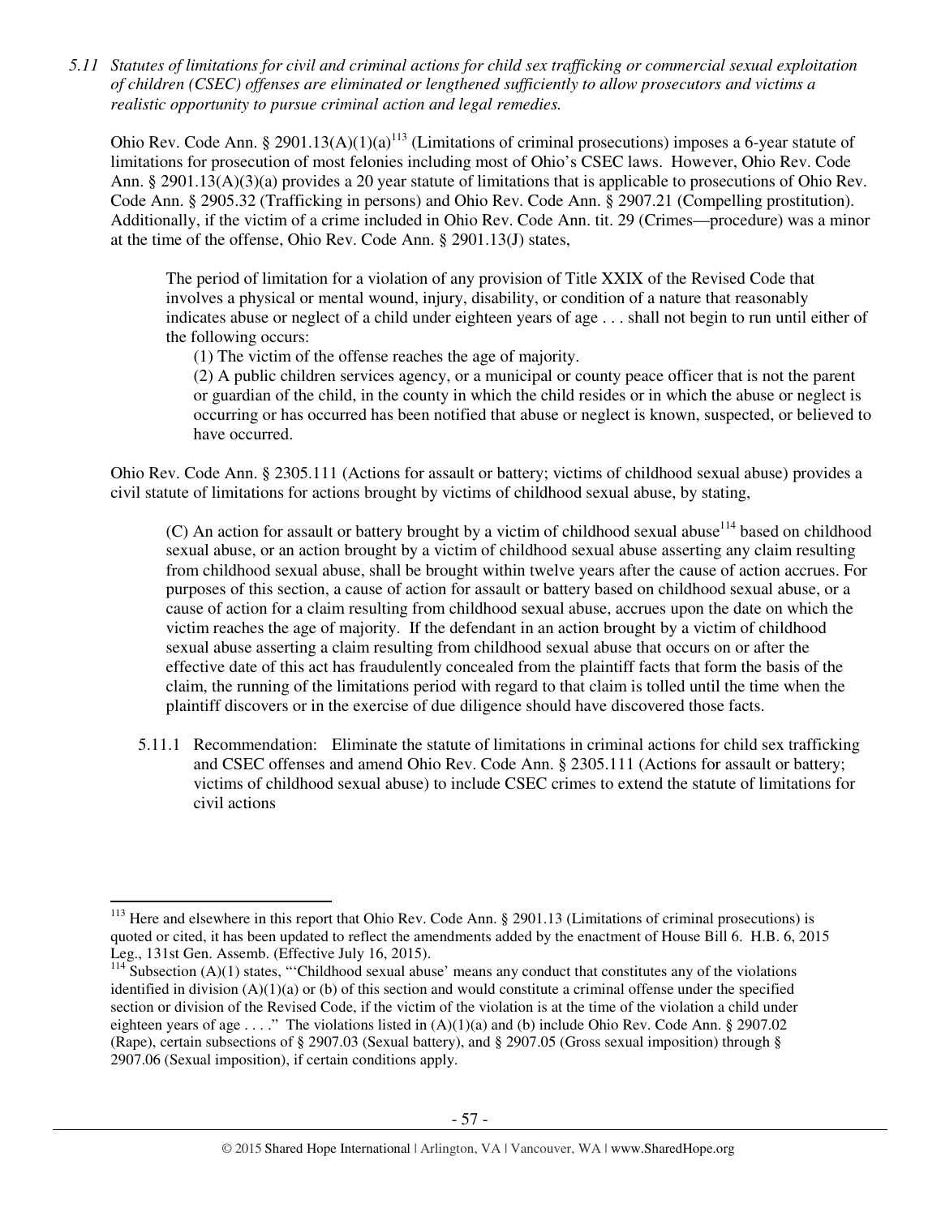*5.11 Statutes of limitations for civil and criminal actions for child sex trafficking or commercial sexual exploitation of children (CSEC) offenses are eliminated or lengthened sufficiently to allow prosecutors and victims a realistic opportunity to pursue criminal action and legal remedies.*

Ohio Rev. Code Ann. § 2901.13(A)(1)(a)[113] (Limitations of criminal prosecutions) imposes a 6-year statute of limitations for prosecution of most felonies including most of Ohio's CSEC laws. However, Ohio Rev. Code Ann. § 2901.13(A)(3)(a) provides a 20 year statute of limitations that is applicable to prosecutions of Ohio Rev. Code Ann. § 2905.32 (Trafficking in persons) and Ohio Rev. Code Ann. § 2907.21 (Compelling prostitution). Additionally, if the victim of a crime included in Ohio Rev. Code Ann. tit. 29 (Crimes—procedure) was a minor at the time of the offense, Ohio Rev. Code Ann. § 2901.13(J) states,

> The period of limitation for a violation of any provision of Title XXIX of the Revised Code that involves a physical or mental wound, injury, disability, or condition of a nature that reasonably indicates abuse or neglect of a child under eighteen years of age . . . shall not begin to run until either of the following occurs:
>
> (1) The victim of the offense reaches the age of majority.
>
> (2) A public children services agency, or a municipal or county peace officer that is not the parent or guardian of the child, in the county in which the child resides or in which the abuse or neglect is occurring or has occurred has been notified that abuse or neglect is known, suspected, or believed to have occurred.

Ohio Rev. Code Ann. § 2305.111 (Actions for assault or battery; victims of childhood sexual abuse) provides a civil statute of limitations for actions brought by victims of childhood sexual abuse, by stating,

> (C) An action for assault or battery brought by a victim of childhood sexual abuse[114] based on childhood sexual abuse, or an action brought by a victim of childhood sexual abuse asserting any claim resulting from childhood sexual abuse, shall be brought within twelve years after the cause of action accrues. For purposes of this section, a cause of action for assault or battery based on childhood sexual abuse, or a cause of action for a claim resulting from childhood sexual abuse, accrues upon the date on which the victim reaches the age of majority. If the defendant in an action brought by a victim of childhood sexual abuse asserting a claim resulting from childhood sexual abuse that occurs on or after the effective date of this act has fraudulently concealed from the plaintiff facts that form the basis of the claim, the running of the limitations period with regard to that claim is tolled until the time when the plaintiff discovers or in the exercise of due diligence should have discovered those facts.

5.11.1 Recommendation: Eliminate the statute of limitations in criminal actions for child sex trafficking and CSEC offenses and amend Ohio Rev. Code Ann. § 2305.111 (Actions for assault or battery; victims of childhood sexual abuse) to include CSEC crimes to extend the statute of limitations for civil actions

---

[113] Here and elsewhere in this report that Ohio Rev. Code Ann. § 2901.13 (Limitations of criminal prosecutions) is quoted or cited, it has been updated to reflect the amendments added by the enactment of House Bill 6. H.B. 6, 2015 Leg., 131st Gen. Assemb. (Effective July 16, 2015).

[114] Subsection (A)(1) states, "'Childhood sexual abuse' means any conduct that constitutes any of the violations identified in division (A)(1)(a) or (b) of this section and would constitute a criminal offense under the specified section or division of the Revised Code, if the victim of the violation is at the time of the violation a child under eighteen years of age . . . ." The violations listed in (A)(1)(a) and (b) include Ohio Rev. Code Ann. § 2907.02 (Rape), certain subsections of § 2907.03 (Sexual battery), and § 2907.05 (Gross sexual imposition) through § 2907.06 (Sexual imposition), if certain conditions apply.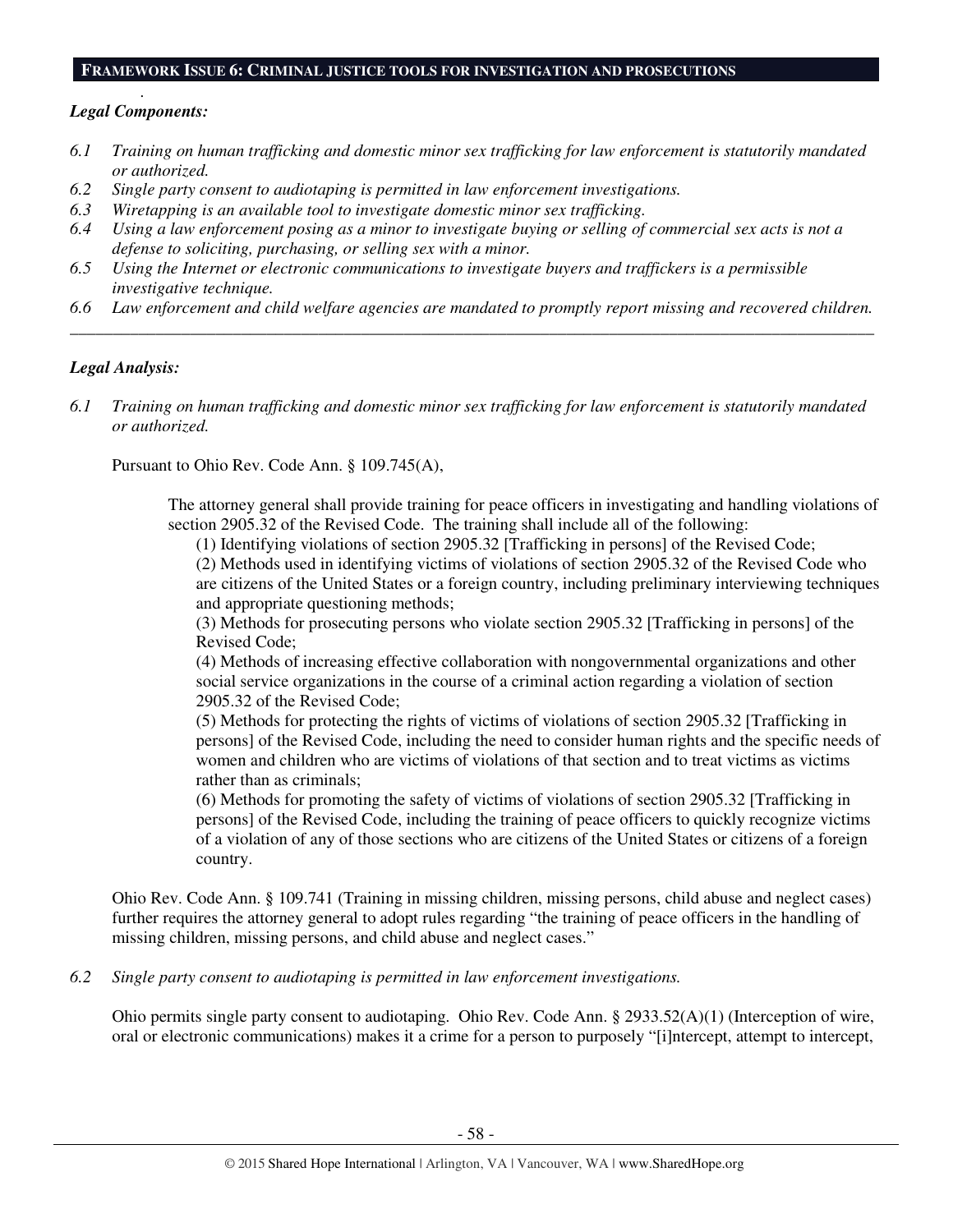## FRAMEWORK ISSUE 6: CRIMINAL JUSTICE TOOLS FOR INVESTIGATION AND PROSECUTIONS

***Legal Components:***

*6.1 Training on human trafficking and domestic minor sex trafficking for law enforcement is statutorily mandated or authorized.*

*6.2 Single party consent to audiotaping is permitted in law enforcement investigations.*

*6.3 Wiretapping is an available tool to investigate domestic minor sex trafficking.*

*6.4 Using a law enforcement posing as a minor to investigate buying or selling of commercial sex acts is not a defense to soliciting, purchasing, or selling sex with a minor.*

*6.5 Using the Internet or electronic communications to investigate buyers and traffickers is a permissible investigative technique.*

*6.6 Law enforcement and child welfare agencies are mandated to promptly report missing and recovered children.*

---

***Legal Analysis:***

*6.1 Training on human trafficking and domestic minor sex trafficking for law enforcement is statutorily mandated or authorized.*

Pursuant to Ohio Rev. Code Ann. § 109.745(A),

> The attorney general shall provide training for peace officers in investigating and handling violations of section 2905.32 of the Revised Code. The training shall include all of the following:
>
> (1) Identifying violations of section 2905.32 [Trafficking in persons] of the Revised Code;
>
> (2) Methods used in identifying victims of violations of section 2905.32 of the Revised Code who are citizens of the United States or a foreign country, including preliminary interviewing techniques and appropriate questioning methods;
>
> (3) Methods for prosecuting persons who violate section 2905.32 [Trafficking in persons] of the Revised Code;
>
> (4) Methods of increasing effective collaboration with nongovernmental organizations and other social service organizations in the course of a criminal action regarding a violation of section 2905.32 of the Revised Code;
>
> (5) Methods for protecting the rights of victims of violations of section 2905.32 [Trafficking in persons] of the Revised Code, including the need to consider human rights and the specific needs of women and children who are victims of violations of that section and to treat victims as victims rather than as criminals;
>
> (6) Methods for promoting the safety of victims of violations of section 2905.32 [Trafficking in persons] of the Revised Code, including the training of peace officers to quickly recognize victims of a violation of any of those sections who are citizens of the United States or citizens of a foreign country.

Ohio Rev. Code Ann. § 109.741 (Training in missing children, missing persons, child abuse and neglect cases) further requires the attorney general to adopt rules regarding "the training of peace officers in the handling of missing children, missing persons, and child abuse and neglect cases."

*6.2 Single party consent to audiotaping is permitted in law enforcement investigations.*

Ohio permits single party consent to audiotaping. Ohio Rev. Code Ann. § 2933.52(A)(1) (Interception of wire, oral or electronic communications) makes it a crime for a person to purposely "[i]ntercept, attempt to intercept,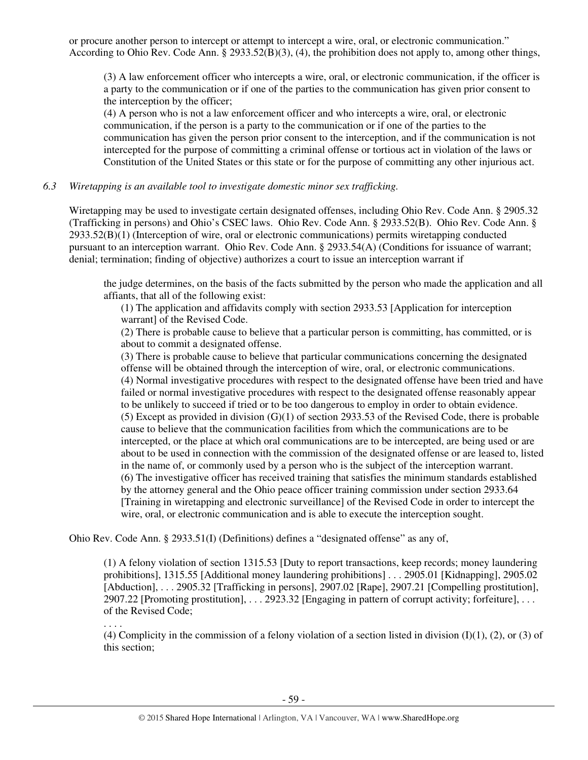or procure another person to intercept or attempt to intercept a wire, oral, or electronic communication." According to Ohio Rev. Code Ann. § 2933.52(B)(3), (4), the prohibition does not apply to, among other things,

> (3) A law enforcement officer who intercepts a wire, oral, or electronic communication, if the officer is a party to the communication or if one of the parties to the communication has given prior consent to the interception by the officer;
> (4) A person who is not a law enforcement officer and who intercepts a wire, oral, or electronic communication, if the person is a party to the communication or if one of the parties to the communication has given the person prior consent to the interception, and if the communication is not intercepted for the purpose of committing a criminal offense or tortious act in violation of the laws or Constitution of the United States or this state or for the purpose of committing any other injurious act.

*6.3 Wiretapping is an available tool to investigate domestic minor sex trafficking.*

Wiretapping may be used to investigate certain designated offenses, including Ohio Rev. Code Ann. § 2905.32 (Trafficking in persons) and Ohio's CSEC laws. Ohio Rev. Code Ann. § 2933.52(B). Ohio Rev. Code Ann. § 2933.52(B)(1) (Interception of wire, oral or electronic communications) permits wiretapping conducted pursuant to an interception warrant. Ohio Rev. Code Ann. § 2933.54(A) (Conditions for issuance of warrant; denial; termination; finding of objective) authorizes a court to issue an interception warrant if

> the judge determines, on the basis of the facts submitted by the person who made the application and all affiants, that all of the following exist:
>
> (1) The application and affidavits comply with section 2933.53 [Application for interception warrant] of the Revised Code.
> (2) There is probable cause to believe that a particular person is committing, has committed, or is about to commit a designated offense.
> (3) There is probable cause to believe that particular communications concerning the designated offense will be obtained through the interception of wire, oral, or electronic communications.
> (4) Normal investigative procedures with respect to the designated offense have been tried and have failed or normal investigative procedures with respect to the designated offense reasonably appear to be unlikely to succeed if tried or to be too dangerous to employ in order to obtain evidence.
> (5) Except as provided in division (G)(1) of section 2933.53 of the Revised Code, there is probable cause to believe that the communication facilities from which the communications are to be intercepted, or the place at which oral communications are to be intercepted, are being used or are about to be used in connection with the commission of the designated offense or are leased to, listed in the name of, or commonly used by a person who is the subject of the interception warrant.
> (6) The investigative officer has received training that satisfies the minimum standards established by the attorney general and the Ohio peace officer training commission under section 2933.64 [Training in wiretapping and electronic surveillance] of the Revised Code in order to intercept the wire, oral, or electronic communication and is able to execute the interception sought.

Ohio Rev. Code Ann. § 2933.51(I) (Definitions) defines a "designated offense" as any of,

> (1) A felony violation of section 1315.53 [Duty to report transactions, keep records; money laundering prohibitions], 1315.55 [Additional money laundering prohibitions] . . . 2905.01 [Kidnapping], 2905.02 [Abduction], . . . 2905.32 [Trafficking in persons], 2907.02 [Rape], 2907.21 [Compelling prostitution], 2907.22 [Promoting prostitution], . . . 2923.32 [Engaging in pattern of corrupt activity; forfeiture], . . . of the Revised Code;
> . . . .
> (4) Complicity in the commission of a felony violation of a section listed in division (I)(1), (2), or (3) of this section;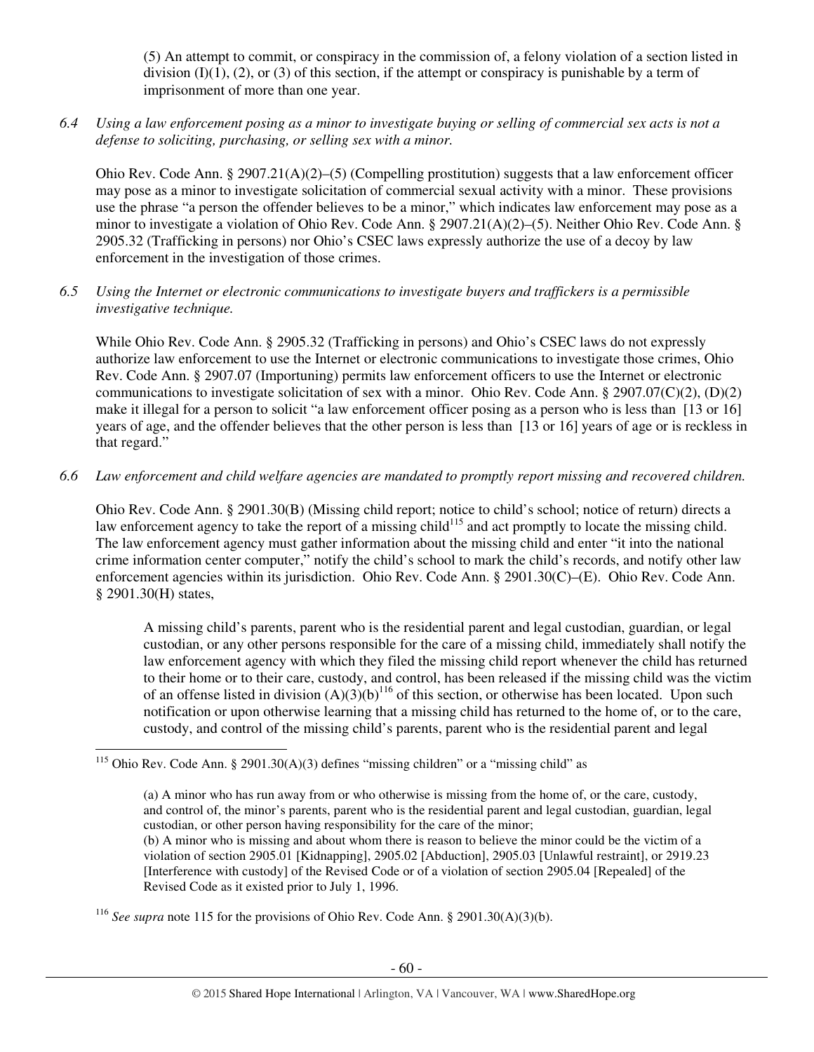(5) An attempt to commit, or conspiracy in the commission of, a felony violation of a section listed in division (I)(1), (2), or (3) of this section, if the attempt or conspiracy is punishable by a term of imprisonment of more than one year.

*6.4 Using a law enforcement posing as a minor to investigate buying or selling of commercial sex acts is not a defense to soliciting, purchasing, or selling sex with a minor.*

Ohio Rev. Code Ann. § 2907.21(A)(2)–(5) (Compelling prostitution) suggests that a law enforcement officer may pose as a minor to investigate solicitation of commercial sexual activity with a minor. These provisions use the phrase "a person the offender believes to be a minor," which indicates law enforcement may pose as a minor to investigate a violation of Ohio Rev. Code Ann. § 2907.21(A)(2)–(5). Neither Ohio Rev. Code Ann. § 2905.32 (Trafficking in persons) nor Ohio's CSEC laws expressly authorize the use of a decoy by law enforcement in the investigation of those crimes.

*6.5 Using the Internet or electronic communications to investigate buyers and traffickers is a permissible investigative technique.*

While Ohio Rev. Code Ann. § 2905.32 (Trafficking in persons) and Ohio's CSEC laws do not expressly authorize law enforcement to use the Internet or electronic communications to investigate those crimes, Ohio Rev. Code Ann. § 2907.07 (Importuning) permits law enforcement officers to use the Internet or electronic communications to investigate solicitation of sex with a minor. Ohio Rev. Code Ann. § 2907.07(C)(2), (D)(2) make it illegal for a person to solicit "a law enforcement officer posing as a person who is less than [13 or 16] years of age, and the offender believes that the other person is less than [13 or 16] years of age or is reckless in that regard."

*6.6 Law enforcement and child welfare agencies are mandated to promptly report missing and recovered children.*

Ohio Rev. Code Ann. § 2901.30(B) (Missing child report; notice to child's school; notice of return) directs a law enforcement agency to take the report of a missing child[115] and act promptly to locate the missing child. The law enforcement agency must gather information about the missing child and enter "it into the national crime information center computer," notify the child's school to mark the child's records, and notify other law enforcement agencies within its jurisdiction. Ohio Rev. Code Ann. § 2901.30(C)–(E). Ohio Rev. Code Ann. § 2901.30(H) states,

> A missing child's parents, parent who is the residential parent and legal custodian, guardian, or legal custodian, or any other persons responsible for the care of a missing child, immediately shall notify the law enforcement agency with which they filed the missing child report whenever the child has returned to their home or to their care, custody, and control, has been released if the missing child was the victim of an offense listed in division (A)(3)(b)[116] of this section, or otherwise has been located. Upon such notification or upon otherwise learning that a missing child has returned to the home of, or to the care, custody, and control of the missing child's parents, parent who is the residential parent and legal

---

[115] Ohio Rev. Code Ann. § 2901.30(A)(3) defines "missing children" or a "missing child" as

> (a) A minor who has run away from or who otherwise is missing from the home of, or the care, custody, and control of, the minor's parents, parent who is the residential parent and legal custodian, guardian, legal custodian, or other person having responsibility for the care of the minor;
> (b) A minor who is missing and about whom there is reason to believe the minor could be the victim of a violation of section 2905.01 [Kidnapping], 2905.02 [Abduction], 2905.03 [Unlawful restraint], or 2919.23 [Interference with custody] of the Revised Code or of a violation of section 2905.04 [Repealed] of the Revised Code as it existed prior to July 1, 1996.

[116] *See supra* note 115 for the provisions of Ohio Rev. Code Ann. § 2901.30(A)(3)(b).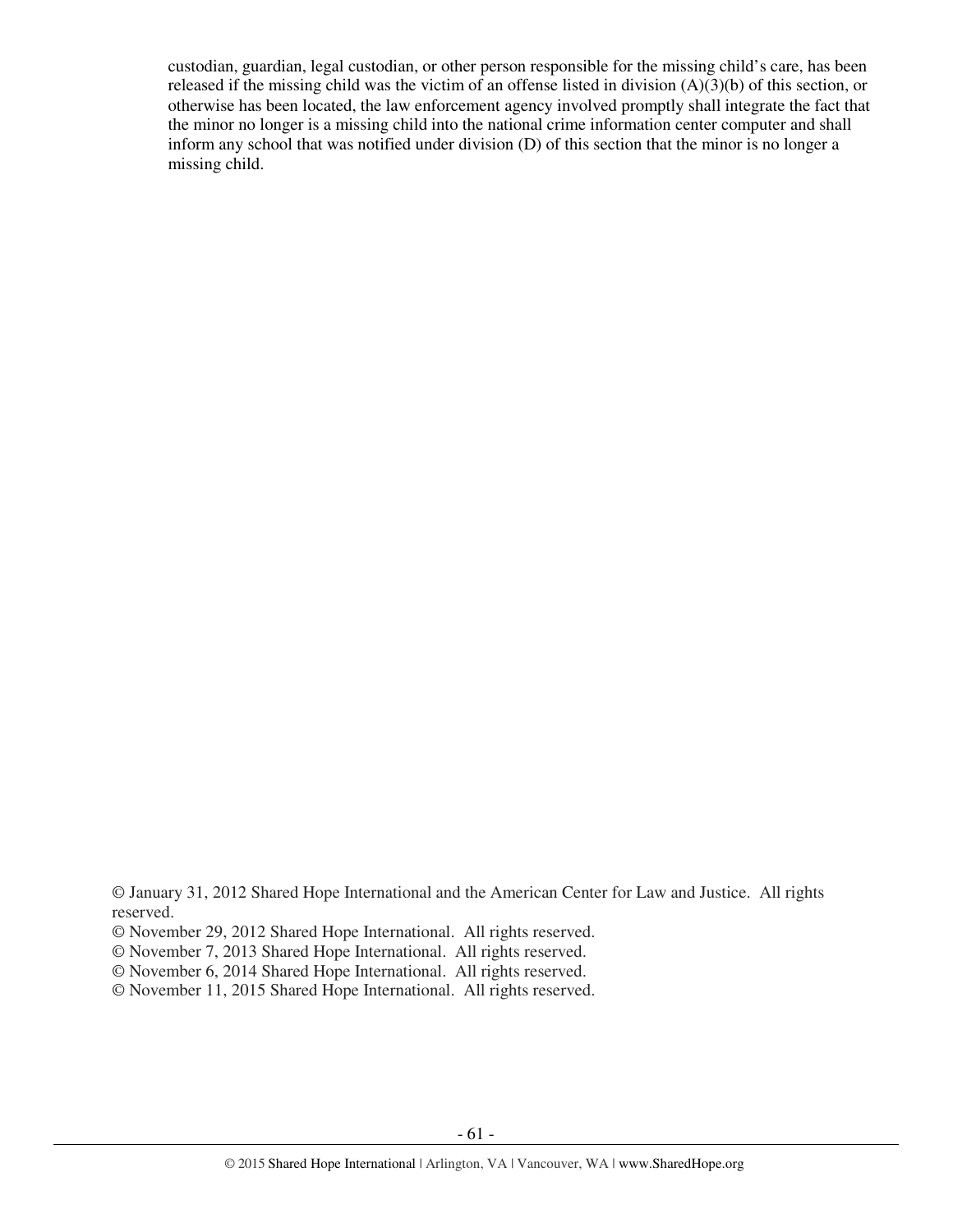custodian, guardian, legal custodian, or other person responsible for the missing child's care, has been released if the missing child was the victim of an offense listed in division (A)(3)(b) of this section, or otherwise has been located, the law enforcement agency involved promptly shall integrate the fact that the minor no longer is a missing child into the national crime information center computer and shall inform any school that was notified under division (D) of this section that the minor is no longer a missing child.

© January 31, 2012 Shared Hope International and the American Center for Law and Justice. All rights reserved.
© November 29, 2012 Shared Hope International. All rights reserved.
© November 7, 2013 Shared Hope International. All rights reserved.
© November 6, 2014 Shared Hope International. All rights reserved.
© November 11, 2015 Shared Hope International. All rights reserved.